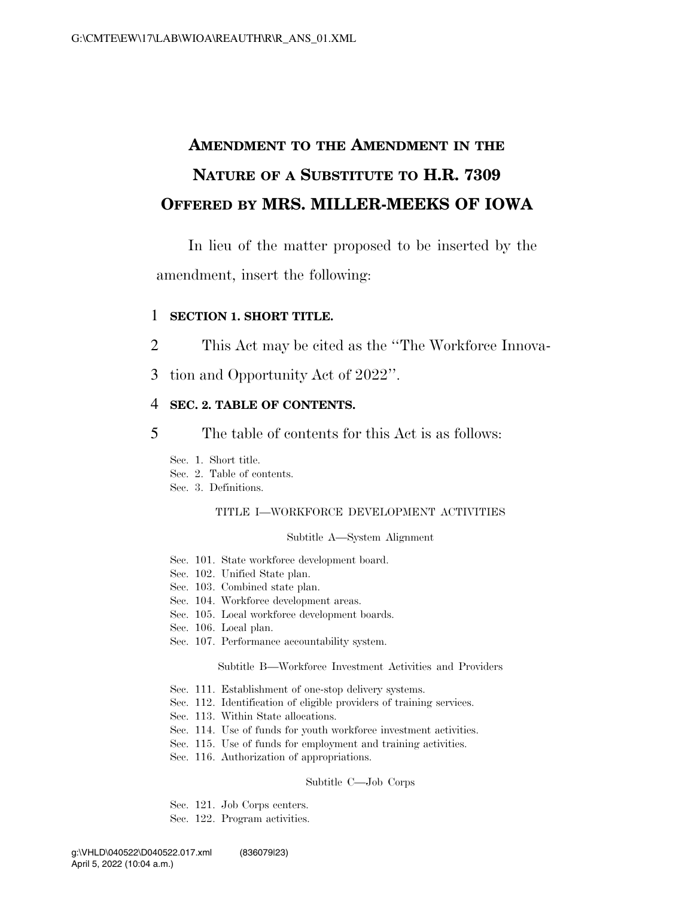# AMENDMENT TO THE AMENDMENT IN THE NATURE OF A SUBSTITUTE TO H.R. 7309 OFFERED BY MRS. MILLER-MEEKS OF IOWA

In lieu of the matter proposed to be inserted by the amendment, insert the following:

**SECTION 1. SHORT TITLE.**

This Act may be cited as the "The Workforce Innovation and Opportunity Act of 2022".

**SEC. 2. TABLE OF CONTENTS.**

The table of contents for this Act is as follows:

Sec. 1. Short title.
Sec. 2. Table of contents.
Sec. 3. Definitions.

TITLE I—WORKFORCE DEVELOPMENT ACTIVITIES

Subtitle A—System Alignment

Sec. 101. State workforce development board.
Sec. 102. Unified State plan.
Sec. 103. Combined state plan.
Sec. 104. Workforce development areas.
Sec. 105. Local workforce development boards.
Sec. 106. Local plan.
Sec. 107. Performance accountability system.

Subtitle B—Workforce Investment Activities and Providers

Sec. 111. Establishment of one-stop delivery systems.
Sec. 112. Identification of eligible providers of training services.
Sec. 113. Within State allocations.
Sec. 114. Use of funds for youth workforce investment activities.
Sec. 115. Use of funds for employment and training activities.
Sec. 116. Authorization of appropriations.

Subtitle C—Job Corps

Sec. 121. Job Corps centers.
Sec. 122. Program activities.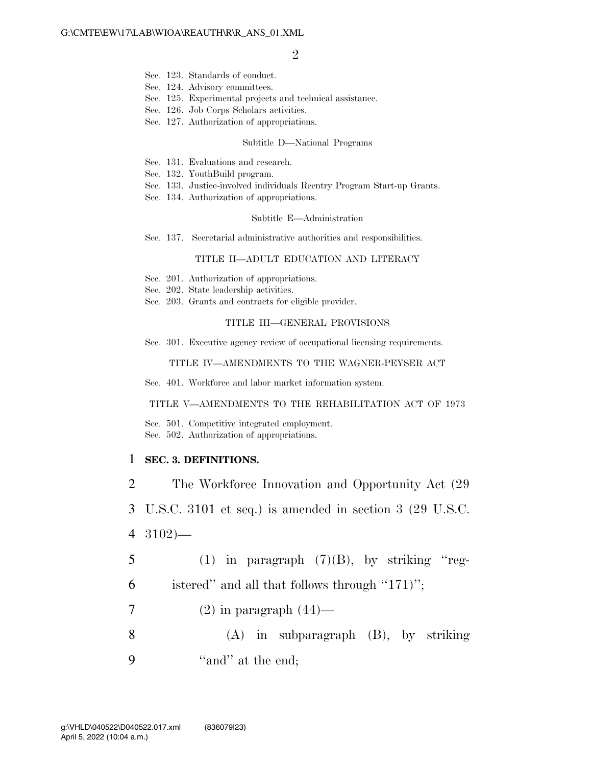Sec. 123. Standards of conduct.
Sec. 124. Advisory committees.
Sec. 125. Experimental projects and technical assistance.
Sec. 126. Job Corps Scholars activities.
Sec. 127. Authorization of appropriations.

Subtitle D—National Programs

Sec. 131. Evaluations and research.
Sec. 132. YouthBuild program.
Sec. 133. Justice-involved individuals Reentry Program Start-up Grants.
Sec. 134. Authorization of appropriations.

Subtitle E—Administration

Sec. 137. Secretarial administrative authorities and responsibilities.

TITLE II—ADULT EDUCATION AND LITERACY

Sec. 201. Authorization of appropriations.
Sec. 202. State leadership activities.
Sec. 203. Grants and contracts for eligible provider.

TITLE III—GENERAL PROVISIONS

Sec. 301. Executive agency review of occupational licensing requirements.

TITLE IV—AMENDMENTS TO THE WAGNER-PEYSER ACT

Sec. 401. Workforce and labor market information system.

TITLE V—AMENDMENTS TO THE REHABILITATION ACT OF 1973

Sec. 501. Competitive integrated employment.
Sec. 502. Authorization of appropriations.

**SEC. 3. DEFINITIONS.**

The Workforce Innovation and Opportunity Act (29 U.S.C. 3101 et seq.) is amended in section 3 (29 U.S.C. 3102)—

(1) in paragraph (7)(B), by striking ''registered'' and all that follows through ''171)'';

(2) in paragraph (44)—

(A) in subparagraph (B), by striking ''and'' at the end;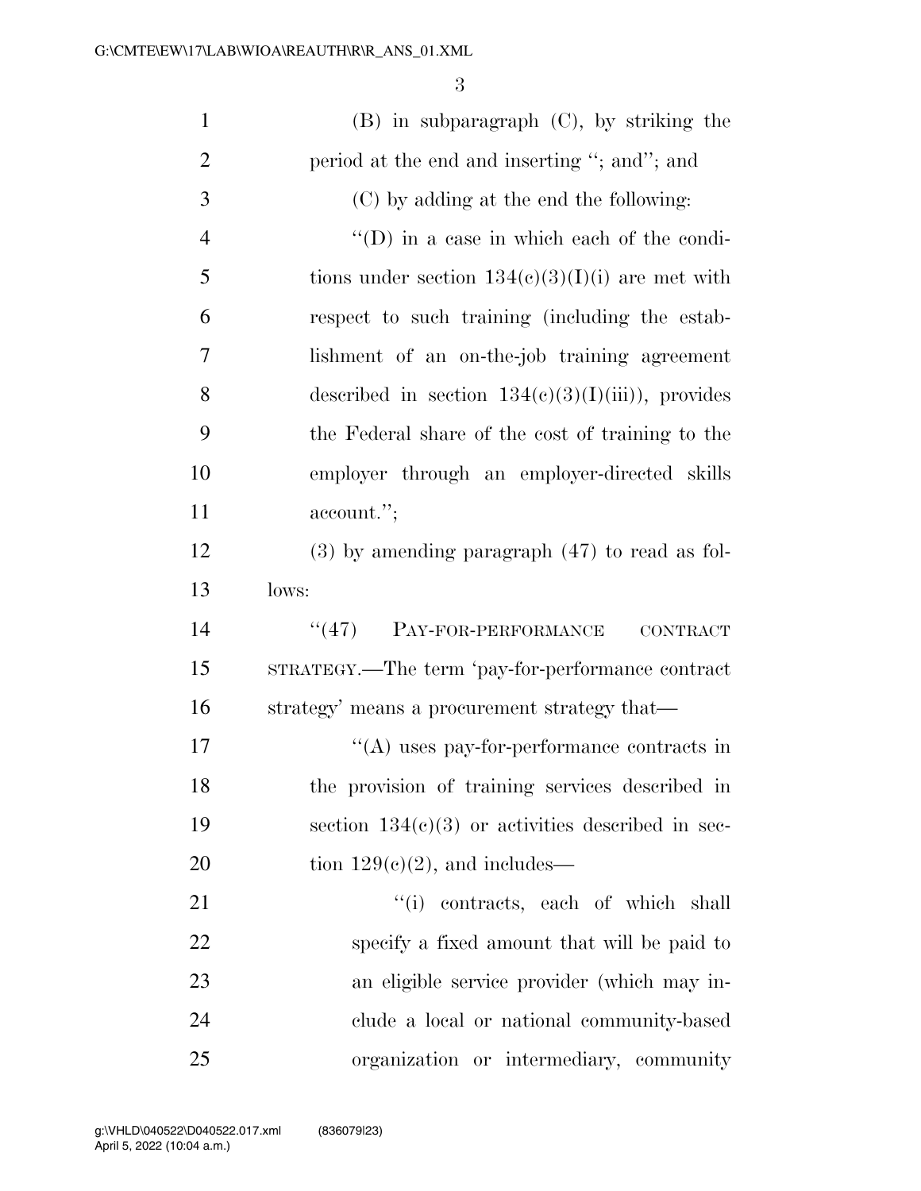(B) in subparagraph (C), by striking the period at the end and inserting ''; and''; and

(C) by adding at the end the following:

''(D) in a case in which each of the conditions under section 134(c)(3)(I)(i) are met with respect to such training (including the establishment of an on-the-job training agreement described in section 134(c)(3)(I)(iii)), provides the Federal share of the cost of training to the employer through an employer-directed skills account.'';

(3) by amending paragraph (47) to read as follows:

''(47) PAY-FOR-PERFORMANCE CONTRACT STRATEGY.—The term 'pay-for-performance contract strategy' means a procurement strategy that—

''(A) uses pay-for-performance contracts in the provision of training services described in section 134(c)(3) or activities described in section 129(c)(2), and includes—

''(i) contracts, each of which shall specify a fixed amount that will be paid to an eligible service provider (which may include a local or national community-based organization or intermediary, community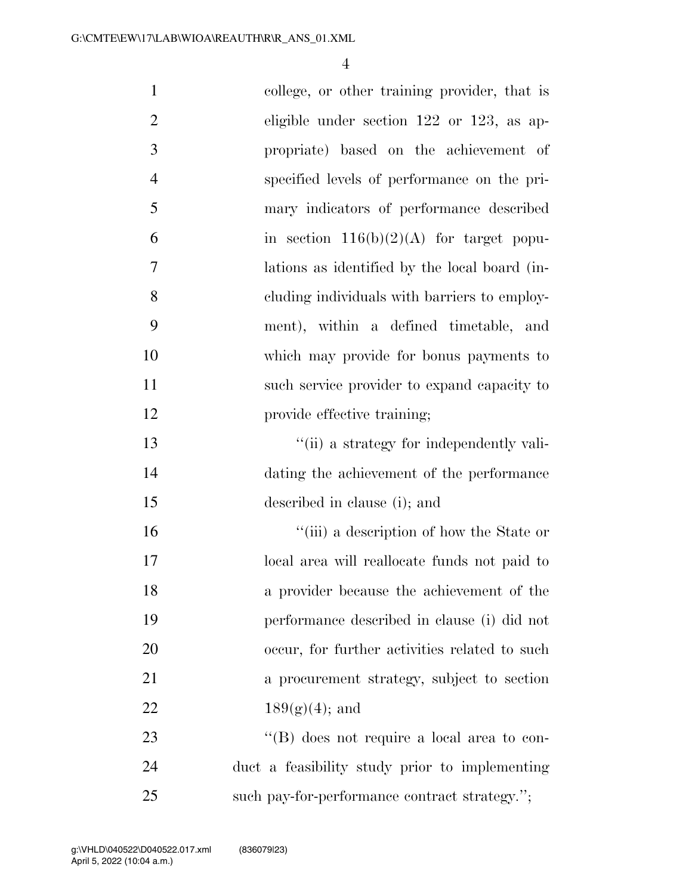college, or other training provider, that is eligible under section 122 or 123, as appropriate) based on the achievement of specified levels of performance on the primary indicators of performance described in section 116(b)(2)(A) for target populations as identified by the local board (including individuals with barriers to employment), within a defined timetable, and which may provide for bonus payments to such service provider to expand capacity to provide effective training;

"(ii) a strategy for independently validating the achievement of the performance described in clause (i); and

"(iii) a description of how the State or local area will reallocate funds not paid to a provider because the achievement of the performance described in clause (i) did not occur, for further activities related to such a procurement strategy, subject to section 189(g)(4); and

"(B) does not require a local area to conduct a feasibility study prior to implementing such pay-for-performance contract strategy.";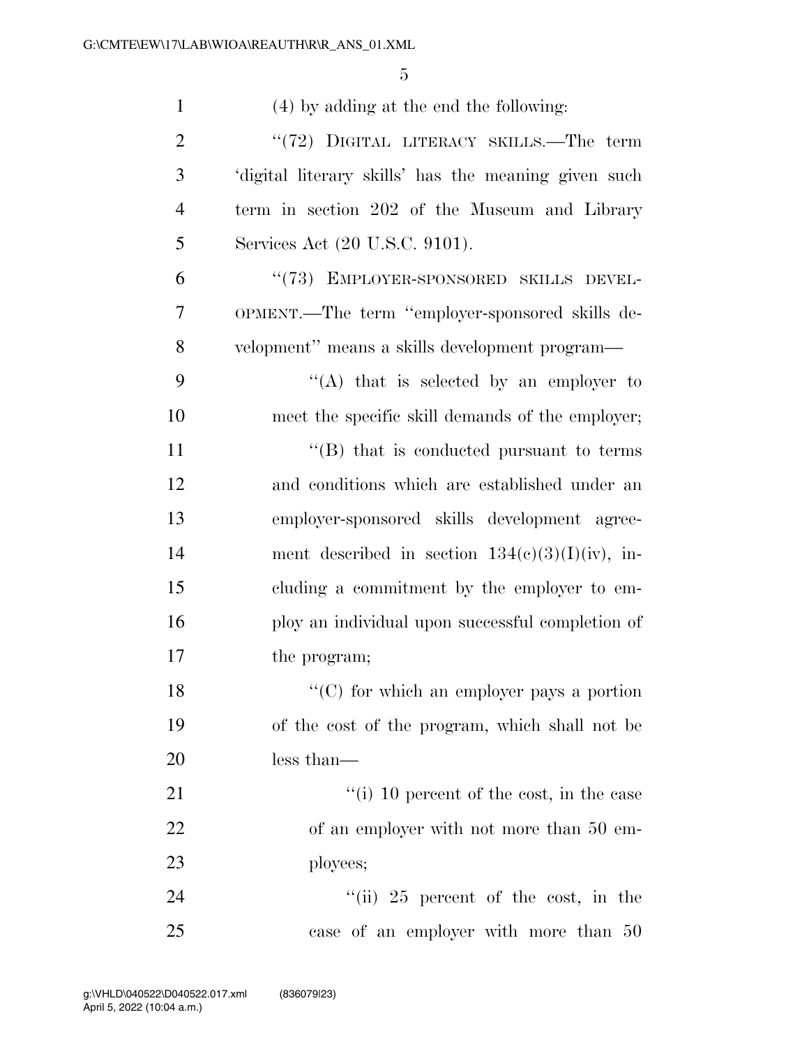(4) by adding at the end the following:

''(72) DIGITAL LITERACY SKILLS.—The term 'digital literary skills' has the meaning given such term in section 202 of the Museum and Library Services Act (20 U.S.C. 9101).

''(73) EMPLOYER-SPONSORED SKILLS DEVELOPMENT.—The term ''employer-sponsored skills development'' means a skills development program—

''(A) that is selected by an employer to meet the specific skill demands of the employer;

''(B) that is conducted pursuant to terms and conditions which are established under an employer-sponsored skills development agreement described in section 134(c)(3)(I)(iv), including a commitment by the employer to employ an individual upon successful completion of the program;

''(C) for which an employer pays a portion of the cost of the program, which shall not be less than—

''(i) 10 percent of the cost, in the case of an employer with not more than 50 employees;

''(ii) 25 percent of the cost, in the case of an employer with more than 50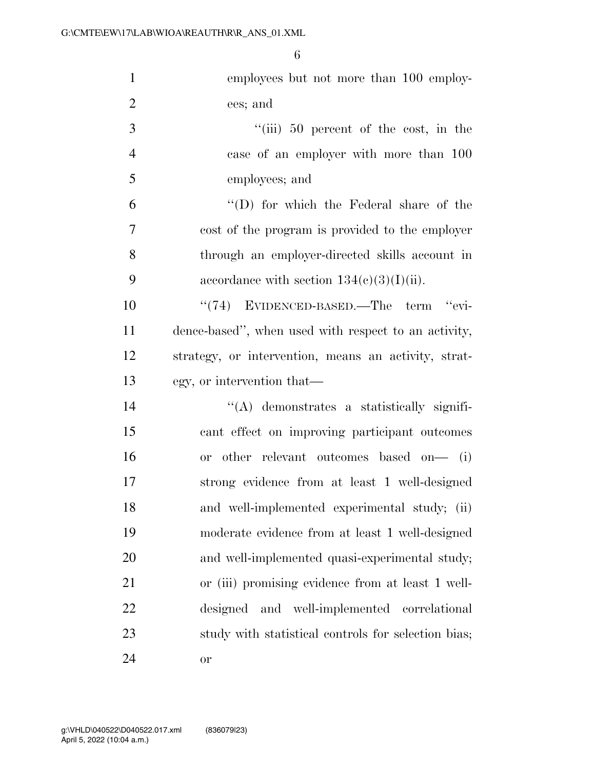employees but not more than 100 employees; and

"(iii) 50 percent of the cost, in the case of an employer with more than 100 employees; and

"(D) for which the Federal share of the cost of the program is provided to the employer through an employer-directed skills account in accordance with section 134(c)(3)(I)(ii).

"(74) EVIDENCED-BASED.—The term "evidence-based", when used with respect to an activity, strategy, or intervention, means an activity, strategy, or intervention that—

"(A) demonstrates a statistically significant effect on improving participant outcomes or other relevant outcomes based on— (i) strong evidence from at least 1 well-designed and well-implemented experimental study; (ii) moderate evidence from at least 1 well-designed and well-implemented quasi-experimental study; or (iii) promising evidence from at least 1 well-designed and well-implemented correlational study with statistical controls for selection bias; or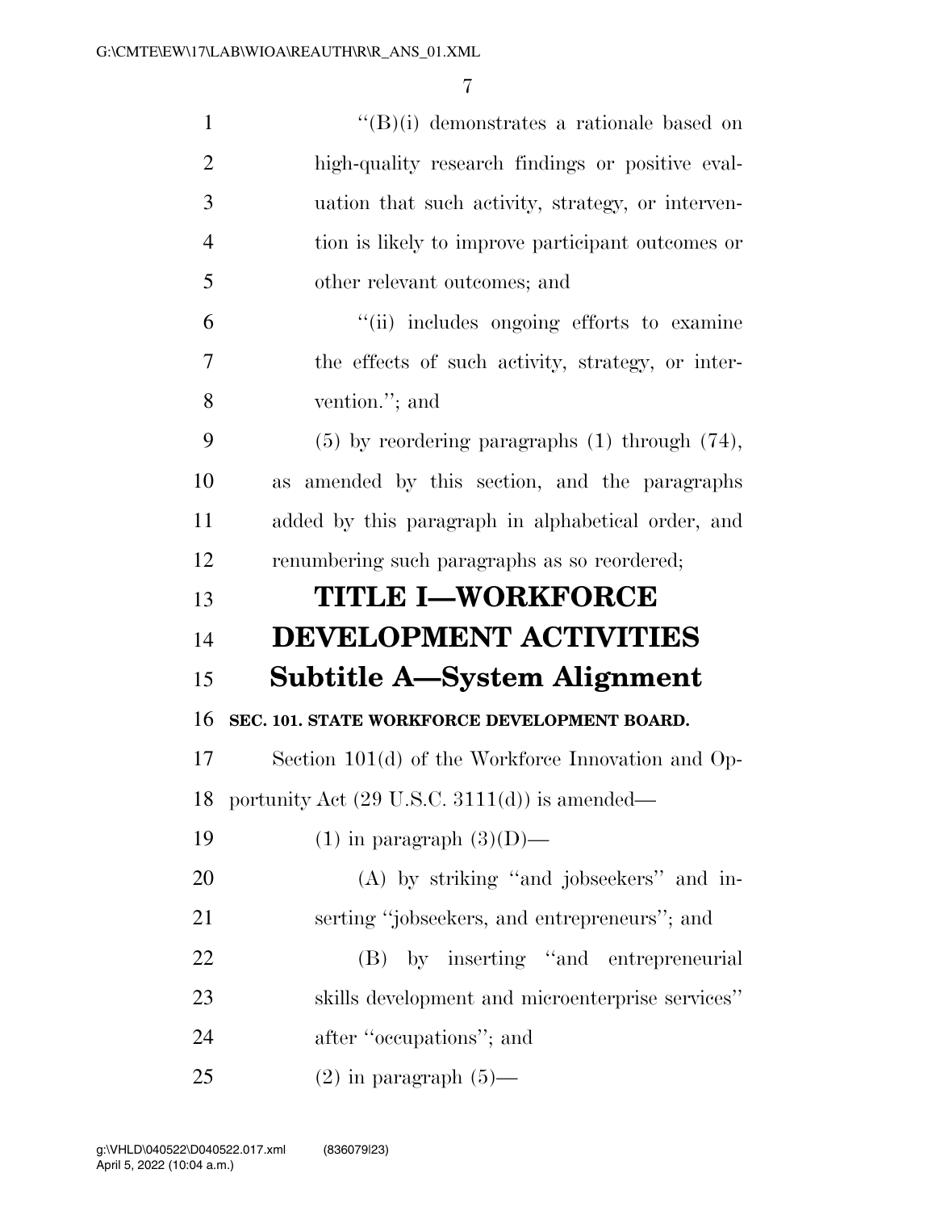“(B)(i) demonstrates a rationale based on high-quality research findings or positive evaluation that such activity, strategy, or intervention is likely to improve participant outcomes or other relevant outcomes; and

“(ii) includes ongoing efforts to examine the effects of such activity, strategy, or intervention.”; and

(5) by reordering paragraphs (1) through (74), as amended by this section, and the paragraphs added by this paragraph in alphabetical order, and renumbering such paragraphs as so reordered;

# TITLE I—WORKFORCE DEVELOPMENT ACTIVITIES

## Subtitle A—System Alignment

### SEC. 101. STATE WORKFORCE DEVELOPMENT BOARD.

Section 101(d) of the Workforce Innovation and Opportunity Act (29 U.S.C. 3111(d)) is amended—

(1) in paragraph (3)(D)—

(A) by striking “and jobseekers” and inserting “jobseekers, and entrepreneurs”; and

(B) by inserting “and entrepreneurial skills development and microenterprise services” after “occupations”; and

(2) in paragraph (5)—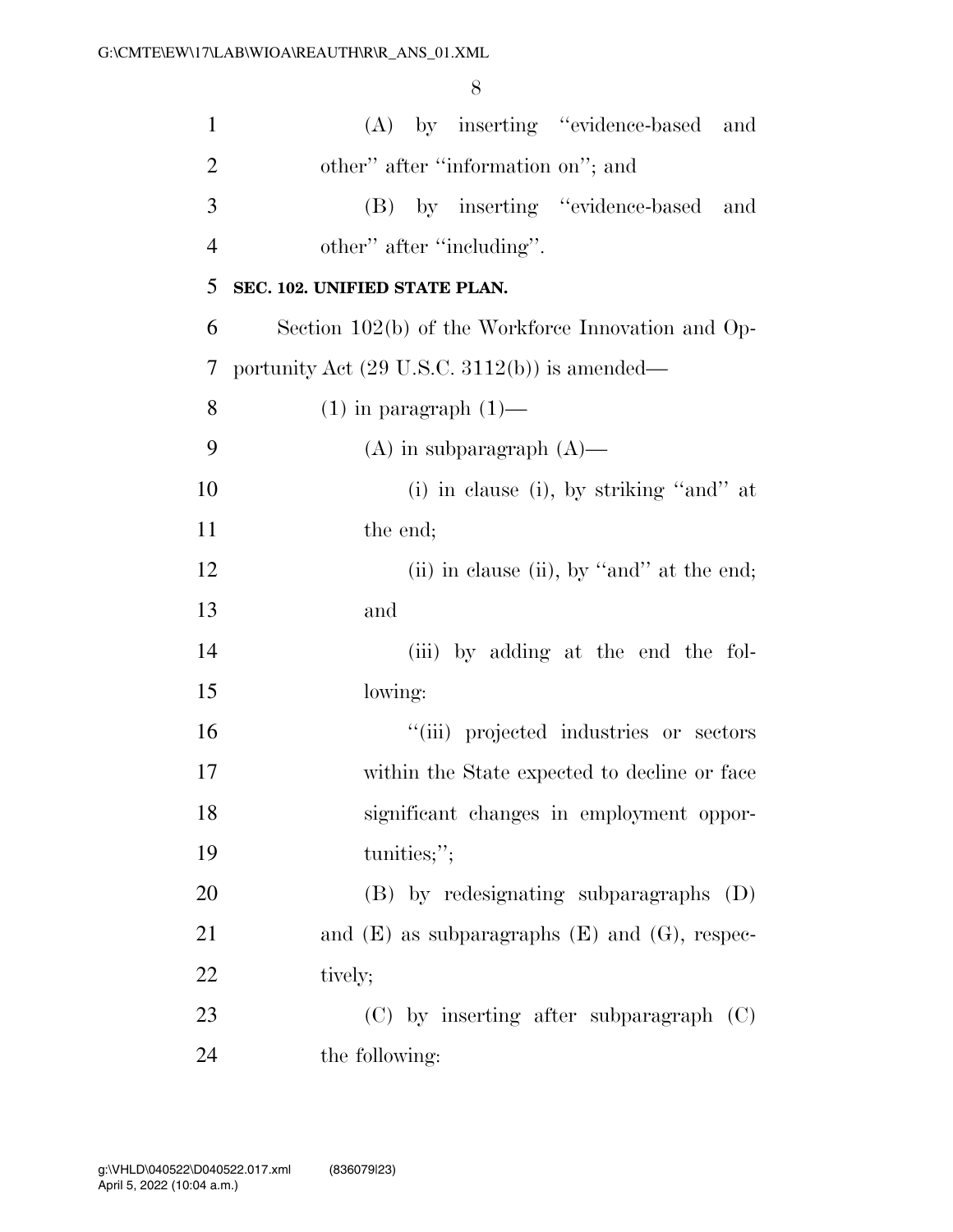(A) by inserting ''evidence-based and other'' after ''information on''; and

(B) by inserting ''evidence-based and other'' after ''including''.

**SEC. 102. UNIFIED STATE PLAN.**

Section 102(b) of the Workforce Innovation and Opportunity Act (29 U.S.C. 3112(b)) is amended—

(1) in paragraph (1)—

(A) in subparagraph (A)—

(i) in clause (i), by striking ''and'' at the end;

(ii) in clause (ii), by ''and'' at the end; and

(iii) by adding at the end the following:

''(iii) projected industries or sectors within the State expected to decline or face significant changes in employment opportunities;'';

(B) by redesignating subparagraphs (D) and (E) as subparagraphs (E) and (G), respectively;

(C) by inserting after subparagraph (C) the following: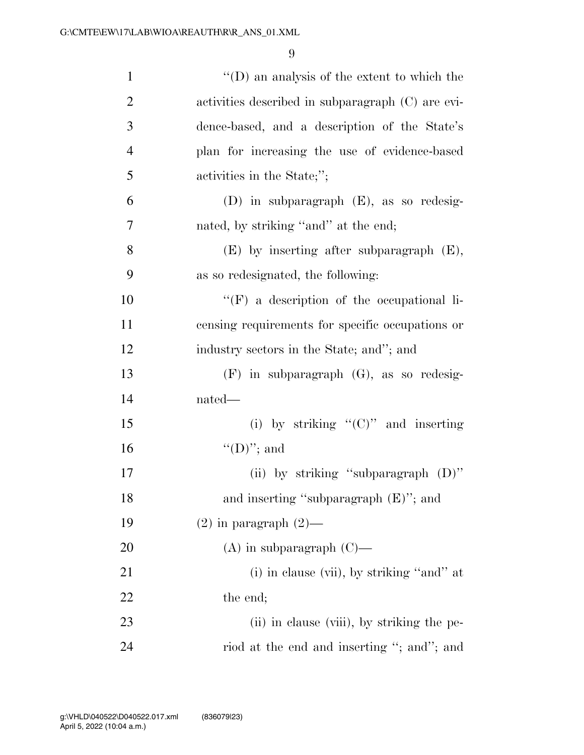"(D) an analysis of the extent to which the activities described in subparagraph (C) are evidence-based, and a description of the State's plan for increasing the use of evidence-based activities in the State;";

(D) in subparagraph (E), as so redesignated, by striking "and" at the end;

(E) by inserting after subparagraph (E), as so redesignated, the following:

"(F) a description of the occupational licensing requirements for specific occupations or industry sectors in the State; and"; and

(F) in subparagraph (G), as so redesignated—

(i) by striking "(C)" and inserting "(D)"; and

(ii) by striking "subparagraph (D)" and inserting "subparagraph (E)"; and

(2) in paragraph (2)—

(A) in subparagraph (C)—

(i) in clause (vii), by striking "and" at the end;

(ii) in clause (viii), by striking the period at the end and inserting "; and"; and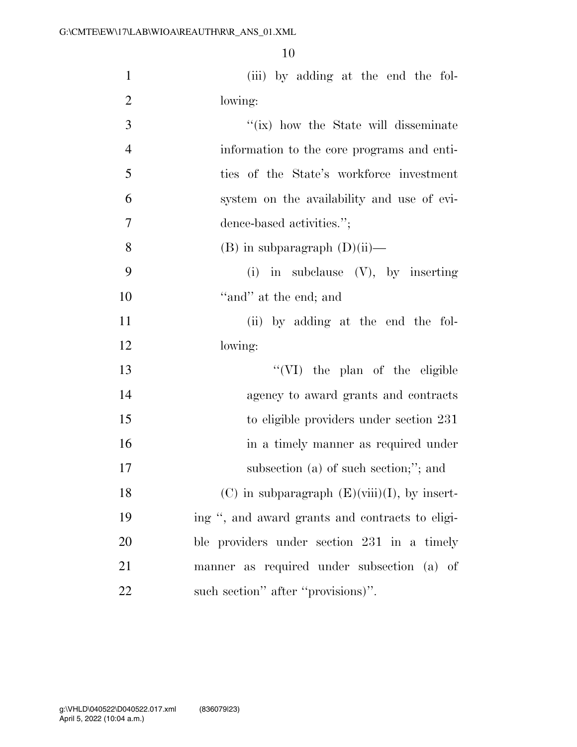(iii) by adding at the end the following:

"(ix) how the State will disseminate information to the core programs and entities of the State's workforce investment system on the availability and use of evidence-based activities.";

(B) in subparagraph (D)(ii)—

(i) in subclause (V), by inserting "and" at the end; and

(ii) by adding at the end the following:

"(VI) the plan of the eligible agency to award grants and contracts to eligible providers under section 231 in a timely manner as required under subsection (a) of such section;"; and

(C) in subparagraph (E)(viii)(I), by inserting ", and award grants and contracts to eligible providers under section 231 in a timely manner as required under subsection (a) of such section" after "provisions)".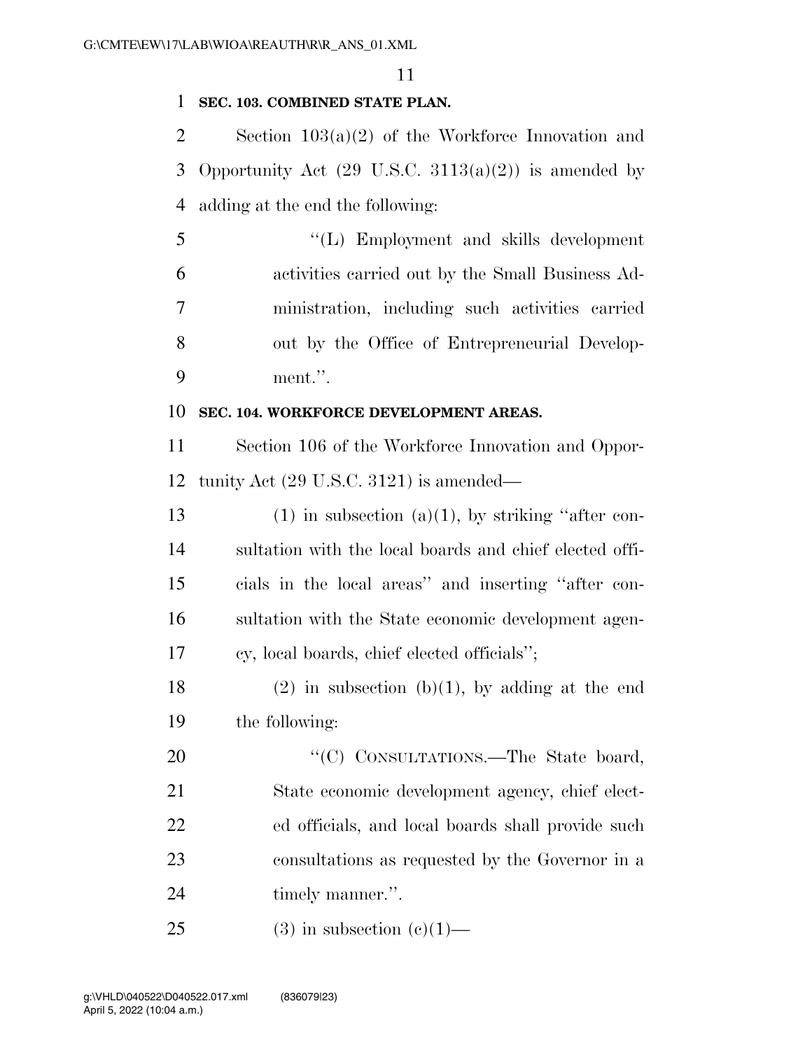**SEC. 103. COMBINED STATE PLAN.**

Section 103(a)(2) of the Workforce Innovation and Opportunity Act (29 U.S.C. 3113(a)(2)) is amended by adding at the end the following:

> "(L) Employment and skills development activities carried out by the Small Business Administration, including such activities carried out by the Office of Entrepreneurial Development.".

**SEC. 104. WORKFORCE DEVELOPMENT AREAS.**

Section 106 of the Workforce Innovation and Opportunity Act (29 U.S.C. 3121) is amended—

(1) in subsection (a)(1), by striking "after consultation with the local boards and chief elected officials in the local areas" and inserting "after consultation with the State economic development agency, local boards, chief elected officials";

(2) in subsection (b)(1), by adding at the end the following:

> "(C) CONSULTATIONS.—The State board, State economic development agency, chief elected officials, and local boards shall provide such consultations as requested by the Governor in a timely manner.".

(3) in subsection (c)(1)—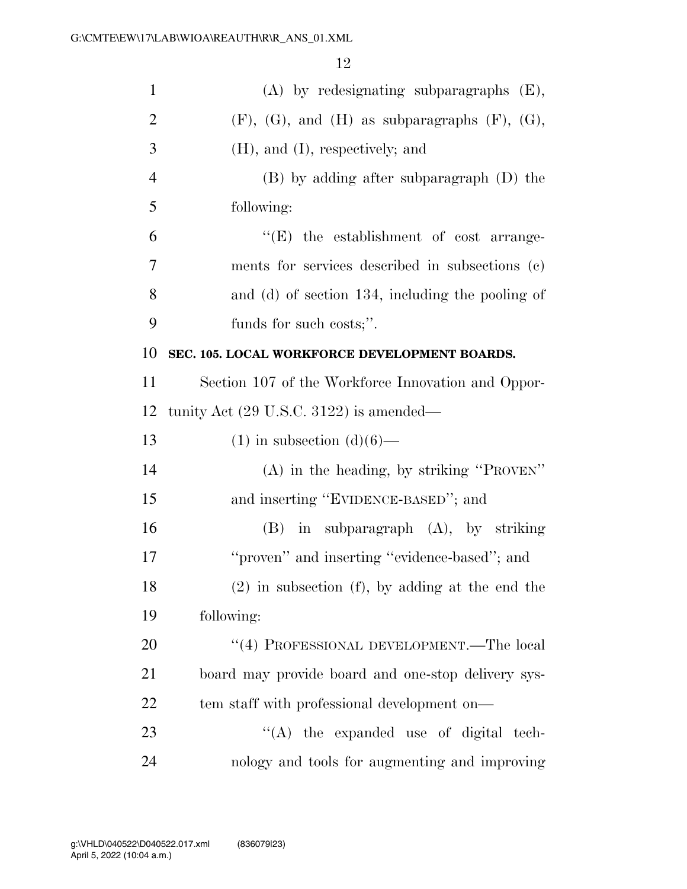(A) by redesignating subparagraphs (E), (F), (G), and (H) as subparagraphs (F), (G), (H), and (I), respectively; and

(B) by adding after subparagraph (D) the following:

"(E) the establishment of cost arrangements for services described in subsections (c) and (d) of section 134, including the pooling of funds for such costs;".

**SEC. 105. LOCAL WORKFORCE DEVELOPMENT BOARDS.**

Section 107 of the Workforce Innovation and Opportunity Act (29 U.S.C. 3122) is amended—

(1) in subsection (d)(6)—

(A) in the heading, by striking "PROVEN" and inserting "EVIDENCE-BASED"; and

(B) in subparagraph (A), by striking "proven" and inserting "evidence-based"; and

(2) in subsection (f), by adding at the end the following:

"(4) PROFESSIONAL DEVELOPMENT.—The local board may provide board and one-stop delivery system staff with professional development on—

"(A) the expanded use of digital technology and tools for augmenting and improving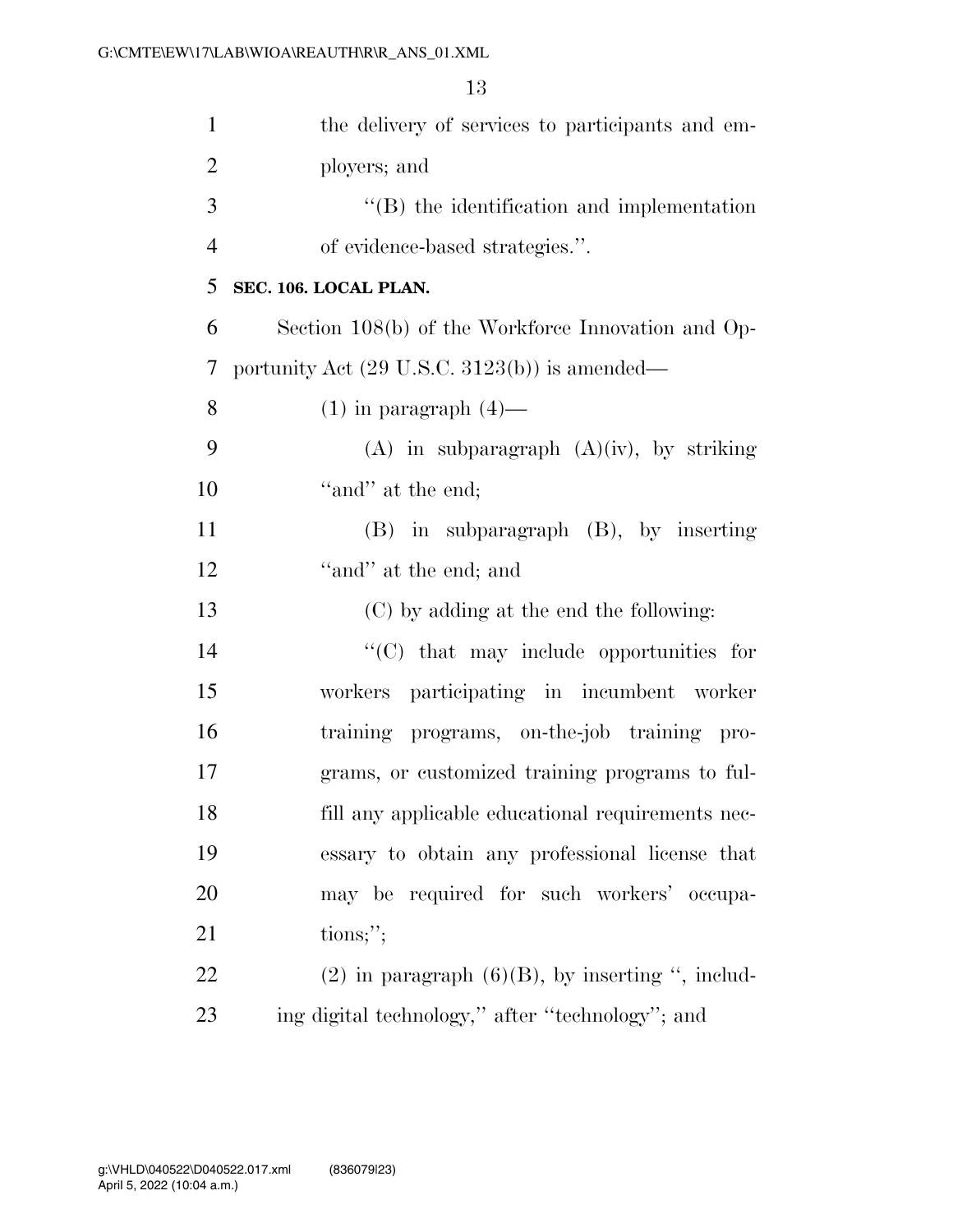the delivery of services to participants and employers; and

"(B) the identification and implementation of evidence-based strategies.".

**SEC. 106. LOCAL PLAN.**

Section 108(b) of the Workforce Innovation and Opportunity Act (29 U.S.C. 3123(b)) is amended—

(1) in paragraph (4)—

(A) in subparagraph (A)(iv), by striking "and" at the end;

(B) in subparagraph (B), by inserting "and" at the end; and

(C) by adding at the end the following:

"(C) that may include opportunities for workers participating in incumbent worker training programs, on-the-job training programs, or customized training programs to fulfill any applicable educational requirements necessary to obtain any professional license that may be required for such workers' occupations;";

(2) in paragraph (6)(B), by inserting ", including digital technology," after "technology"; and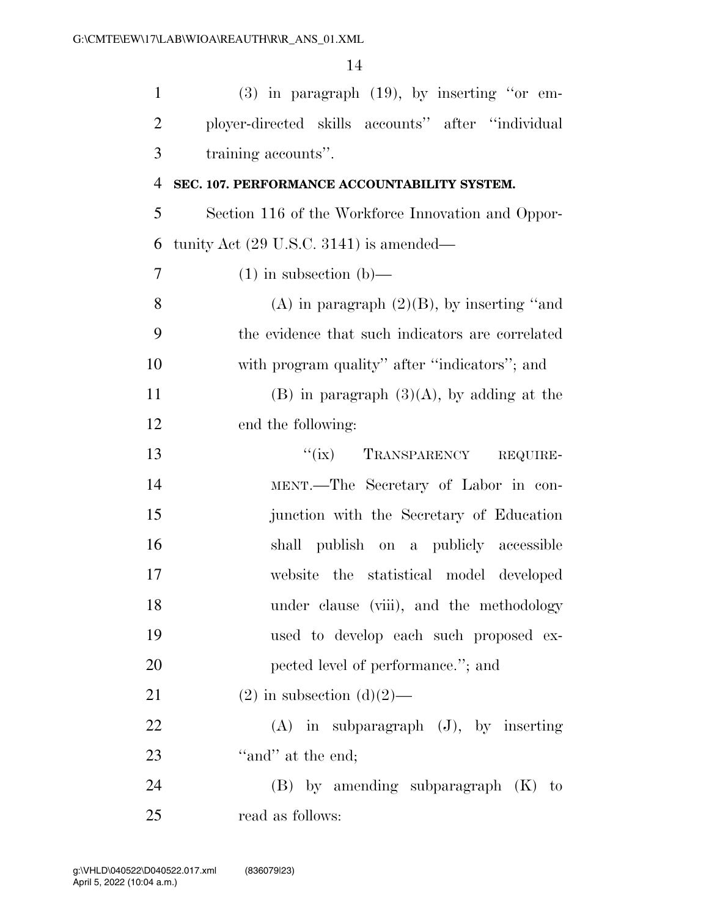(3) in paragraph (19), by inserting ''or employer-directed skills accounts'' after ''individual training accounts''.

**SEC. 107. PERFORMANCE ACCOUNTABILITY SYSTEM.**

Section 116 of the Workforce Innovation and Opportunity Act (29 U.S.C. 3141) is amended—

(1) in subsection (b)—

(A) in paragraph (2)(B), by inserting ''and the evidence that such indicators are correlated with program quality'' after ''indicators''; and

(B) in paragraph (3)(A), by adding at the end the following:

''(ix) TRANSPARENCY REQUIREMENT.—The Secretary of Labor in conjunction with the Secretary of Education shall publish on a publicly accessible website the statistical model developed under clause (viii), and the methodology used to develop each such proposed expected level of performance.''; and

(2) in subsection (d)(2)—

(A) in subparagraph (J), by inserting ''and'' at the end;

(B) by amending subparagraph (K) to read as follows: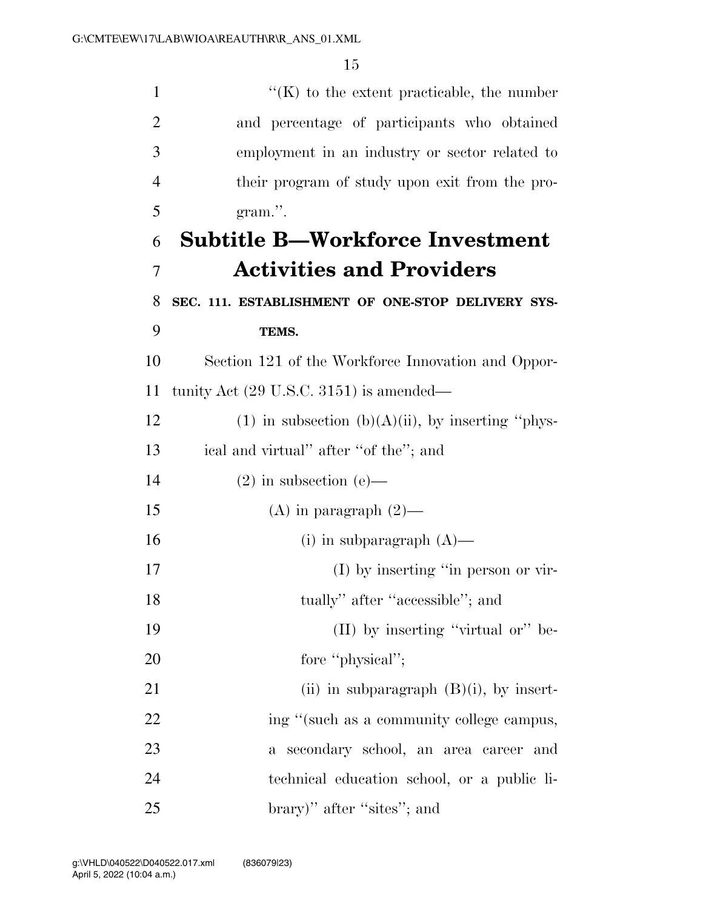"(K) to the extent practicable, the number and percentage of participants who obtained employment in an industry or sector related to their program of study upon exit from the program.".

## Subtitle B—Workforce Investment Activities and Providers

**SEC. 111. ESTABLISHMENT OF ONE-STOP DELIVERY SYSTEMS.**

Section 121 of the Workforce Innovation and Opportunity Act (29 U.S.C. 3151) is amended—

(1) in subsection (b)(A)(ii), by inserting "physical and virtual" after "of the"; and

(2) in subsection (e)—

(A) in paragraph (2)—

(i) in subparagraph (A)—

(I) by inserting "in person or virtually" after "accessible"; and

(II) by inserting "virtual or" before "physical";

(ii) in subparagraph (B)(i), by inserting "(such as a community college campus, a secondary school, an area career and technical education school, or a public library)" after "sites"; and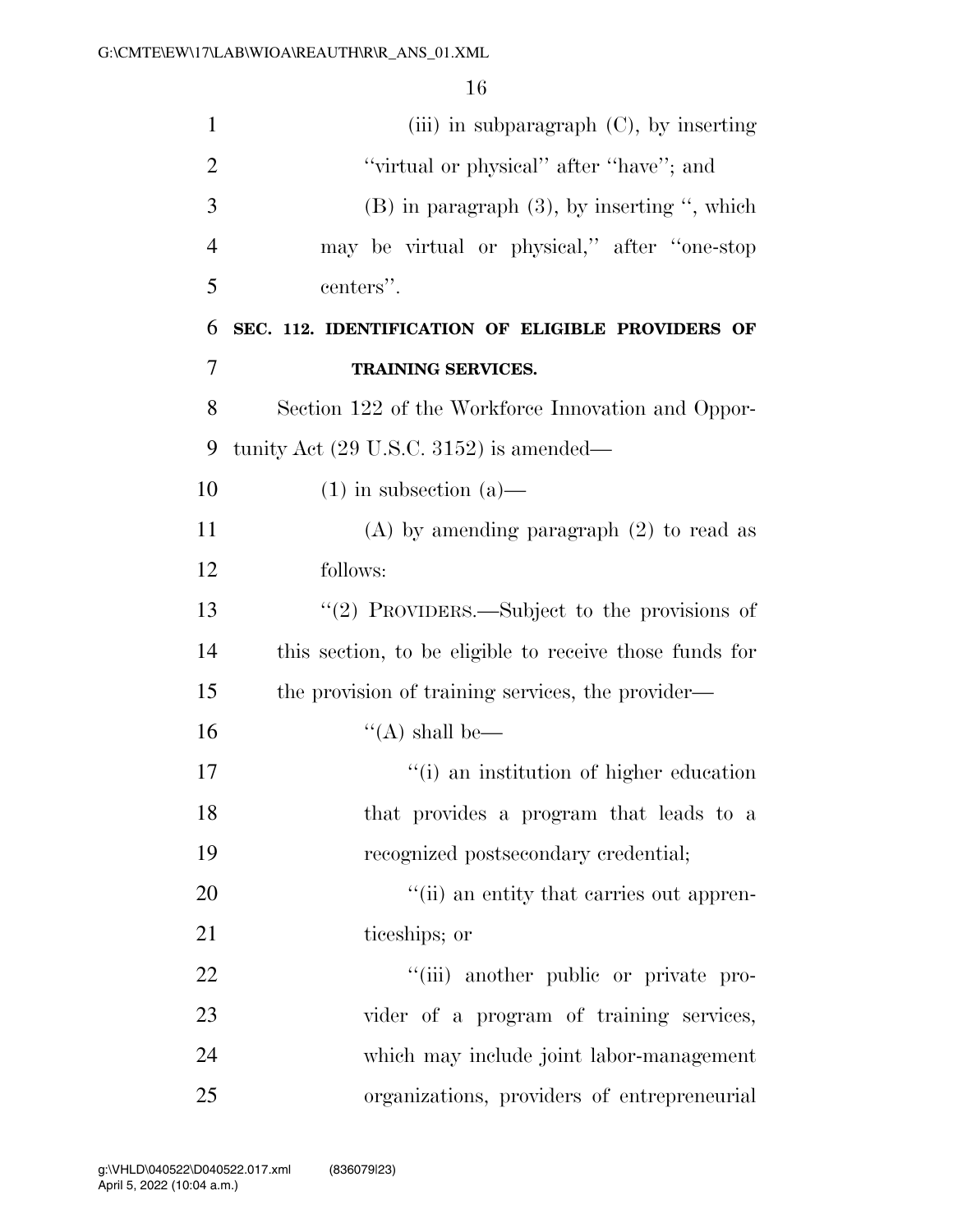(iii) in subparagraph (C), by inserting "virtual or physical" after "have"; and

(B) in paragraph (3), by inserting ", which may be virtual or physical," after "one-stop centers".

**SEC. 112. IDENTIFICATION OF ELIGIBLE PROVIDERS OF TRAINING SERVICES.**

Section 122 of the Workforce Innovation and Opportunity Act (29 U.S.C. 3152) is amended—

(1) in subsection (a)—

(A) by amending paragraph (2) to read as follows:

"(2) PROVIDERS.—Subject to the provisions of this section, to be eligible to receive those funds for the provision of training services, the provider—

"(A) shall be—

"(i) an institution of higher education that provides a program that leads to a recognized postsecondary credential;

"(ii) an entity that carries out apprenticeships; or

"(iii) another public or private provider of a program of training services, which may include joint labor-management organizations, providers of entrepreneurial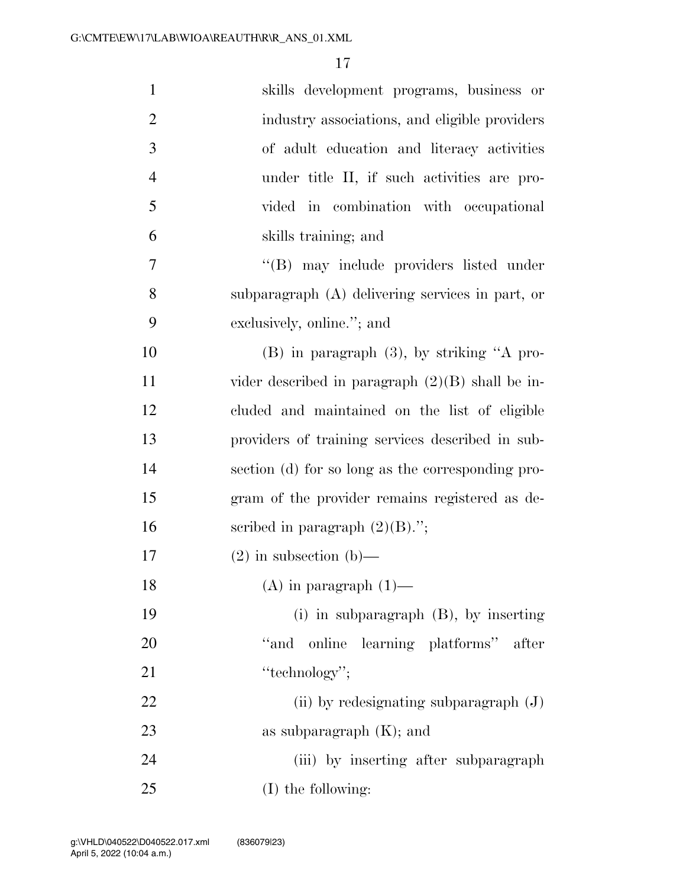skills development programs, business or industry associations, and eligible providers of adult education and literacy activities under title II, if such activities are provided in combination with occupational skills training; and

"(B) may include providers listed under subparagraph (A) delivering services in part, or exclusively, online."; and

(B) in paragraph (3), by striking "A provider described in paragraph (2)(B) shall be included and maintained on the list of eligible providers of training services described in subsection (d) for so long as the corresponding program of the provider remains registered as described in paragraph (2)(B).";

(2) in subsection (b)—

(A) in paragraph (1)—

(i) in subparagraph (B), by inserting "and online learning platforms" after "technology";

(ii) by redesignating subparagraph (J) as subparagraph (K); and

(iii) by inserting after subparagraph (I) the following: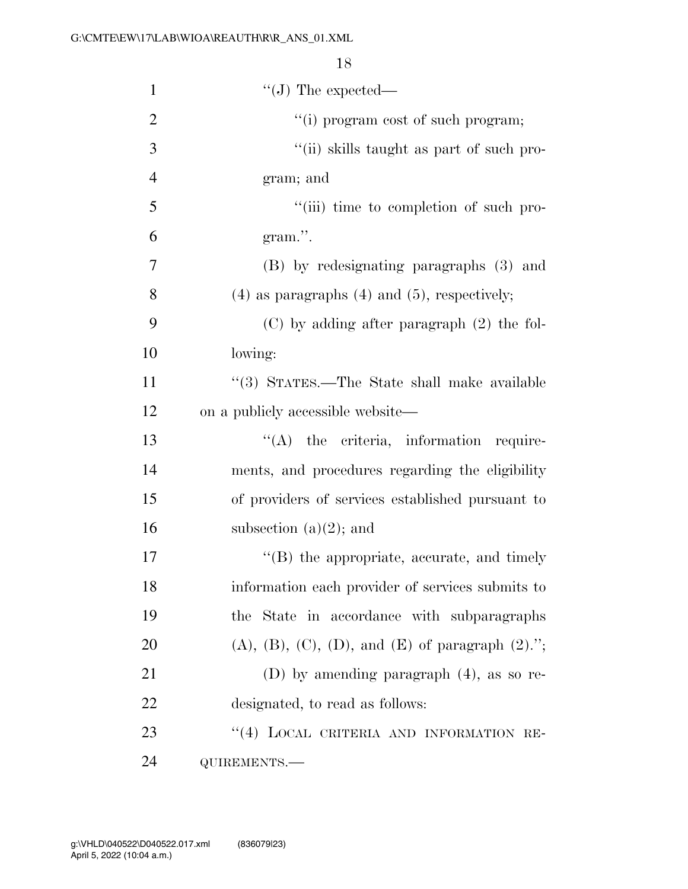''(J) The expected—

''(i) program cost of such program;

''(ii) skills taught as part of such program; and

''(iii) time to completion of such program.''.

(B) by redesignating paragraphs (3) and (4) as paragraphs (4) and (5), respectively;

(C) by adding after paragraph (2) the following:

''(3) STATES.—The State shall make available on a publicly accessible website—

''(A) the criteria, information requirements, and procedures regarding the eligibility of providers of services established pursuant to subsection (a)(2); and

''(B) the appropriate, accurate, and timely information each provider of services submits to the State in accordance with subparagraphs (A), (B), (C), (D), and (E) of paragraph (2).'';

(D) by amending paragraph (4), as so redesignated, to read as follows:

''(4) LOCAL CRITERIA AND INFORMATION REQUIREMENTS.—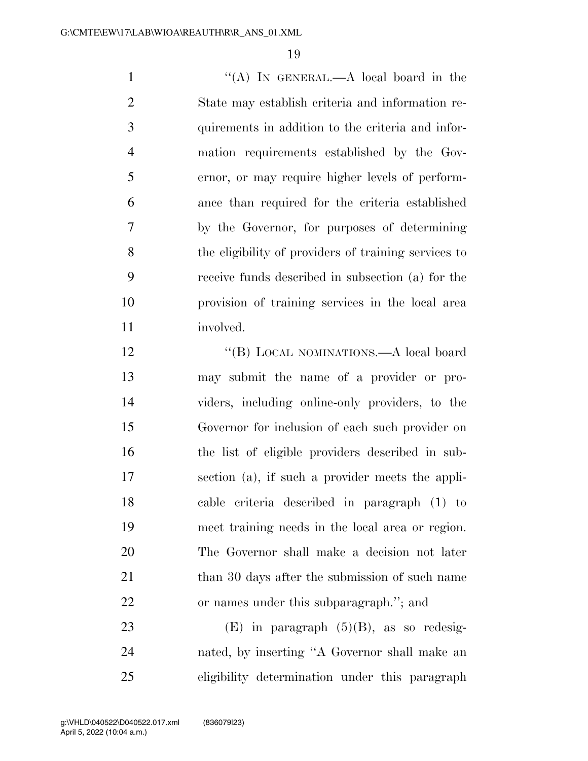"(A) IN GENERAL.—A local board in the State may establish criteria and information requirements in addition to the criteria and information requirements established by the Governor, or may require higher levels of performance than required for the criteria established by the Governor, for purposes of determining the eligibility of providers of training services to receive funds described in subsection (a) for the provision of training services in the local area involved.

"(B) LOCAL NOMINATIONS.—A local board may submit the name of a provider or providers, including online-only providers, to the Governor for inclusion of each such provider on the list of eligible providers described in subsection (a), if such a provider meets the applicable criteria described in paragraph (1) to meet training needs in the local area or region. The Governor shall make a decision not later than 30 days after the submission of such name or names under this subparagraph."; and

(E) in paragraph (5)(B), as so redesignated, by inserting "A Governor shall make an eligibility determination under this paragraph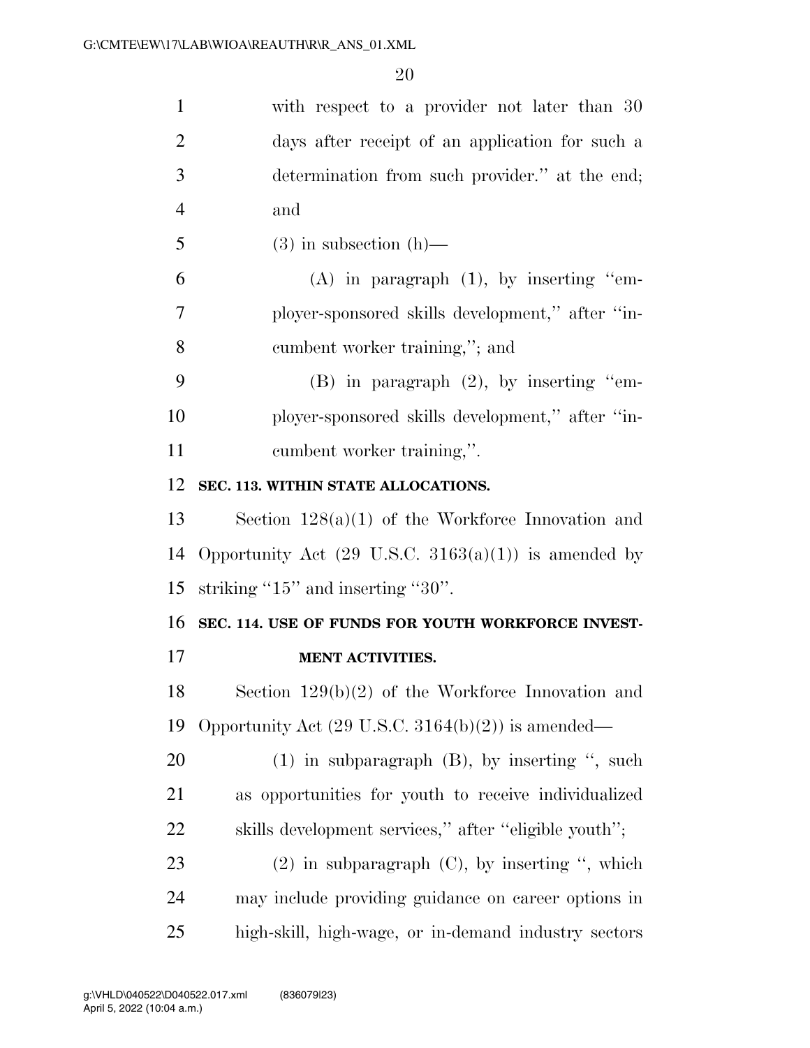with respect to a provider not later than 30 days after receipt of an application for such a determination from such provider.'' at the end; and

(3) in subsection (h)—

(A) in paragraph (1), by inserting ''employer-sponsored skills development,'' after ''incumbent worker training,''; and

(B) in paragraph (2), by inserting ''employer-sponsored skills development,'' after ''incumbent worker training,''.

**SEC. 113. WITHIN STATE ALLOCATIONS.**

Section 128(a)(1) of the Workforce Innovation and Opportunity Act (29 U.S.C. 3163(a)(1)) is amended by striking ''15'' and inserting ''30''.

**SEC. 114. USE OF FUNDS FOR YOUTH WORKFORCE INVESTMENT ACTIVITIES.**

Section 129(b)(2) of the Workforce Innovation and Opportunity Act (29 U.S.C. 3164(b)(2)) is amended—

(1) in subparagraph (B), by inserting '', such as opportunities for youth to receive individualized skills development services,'' after ''eligible youth'';

(2) in subparagraph (C), by inserting '', which may include providing guidance on career options in high-skill, high-wage, or in-demand industry sectors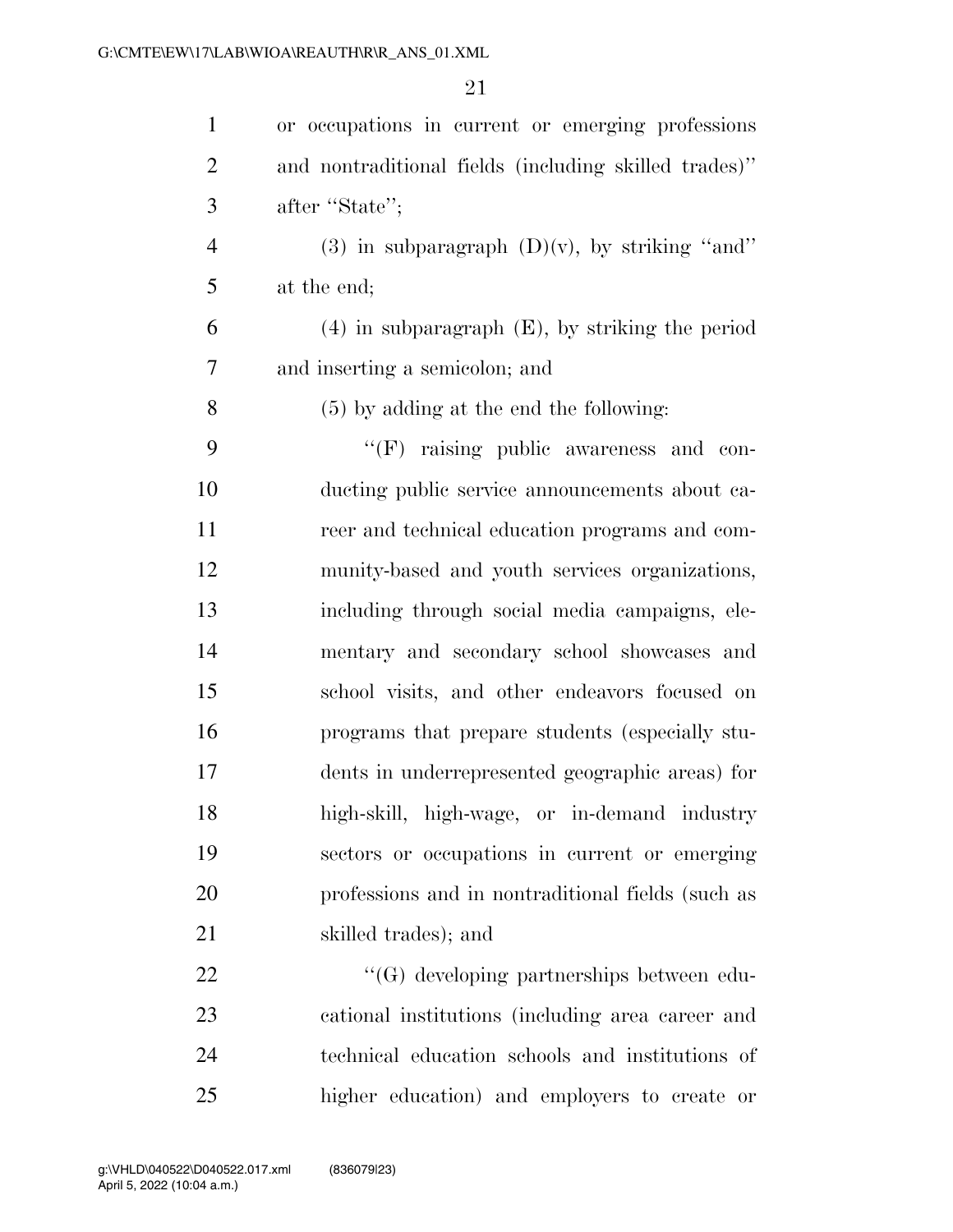or occupations in current or emerging professions and nontraditional fields (including skilled trades)'' after ''State'';

(3) in subparagraph (D)(v), by striking ''and'' at the end;

(4) in subparagraph (E), by striking the period and inserting a semicolon; and

(5) by adding at the end the following:

''(F) raising public awareness and conducting public service announcements about career and technical education programs and community-based and youth services organizations, including through social media campaigns, elementary and secondary school showcases and school visits, and other endeavors focused on programs that prepare students (especially students in underrepresented geographic areas) for high-skill, high-wage, or in-demand industry sectors or occupations in current or emerging professions and in nontraditional fields (such as skilled trades); and

''(G) developing partnerships between educational institutions (including area career and technical education schools and institutions of higher education) and employers to create or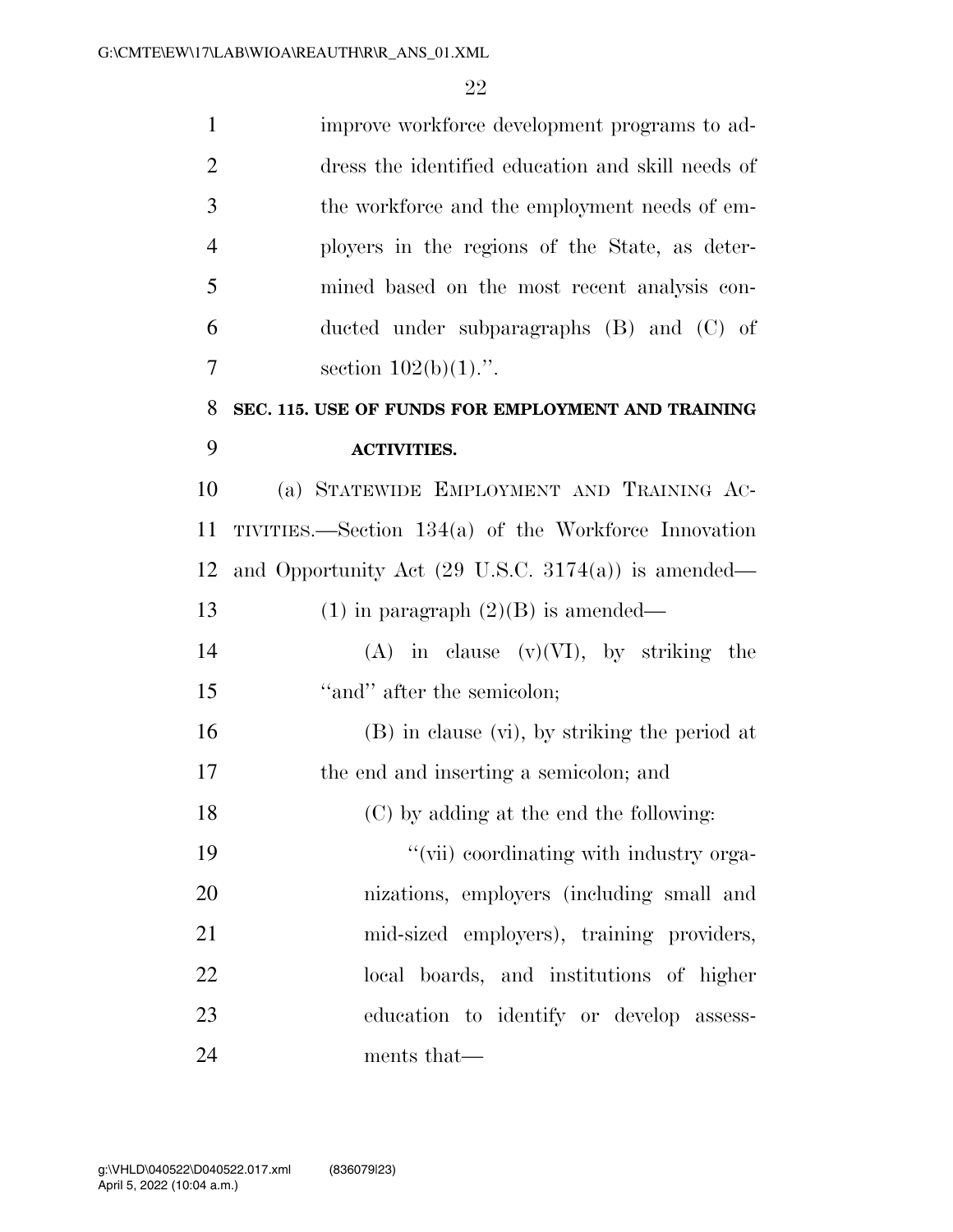improve workforce development programs to address the identified education and skill needs of the workforce and the employment needs of employers in the regions of the State, as determined based on the most recent analysis conducted under subparagraphs (B) and (C) of section 102(b)(1).".

**SEC. 115. USE OF FUNDS FOR EMPLOYMENT AND TRAINING ACTIVITIES.**

(a) STATEWIDE EMPLOYMENT AND TRAINING ACTIVITIES.—Section 134(a) of the Workforce Innovation and Opportunity Act (29 U.S.C. 3174(a)) is amended—

(1) in paragraph (2)(B) is amended—

(A) in clause (v)(VI), by striking the "and" after the semicolon;

(B) in clause (vi), by striking the period at the end and inserting a semicolon; and

(C) by adding at the end the following:

"(vii) coordinating with industry organizations, employers (including small and mid-sized employers), training providers, local boards, and institutions of higher education to identify or develop assessments that—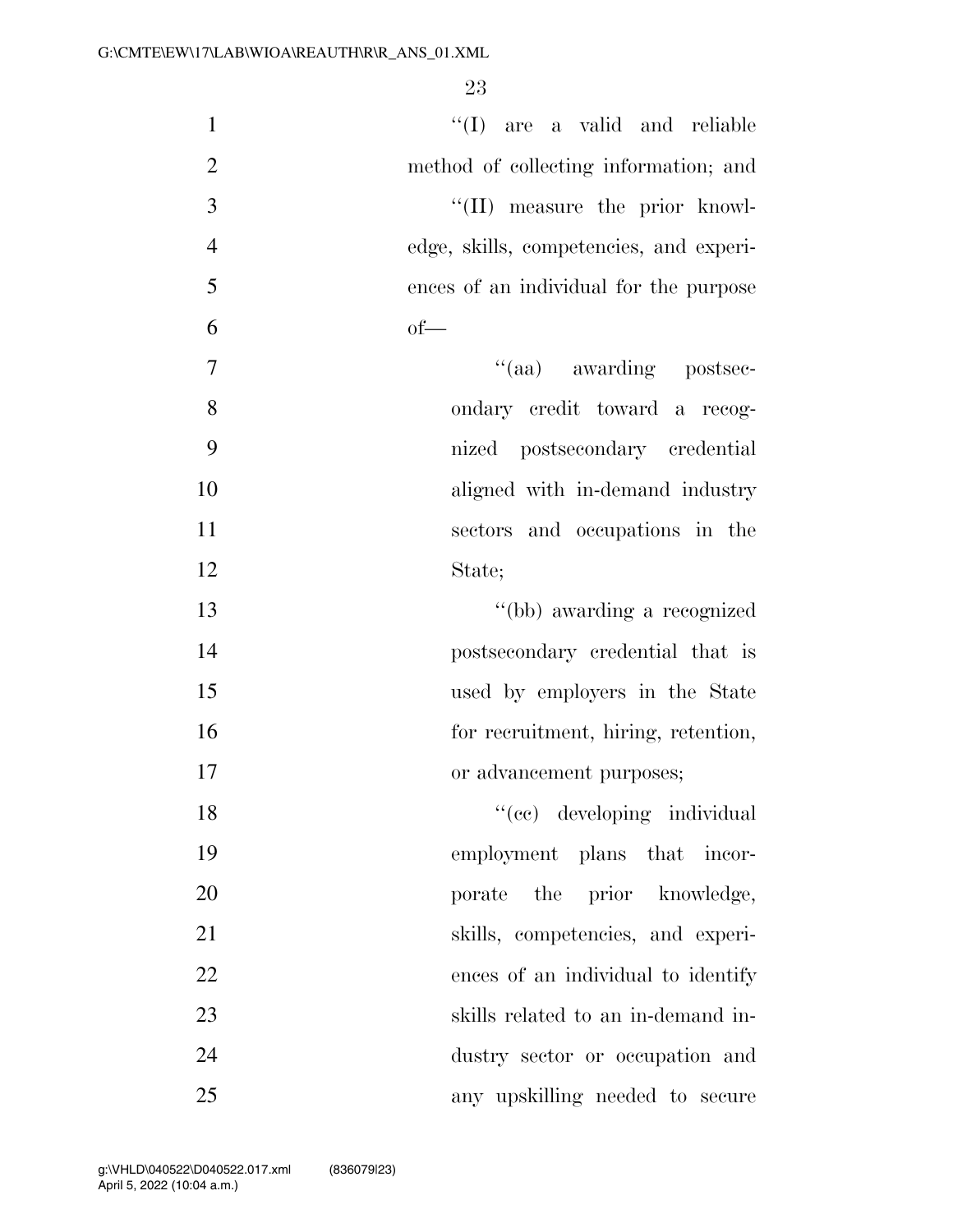"(I) are a valid and reliable method of collecting information; and

"(II) measure the prior knowledge, skills, competencies, and experiences of an individual for the purpose of—

"(aa) awarding postsecondary credit toward a recognized postsecondary credential aligned with in-demand industry sectors and occupations in the State;

"(bb) awarding a recognized postsecondary credential that is used by employers in the State for recruitment, hiring, retention, or advancement purposes;

"(cc) developing individual employment plans that incorporate the prior knowledge, skills, competencies, and experiences of an individual to identify skills related to an in-demand industry sector or occupation and any upskilling needed to secure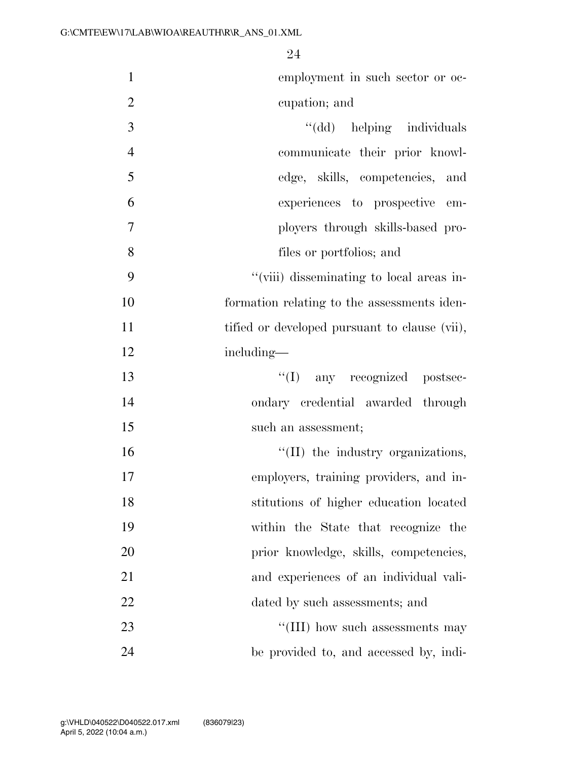employment in such sector or occupation; and

''(dd) helping individuals communicate their prior knowledge, skills, competencies, and experiences to prospective employers through skills-based profiles or portfolios; and

''(viii) disseminating to local areas information relating to the assessments identified or developed pursuant to clause (vii), including—

''(I) any recognized postsecondary credential awarded through such an assessment;

''(II) the industry organizations, employers, training providers, and institutions of higher education located within the State that recognize the prior knowledge, skills, competencies, and experiences of an individual validated by such assessments; and

''(III) how such assessments may be provided to, and accessed by, indi-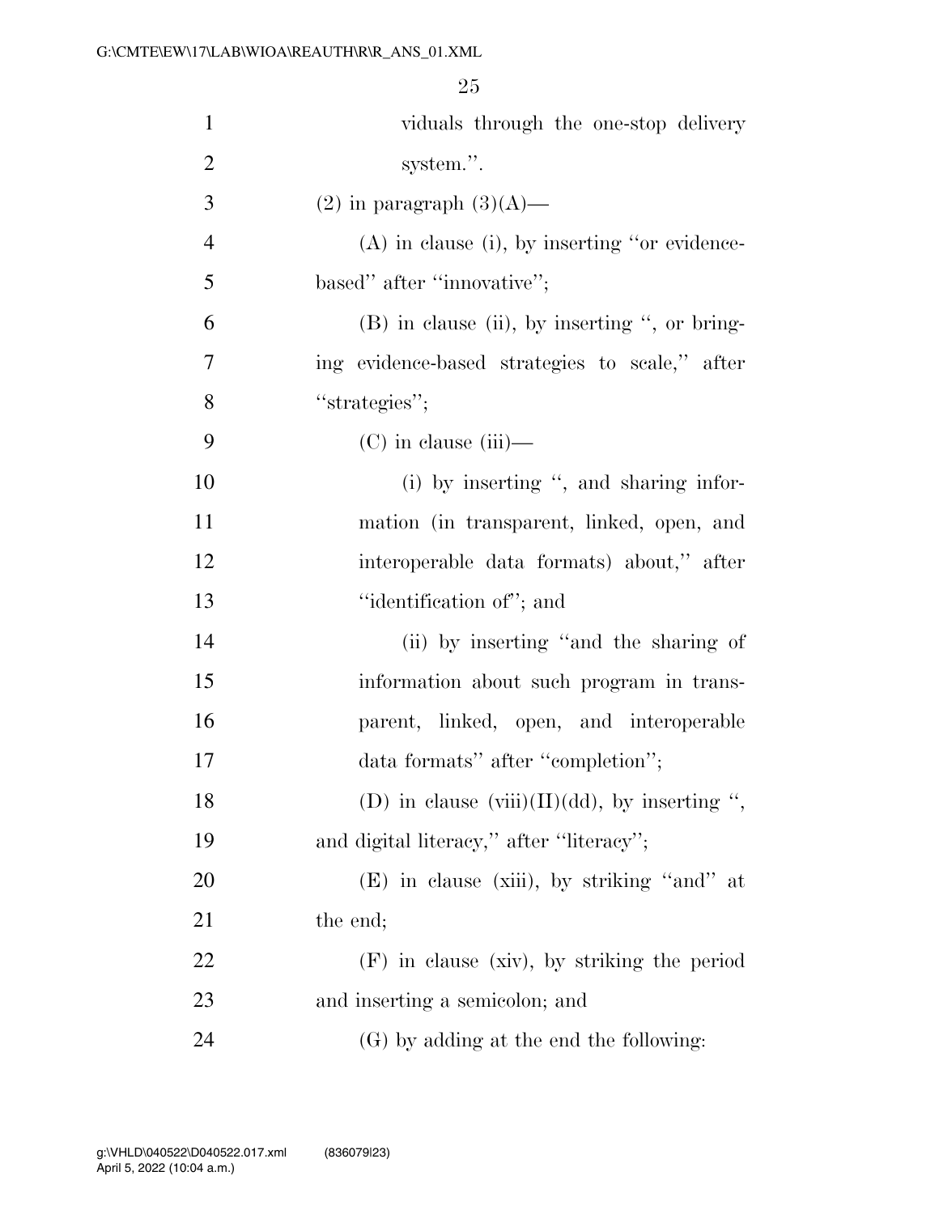viduals through the one-stop delivery system.''.

(2) in paragraph (3)(A)—

(A) in clause (i), by inserting ''or evidence-based'' after ''innovative'';

(B) in clause (ii), by inserting '', or bringing evidence-based strategies to scale,'' after ''strategies'';

(C) in clause (iii)—

(i) by inserting '', and sharing information (in transparent, linked, open, and interoperable data formats) about,'' after ''identification of''; and

(ii) by inserting ''and the sharing of information about such program in transparent, linked, open, and interoperable data formats'' after ''completion'';

(D) in clause (viii)(II)(dd), by inserting '', and digital literacy,'' after ''literacy'';

(E) in clause (xiii), by striking ''and'' at the end;

(F) in clause (xiv), by striking the period and inserting a semicolon; and

(G) by adding at the end the following: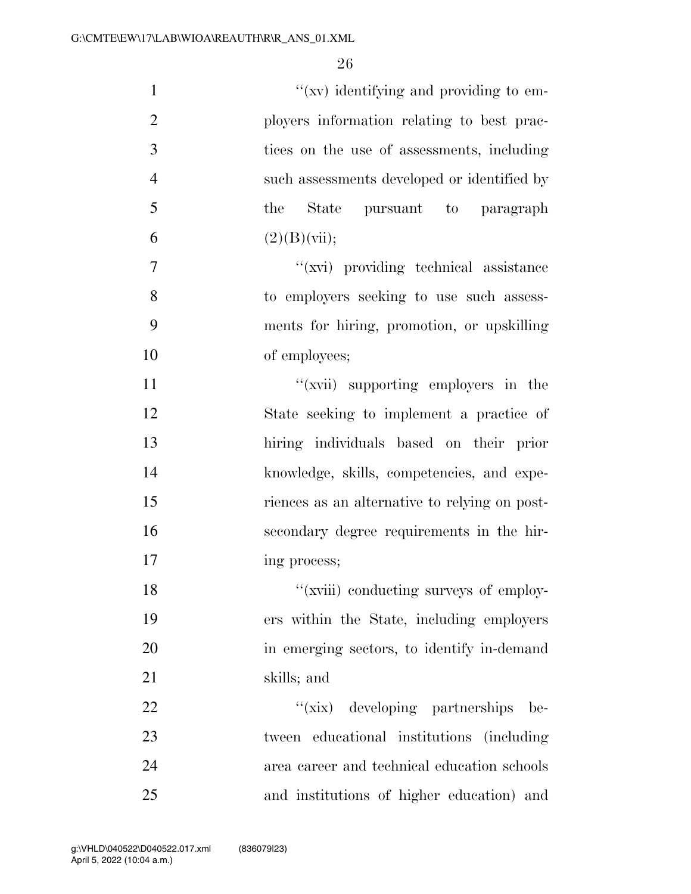"(xv) identifying and providing to employers information relating to best practices on the use of assessments, including such assessments developed or identified by the State pursuant to paragraph (2)(B)(vii);

"(xvi) providing technical assistance to employers seeking to use such assessments for hiring, promotion, or upskilling of employees;

"(xvii) supporting employers in the State seeking to implement a practice of hiring individuals based on their prior knowledge, skills, competencies, and experiences as an alternative to relying on postsecondary degree requirements in the hiring process;

"(xviii) conducting surveys of employers within the State, including employers in emerging sectors, to identify in-demand skills; and

"(xix) developing partnerships between educational institutions (including area career and technical education schools and institutions of higher education) and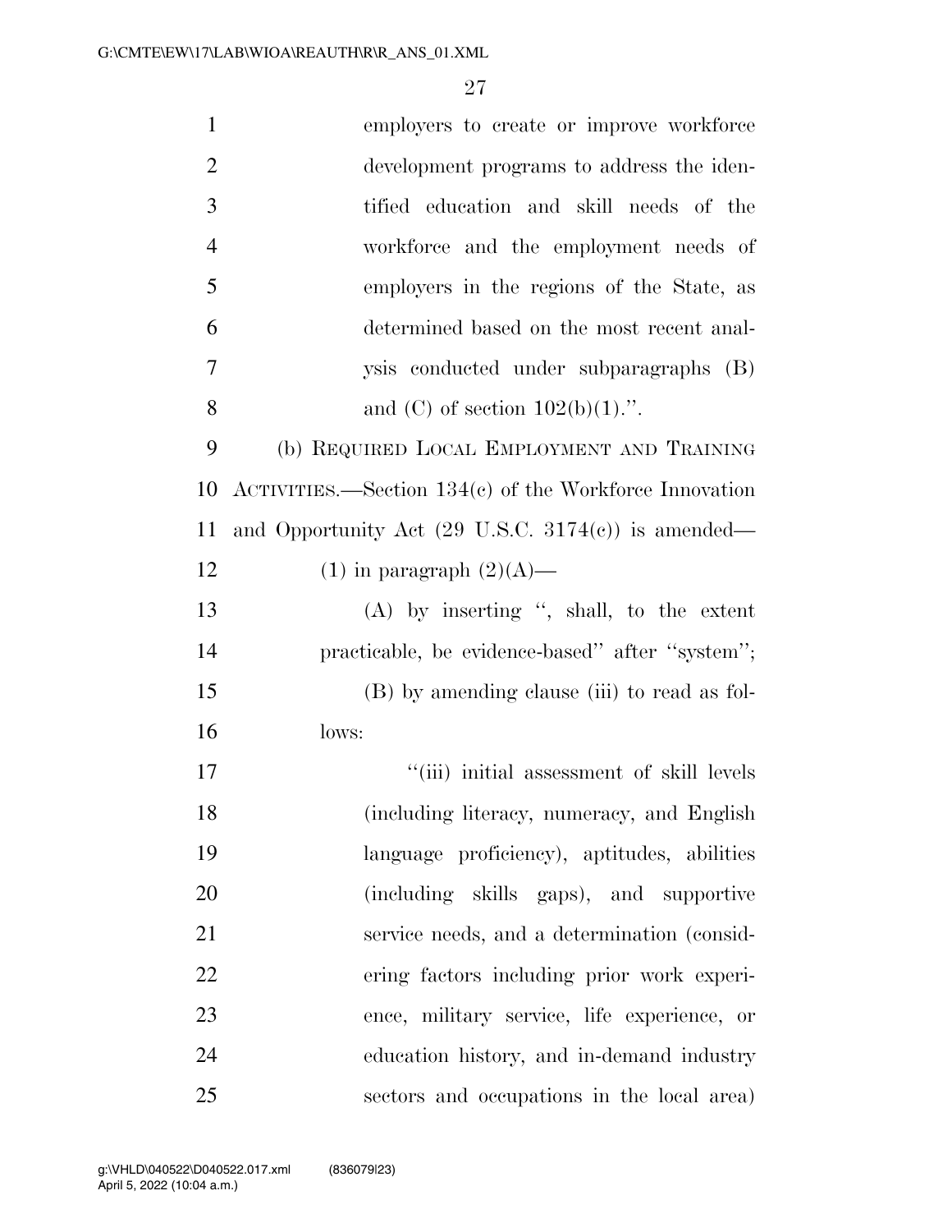employers to create or improve workforce development programs to address the identified education and skill needs of the workforce and the employment needs of employers in the regions of the State, as determined based on the most recent analysis conducted under subparagraphs (B) and (C) of section 102(b)(1).''.

(b) REQUIRED LOCAL EMPLOYMENT AND TRAINING ACTIVITIES.—Section 134(c) of the Workforce Innovation and Opportunity Act (29 U.S.C. 3174(c)) is amended—

(1) in paragraph (2)(A)—

(A) by inserting '', shall, to the extent practicable, be evidence-based'' after ''system'';

(B) by amending clause (iii) to read as follows:

''(iii) initial assessment of skill levels (including literacy, numeracy, and English language proficiency), aptitudes, abilities (including skills gaps), and supportive service needs, and a determination (considering factors including prior work experience, military service, life experience, or education history, and in-demand industry sectors and occupations in the local area)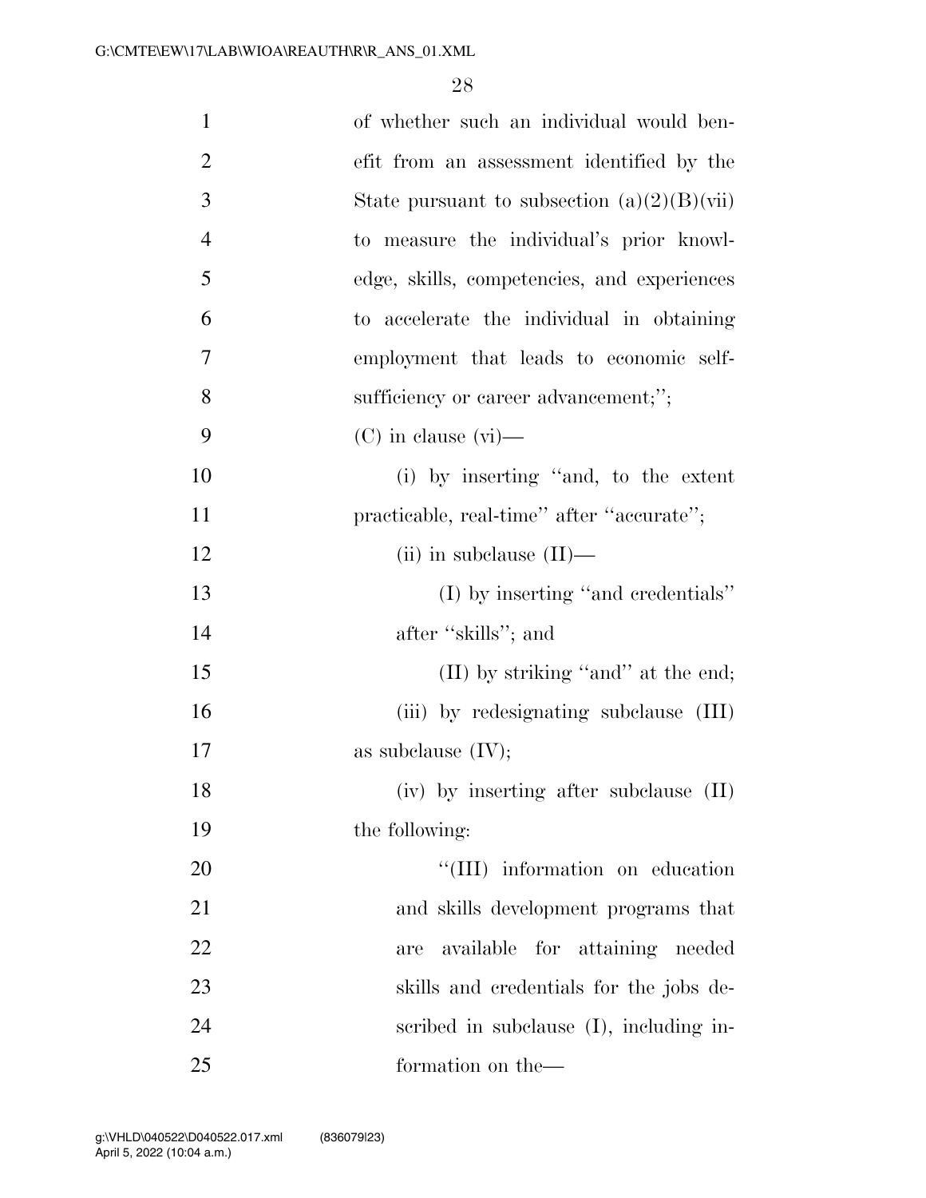of whether such an individual would benefit from an assessment identified by the State pursuant to subsection (a)(2)(B)(vii) to measure the individual's prior knowledge, skills, competencies, and experiences to accelerate the individual in obtaining employment that leads to economic self-sufficiency or career advancement;'';

(C) in clause (vi)—

(i) by inserting ''and, to the extent practicable, real-time'' after ''accurate'';

(ii) in subclause (II)—

(I) by inserting ''and credentials'' after ''skills''; and

(II) by striking ''and'' at the end;

(iii) by redesignating subclause (III) as subclause (IV);

(iv) by inserting after subclause (II) the following:

''(III) information on education and skills development programs that are available for attaining needed skills and credentials for the jobs described in subclause (I), including information on the—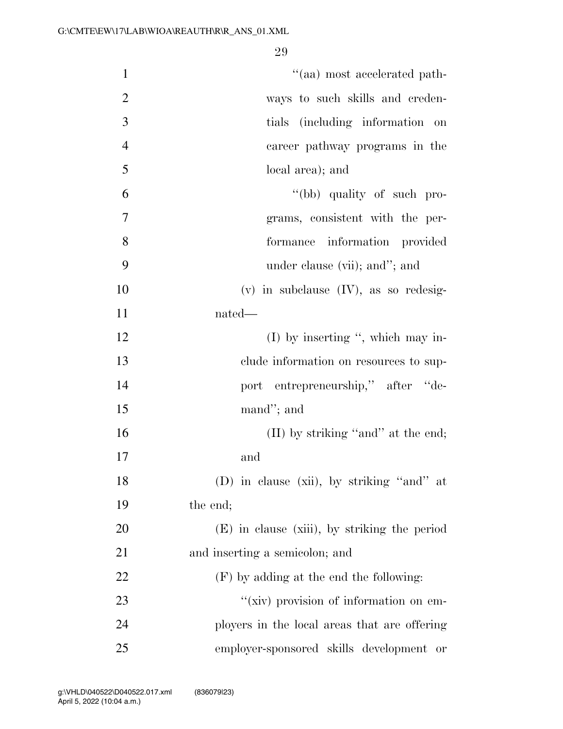"(aa) most accelerated pathways to such skills and credentials (including information on career pathway programs in the local area); and

"(bb) quality of such programs, consistent with the performance information provided under clause (vii); and"; and

(v) in subclause (IV), as so redesignated—

(I) by inserting ", which may include information on resources to support entrepreneurship," after "demand"; and

(II) by striking "and" at the end; and

(D) in clause (xii), by striking "and" at the end;

(E) in clause (xiii), by striking the period and inserting a semicolon; and

(F) by adding at the end the following:

"(xiv) provision of information on employers in the local areas that are offering employer-sponsored skills development or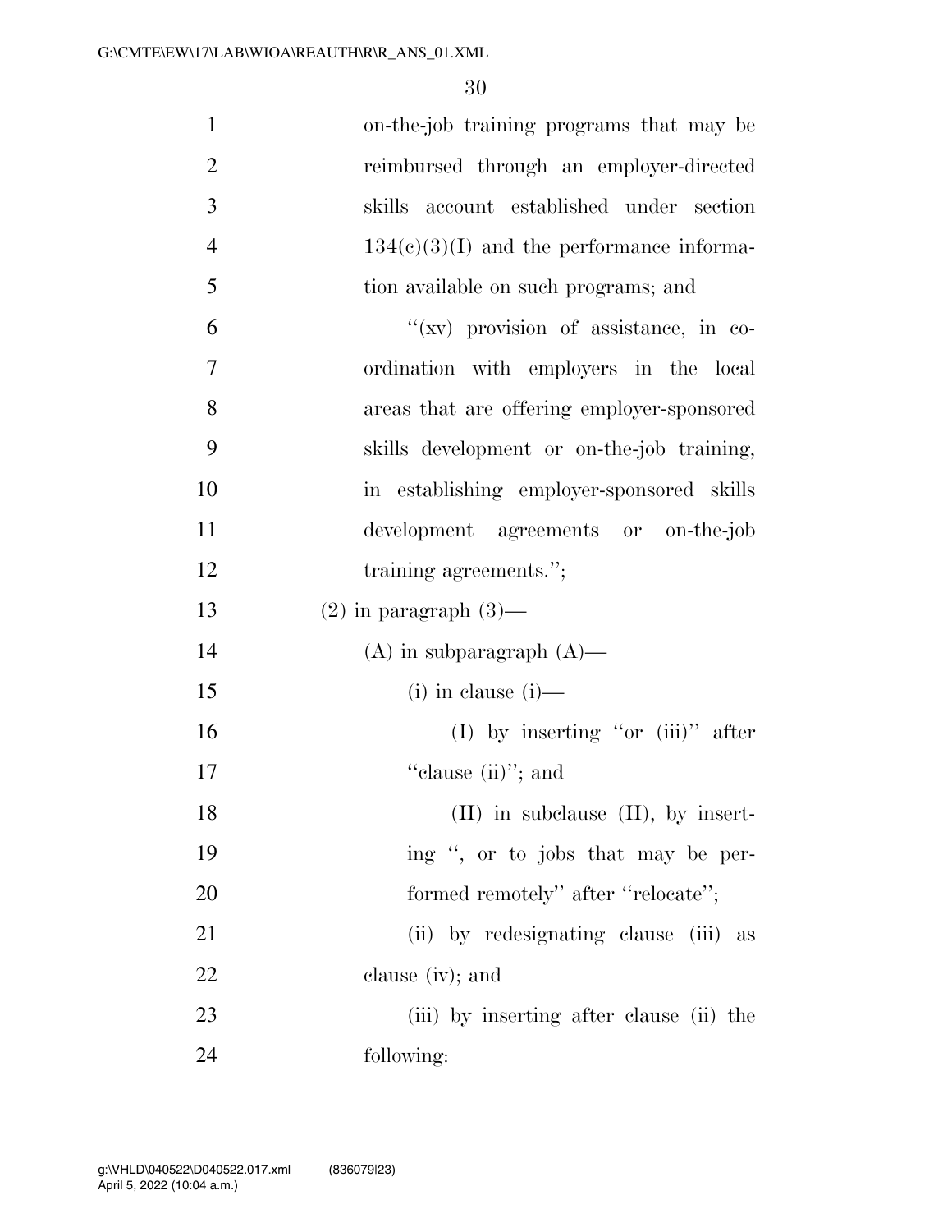on-the-job training programs that may be reimbursed through an employer-directed skills account established under section 134(c)(3)(I) and the performance information available on such programs; and

''(xv) provision of assistance, in coordination with employers in the local areas that are offering employer-sponsored skills development or on-the-job training, in establishing employer-sponsored skills development agreements or on-the-job training agreements.'';

(2) in paragraph (3)—

(A) in subparagraph (A)—

(i) in clause (i)—

(I) by inserting ''or (iii)'' after ''clause (ii)''; and

(II) in subclause (II), by inserting '', or to jobs that may be performed remotely'' after ''relocate'';

(ii) by redesignating clause (iii) as clause (iv); and

(iii) by inserting after clause (ii) the following: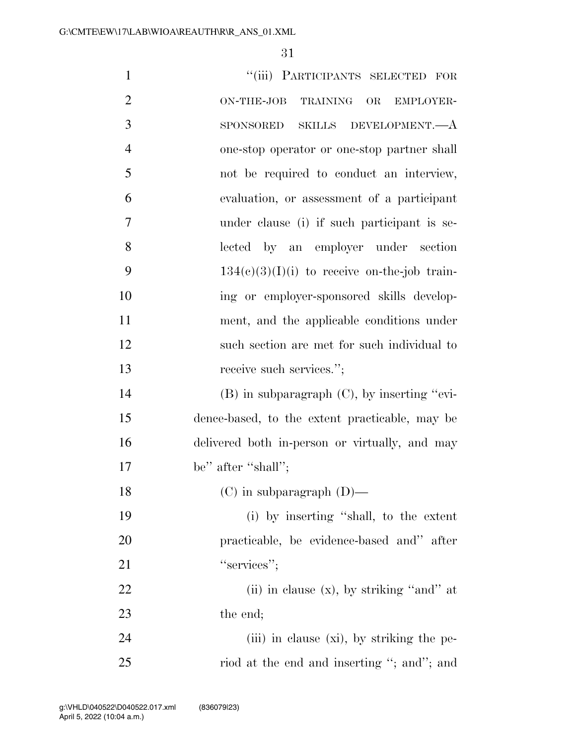"(iii) PARTICIPANTS SELECTED FOR ON-THE-JOB TRAINING OR EMPLOYER-SPONSORED SKILLS DEVELOPMENT.—A one-stop operator or one-stop partner shall not be required to conduct an interview, evaluation, or assessment of a participant under clause (i) if such participant is selected by an employer under section 134(c)(3)(I)(i) to receive on-the-job training or employer-sponsored skills development, and the applicable conditions under such section are met for such individual to receive such services.";

(B) in subparagraph (C), by inserting "evidence-based, to the extent practicable, may be delivered both in-person or virtually, and may be" after "shall";

(C) in subparagraph (D)—

(i) by inserting "shall, to the extent practicable, be evidence-based and" after "services";

(ii) in clause (x), by striking "and" at the end;

(iii) in clause (xi), by striking the period at the end and inserting "; and"; and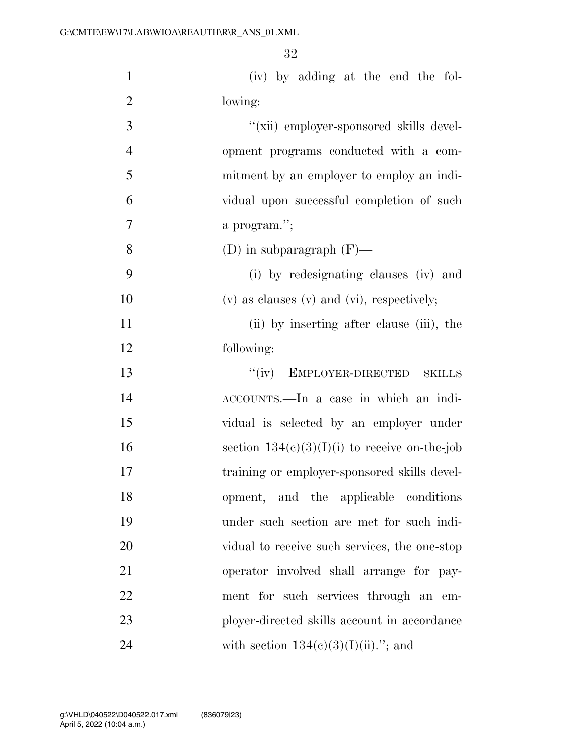(iv) by adding at the end the following:

"(xii) employer-sponsored skills development programs conducted with a commitment by an employer to employ an individual upon successful completion of such a program.";

(D) in subparagraph (F)—

(i) by redesignating clauses (iv) and (v) as clauses (v) and (vi), respectively;

(ii) by inserting after clause (iii), the following:

"(iv) EMPLOYER-DIRECTED SKILLS ACCOUNTS.—In a case in which an individual is selected by an employer under section 134(c)(3)(I)(i) to receive on-the-job training or employer-sponsored skills development, and the applicable conditions under such section are met for such individual to receive such services, the one-stop operator involved shall arrange for payment for such services through an employer-directed skills account in accordance with section 134(c)(3)(I)(ii)."; and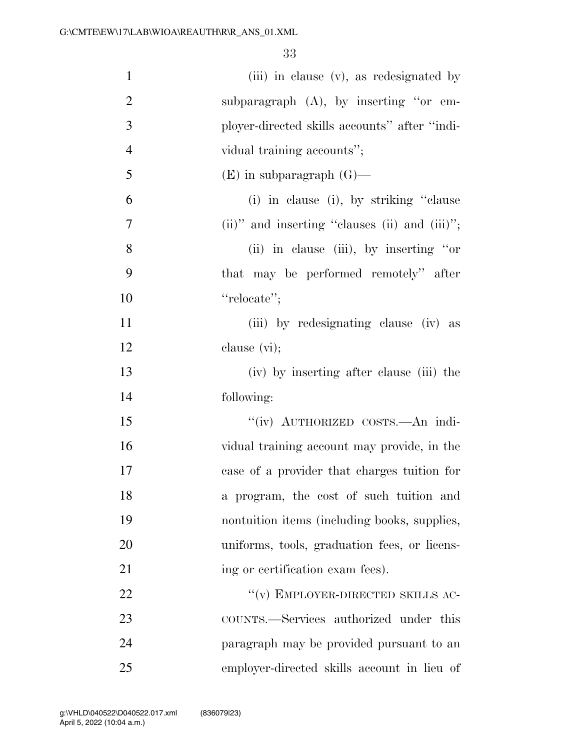(iii) in clause (v), as redesignated by subparagraph (A), by inserting ''or employer-directed skills accounts'' after ''individual training accounts'';

(E) in subparagraph (G)—

(i) in clause (i), by striking ''clause (ii)'' and inserting ''clauses (ii) and (iii)'';

(ii) in clause (iii), by inserting ''or that may be performed remotely'' after ''relocate'';

(iii) by redesignating clause (iv) as clause (vi);

(iv) by inserting after clause (iii) the following:

''(iv) AUTHORIZED COSTS.—An individual training account may provide, in the case of a provider that charges tuition for a program, the cost of such tuition and nontuition items (including books, supplies, uniforms, tools, graduation fees, or licensing or certification exam fees).

''(v) EMPLOYER-DIRECTED SKILLS ACCOUNTS.—Services authorized under this paragraph may be provided pursuant to an employer-directed skills account in lieu of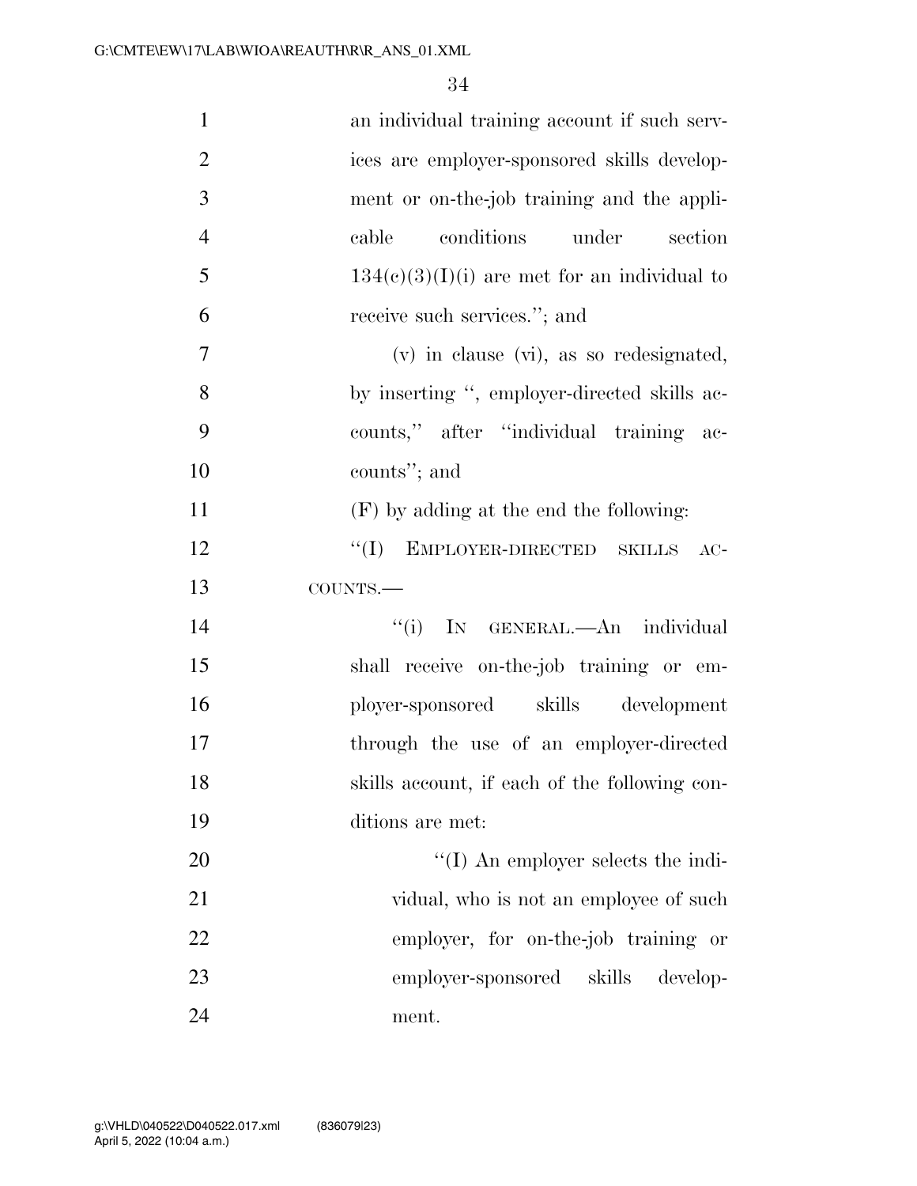an individual training account if such services are employer-sponsored skills development or on-the-job training and the applicable conditions under section 134(c)(3)(I)(i) are met for an individual to receive such services.''; and

(v) in clause (vi), as so redesignated, by inserting '', employer-directed skills accounts,'' after ''individual training accounts''; and

(F) by adding at the end the following:

''(I) EMPLOYER-DIRECTED SKILLS ACCOUNTS.—

''(i) IN GENERAL.—An individual shall receive on-the-job training or employer-sponsored skills development through the use of an employer-directed skills account, if each of the following conditions are met:

''(I) An employer selects the individual, who is not an employee of such employer, for on-the-job training or employer-sponsored skills development.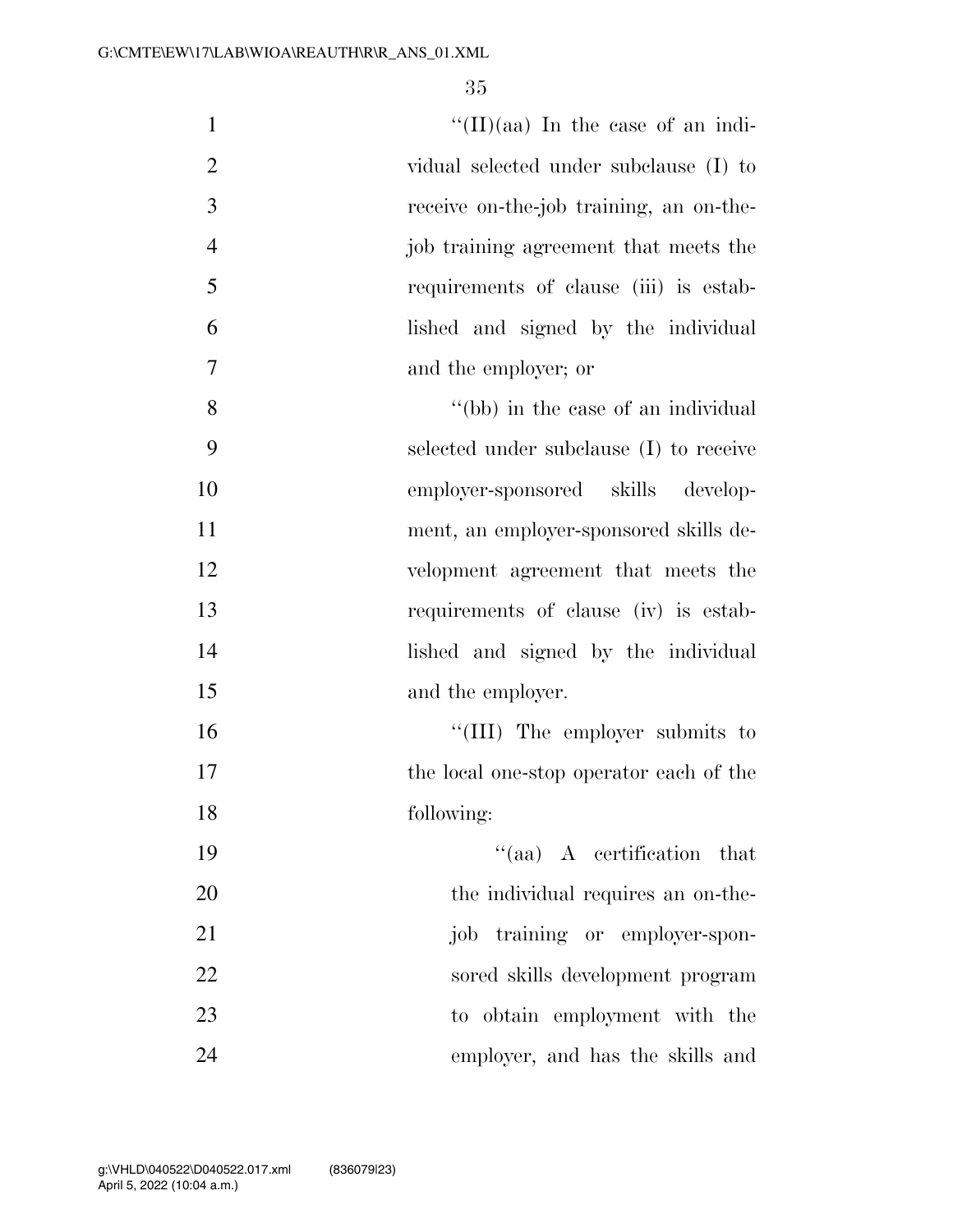''(II)(aa) In the case of an individual selected under subclause (I) to receive on-the-job training, an on-the-job training agreement that meets the requirements of clause (iii) is established and signed by the individual and the employer; or

''(bb) in the case of an individual selected under subclause (I) to receive employer-sponsored skills development, an employer-sponsored skills development agreement that meets the requirements of clause (iv) is established and signed by the individual and the employer.

''(III) The employer submits to the local one-stop operator each of the following:

''(aa) A certification that the individual requires an on-the-job training or employer-sponsored skills development program to obtain employment with the employer, and has the skills and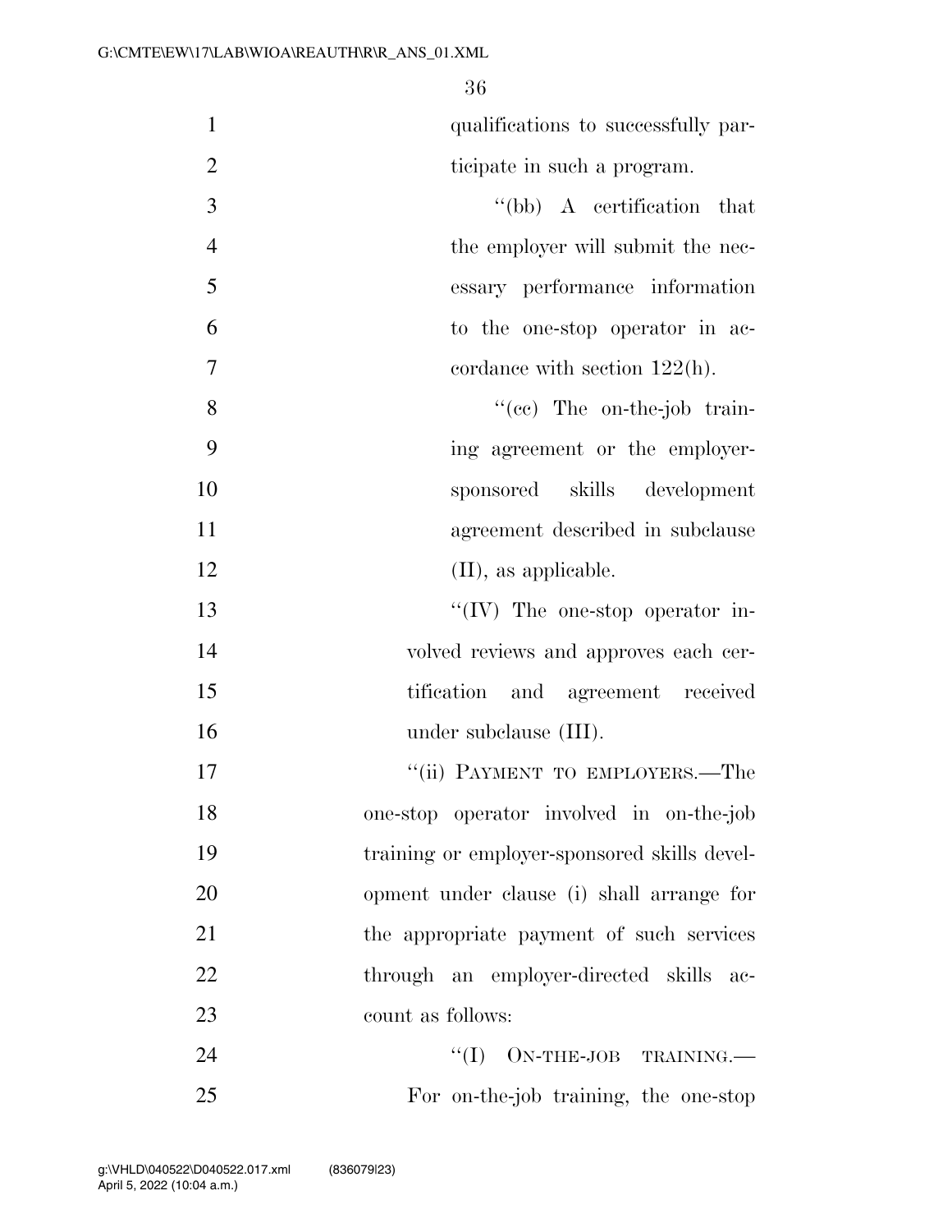qualifications to successfully participate in such a program.

"(bb) A certification that the employer will submit the necessary performance information to the one-stop operator in accordance with section 122(h).

"(cc) The on-the-job training agreement or the employer-sponsored skills development agreement described in subclause (II), as applicable.

"(IV) The one-stop operator involved reviews and approves each certification and agreement received under subclause (III).

"(ii) PAYMENT TO EMPLOYERS.—The one-stop operator involved in on-the-job training or employer-sponsored skills development under clause (i) shall arrange for the appropriate payment of such services through an employer-directed skills account as follows:

"(I) ON-THE-JOB TRAINING.—For on-the-job training, the one-stop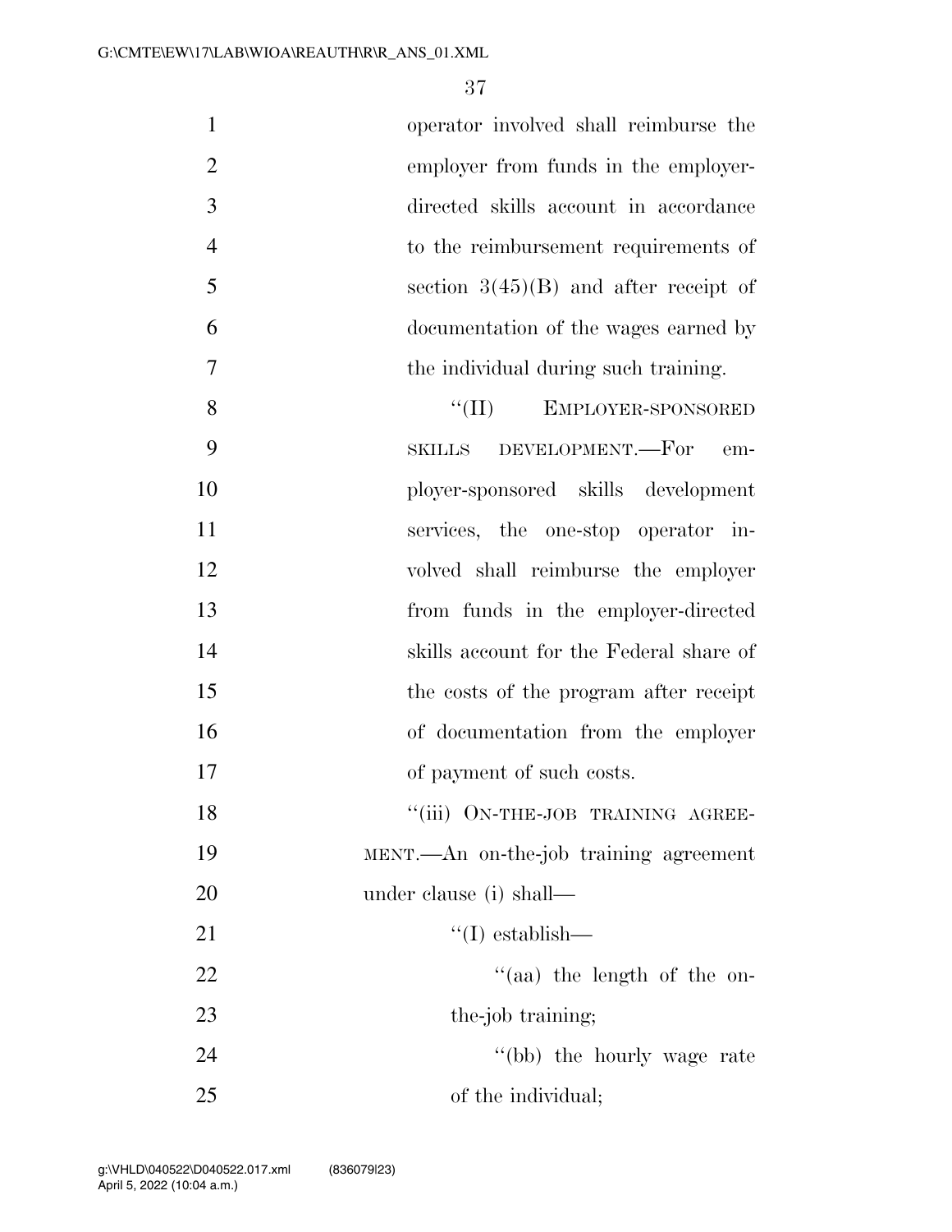operator involved shall reimburse the employer from funds in the employer-directed skills account in accordance to the reimbursement requirements of section 3(45)(B) and after receipt of documentation of the wages earned by the individual during such training.

"(II) EMPLOYER-SPONSORED SKILLS DEVELOPMENT.—For employer-sponsored skills development services, the one-stop operator involved shall reimburse the employer from funds in the employer-directed skills account for the Federal share of the costs of the program after receipt of documentation from the employer of payment of such costs.

"(iii) ON-THE-JOB TRAINING AGREEMENT.—An on-the-job training agreement under clause (i) shall—

"(I) establish—

"(aa) the length of the on-the-job training;

"(bb) the hourly wage rate of the individual;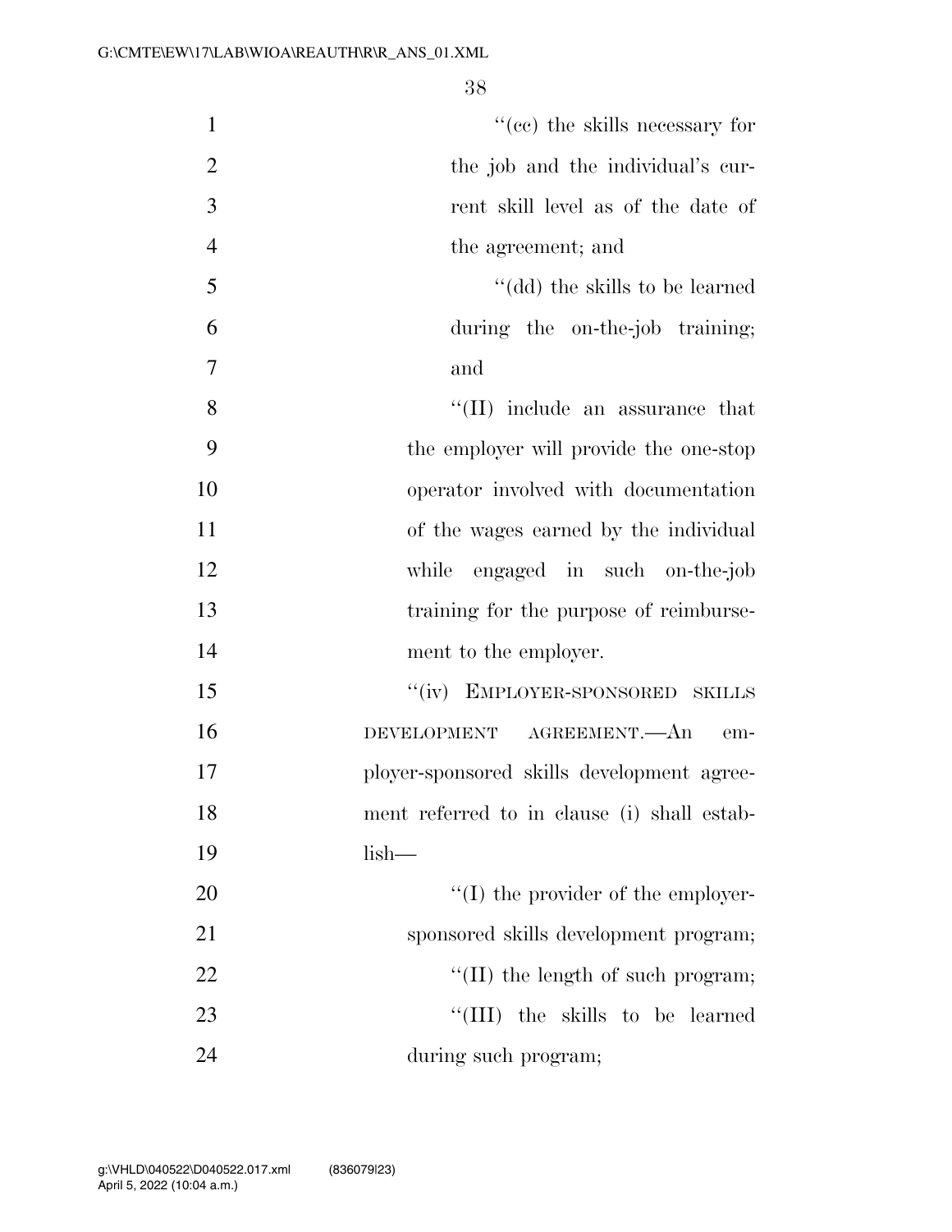"(cc) the skills necessary for the job and the individual's current skill level as of the date of the agreement; and

"(dd) the skills to be learned during the on-the-job training; and

"(II) include an assurance that the employer will provide the one-stop operator involved with documentation of the wages earned by the individual while engaged in such on-the-job training for the purpose of reimbursement to the employer.

"(iv) EMPLOYER-SPONSORED SKILLS DEVELOPMENT AGREEMENT.—An employer-sponsored skills development agreement referred to in clause (i) shall establish—

"(I) the provider of the employer-sponsored skills development program;

"(II) the length of such program;

"(III) the skills to be learned during such program;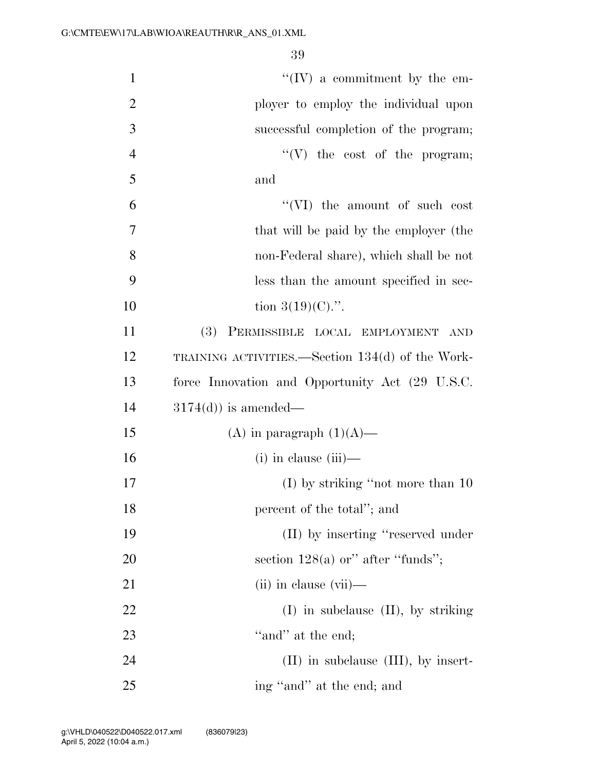''(IV) a commitment by the employer to employ the individual upon successful completion of the program;

''(V) the cost of the program; and

''(VI) the amount of such cost that will be paid by the employer (the non-Federal share), which shall be not less than the amount specified in section 3(19)(C).''.

(3) PERMISSIBLE LOCAL EMPLOYMENT AND TRAINING ACTIVITIES.—Section 134(d) of the Workforce Innovation and Opportunity Act (29 U.S.C. 3174(d)) is amended—

(A) in paragraph (1)(A)—

(i) in clause (iii)—

(I) by striking ''not more than 10 percent of the total''; and

(II) by inserting ''reserved under section 128(a) or'' after ''funds'';

(ii) in clause (vii)—

(I) in subclause (II), by striking ''and'' at the end;

(II) in subclause (III), by inserting ''and'' at the end; and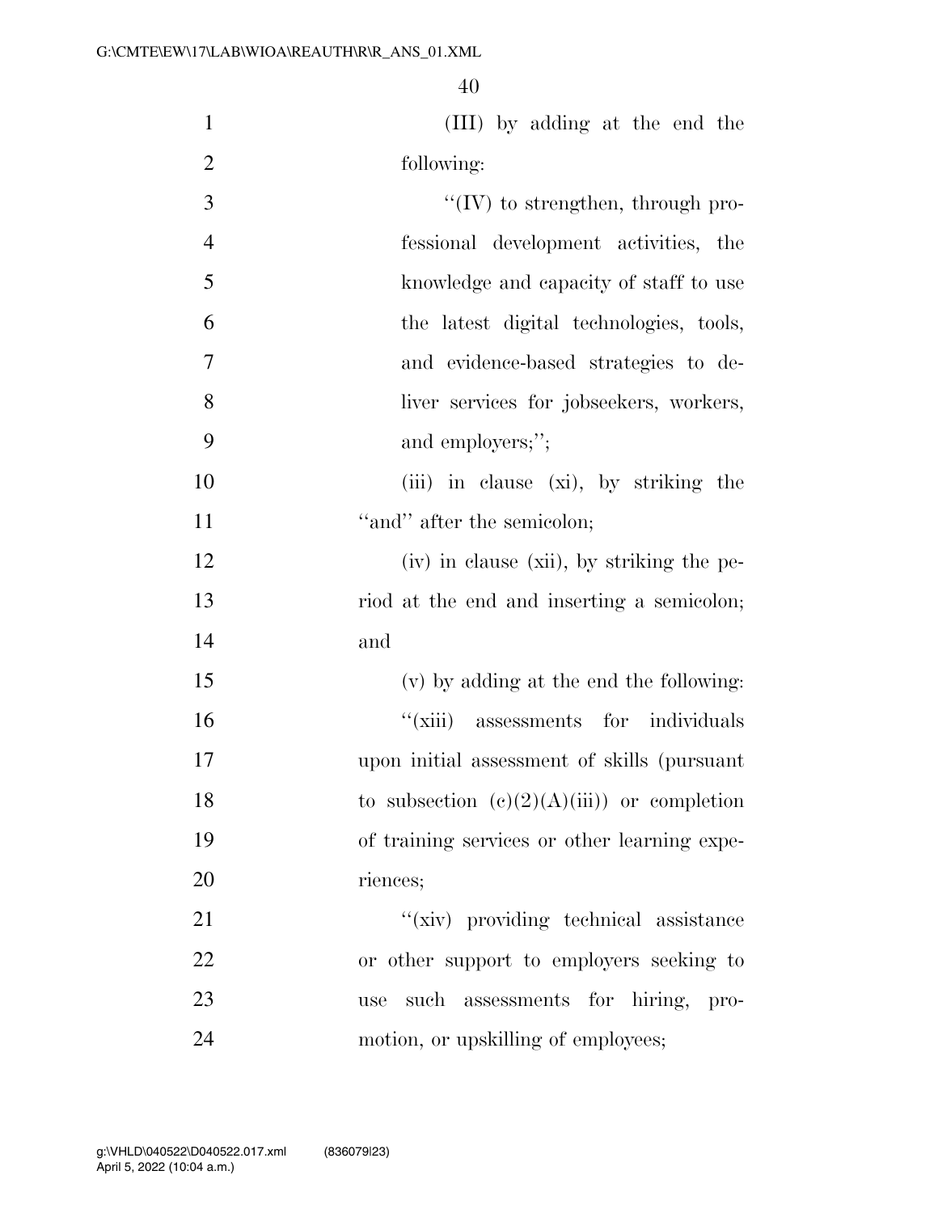(III) by adding at the end the following:

''(IV) to strengthen, through professional development activities, the knowledge and capacity of staff to use the latest digital technologies, tools, and evidence-based strategies to deliver services for jobseekers, workers, and employers;'';

(iii) in clause (xi), by striking the ''and'' after the semicolon;

(iv) in clause (xii), by striking the period at the end and inserting a semicolon; and

(v) by adding at the end the following:

''(xiii) assessments for individuals upon initial assessment of skills (pursuant to subsection (c)(2)(A)(iii)) or completion of training services or other learning experiences;

''(xiv) providing technical assistance or other support to employers seeking to use such assessments for hiring, promotion, or upskilling of employees;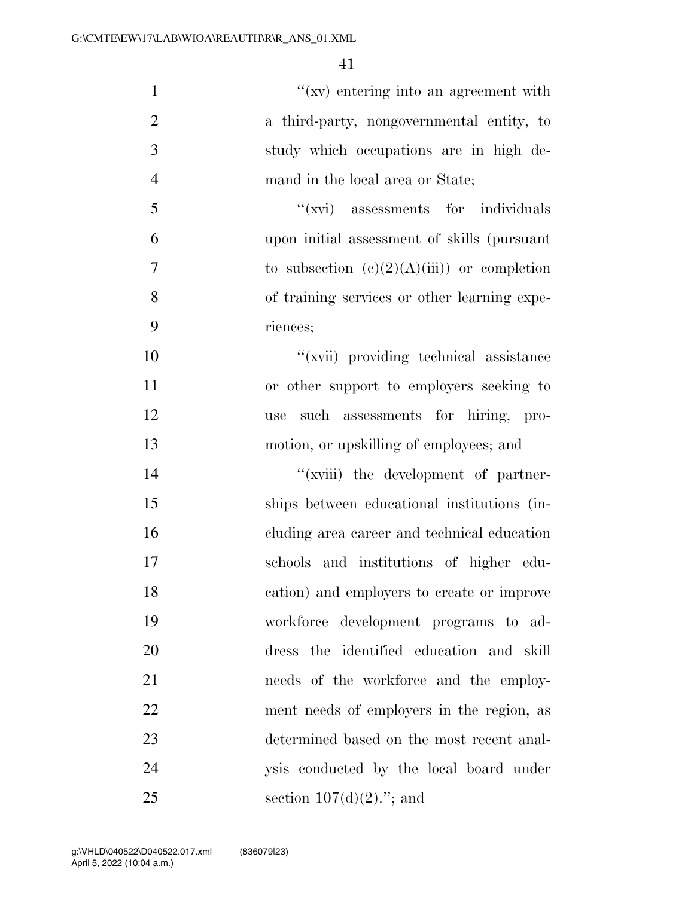"(xv) entering into an agreement with a third-party, nongovernmental entity, to study which occupations are in high demand in the local area or State;

"(xvi) assessments for individuals upon initial assessment of skills (pursuant to subsection (c)(2)(A)(iii)) or completion of training services or other learning experiences;

"(xvii) providing technical assistance or other support to employers seeking to use such assessments for hiring, promotion, or upskilling of employees; and

"(xviii) the development of partnerships between educational institutions (including area career and technical education schools and institutions of higher education) and employers to create or improve workforce development programs to address the identified education and skill needs of the workforce and the employment needs of employers in the region, as determined based on the most recent analysis conducted by the local board under section 107(d)(2)."; and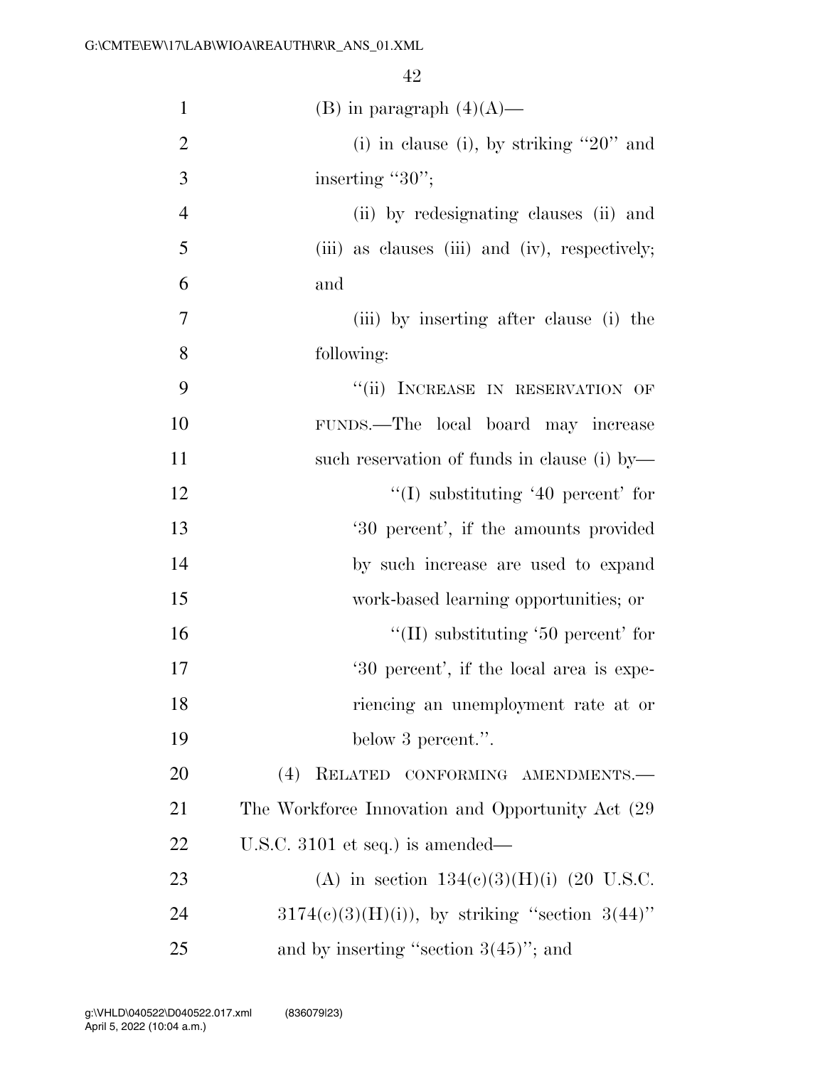(B) in paragraph (4)(A)—

(i) in clause (i), by striking "20" and inserting "30";

(ii) by redesignating clauses (ii) and (iii) as clauses (iii) and (iv), respectively; and

(iii) by inserting after clause (i) the following:

"(ii) INCREASE IN RESERVATION OF FUNDS.—The local board may increase such reservation of funds in clause (i) by—

"(I) substituting '40 percent' for '30 percent', if the amounts provided by such increase are used to expand work-based learning opportunities; or

"(II) substituting '50 percent' for '30 percent', if the local area is experiencing an unemployment rate at or below 3 percent.".

(4) RELATED CONFORMING AMENDMENTS.—The Workforce Innovation and Opportunity Act (29 U.S.C. 3101 et seq.) is amended—

(A) in section 134(c)(3)(H)(i) (20 U.S.C. 3174(c)(3)(H)(i)), by striking "section 3(44)" and by inserting "section 3(45)"; and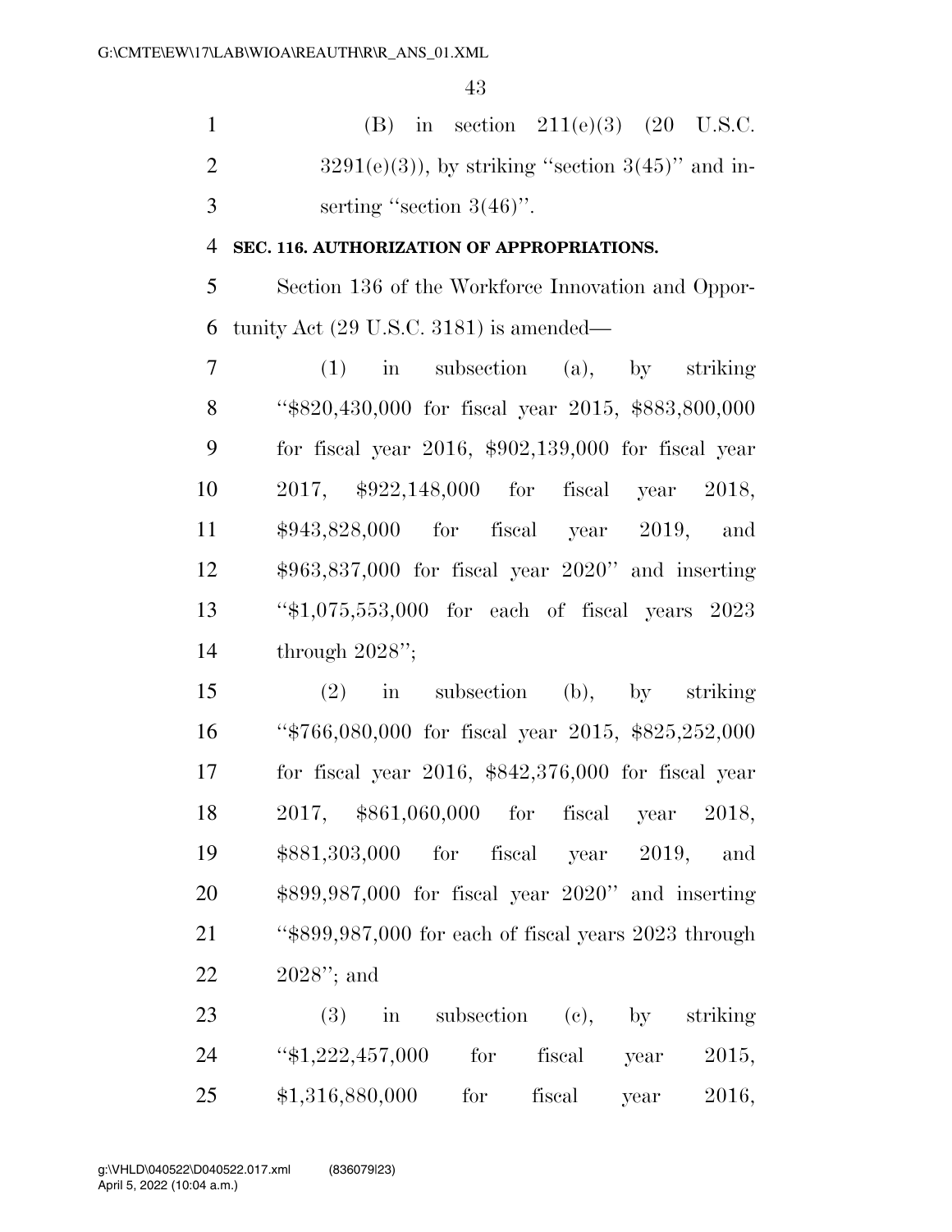(B) in section 211(e)(3) (20 U.S.C. 3291(e)(3)), by striking "section 3(45)" and inserting "section 3(46)".

**SEC. 116. AUTHORIZATION OF APPROPRIATIONS.**

Section 136 of the Workforce Innovation and Opportunity Act (29 U.S.C. 3181) is amended—

(1) in subsection (a), by striking "$820,430,000 for fiscal year 2015, $883,800,000 for fiscal year 2016, $902,139,000 for fiscal year 2017, $922,148,000 for fiscal year 2018, $943,828,000 for fiscal year 2019, and $963,837,000 for fiscal year 2020" and inserting "$1,075,553,000 for each of fiscal years 2023 through 2028";

(2) in subsection (b), by striking "$766,080,000 for fiscal year 2015, $825,252,000 for fiscal year 2016, $842,376,000 for fiscal year 2017, $861,060,000 for fiscal year 2018, $881,303,000 for fiscal year 2019, and $899,987,000 for fiscal year 2020" and inserting "$899,987,000 for each of fiscal years 2023 through 2028"; and

(3) in subsection (c), by striking "$1,222,457,000 for fiscal year 2015, $1,316,880,000 for fiscal year 2016,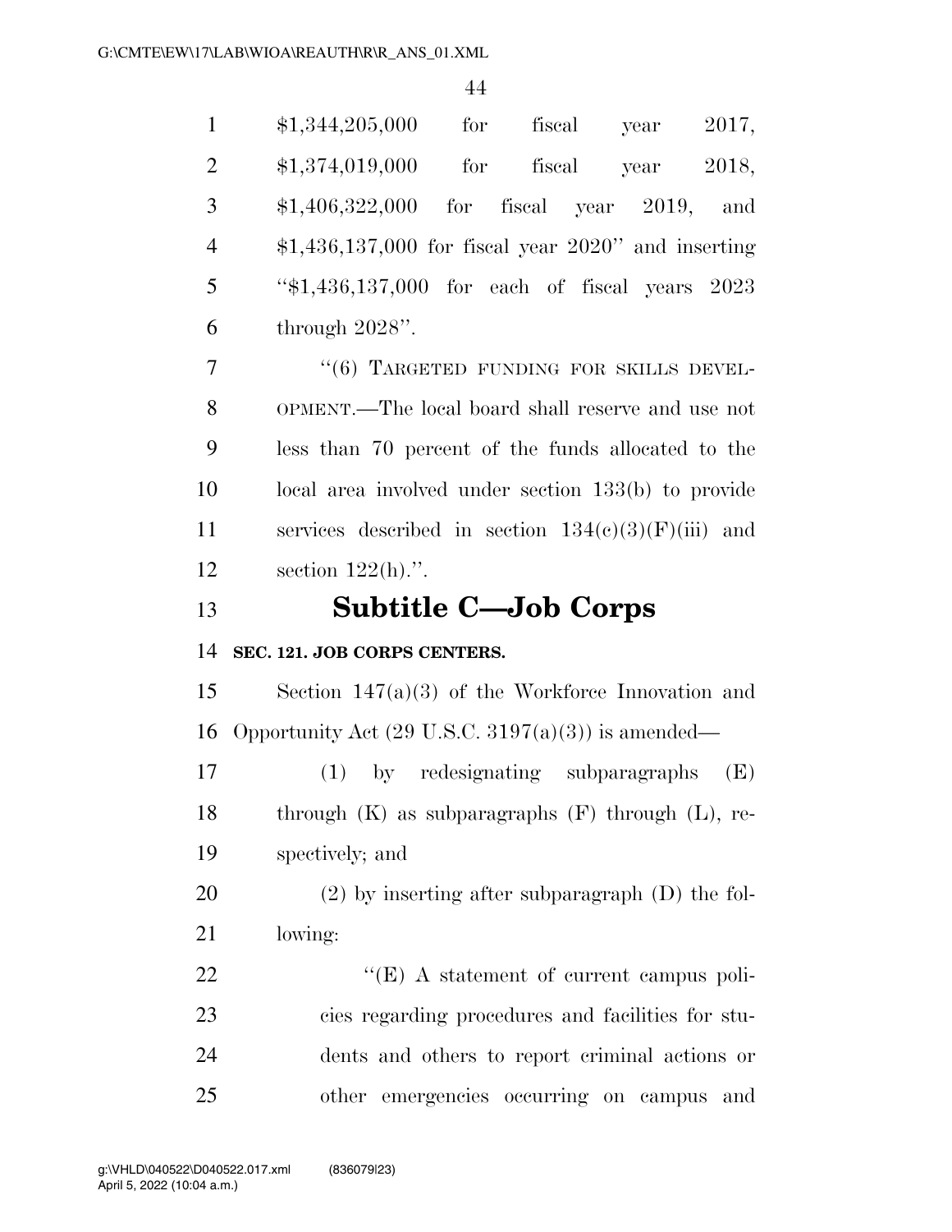$1,344,205,000 for fiscal year 2017, $1,374,019,000 for fiscal year 2018, $1,406,322,000 for fiscal year 2019, and $1,436,137,000 for fiscal year 2020'' and inserting ''$1,436,137,000 for each of fiscal years 2023 through 2028''.

''(6) TARGETED FUNDING FOR SKILLS DEVELOPMENT.—The local board shall reserve and use not less than 70 percent of the funds allocated to the local area involved under section 133(b) to provide services described in section 134(c)(3)(F)(iii) and section 122(h).''.

## Subtitle C—Job Corps

**SEC. 121. JOB CORPS CENTERS.**

Section 147(a)(3) of the Workforce Innovation and Opportunity Act (29 U.S.C. 3197(a)(3)) is amended—

(1) by redesignating subparagraphs (E) through (K) as subparagraphs (F) through (L), respectively; and

(2) by inserting after subparagraph (D) the following:

''(E) A statement of current campus policies regarding procedures and facilities for students and others to report criminal actions or other emergencies occurring on campus and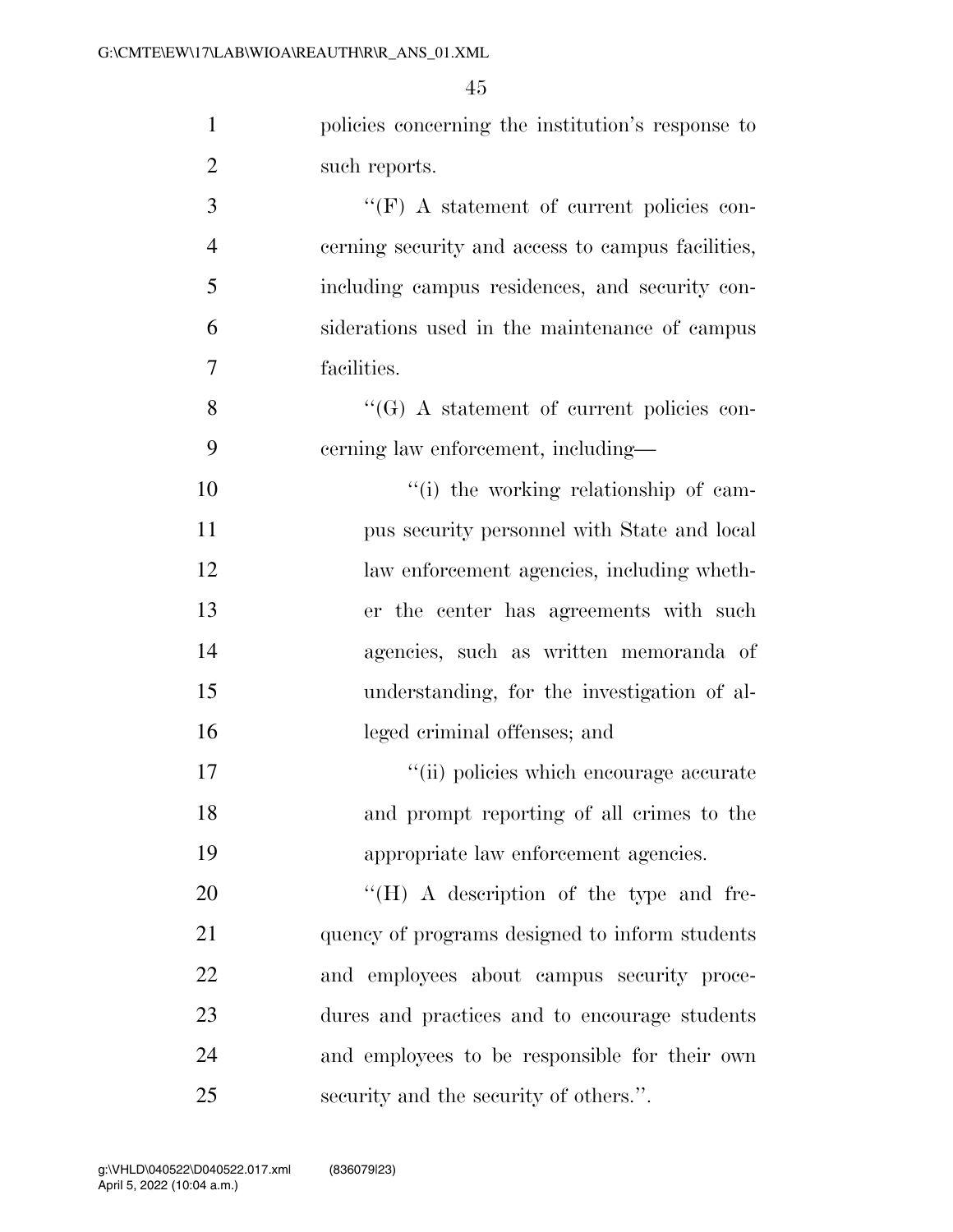policies concerning the institution's response to such reports.

''(F) A statement of current policies concerning security and access to campus facilities, including campus residences, and security considerations used in the maintenance of campus facilities.

''(G) A statement of current policies concerning law enforcement, including—

''(i) the working relationship of campus security personnel with State and local law enforcement agencies, including whether the center has agreements with such agencies, such as written memoranda of understanding, for the investigation of alleged criminal offenses; and

''(ii) policies which encourage accurate and prompt reporting of all crimes to the appropriate law enforcement agencies.

''(H) A description of the type and frequency of programs designed to inform students and employees about campus security procedures and practices and to encourage students and employees to be responsible for their own security and the security of others.''.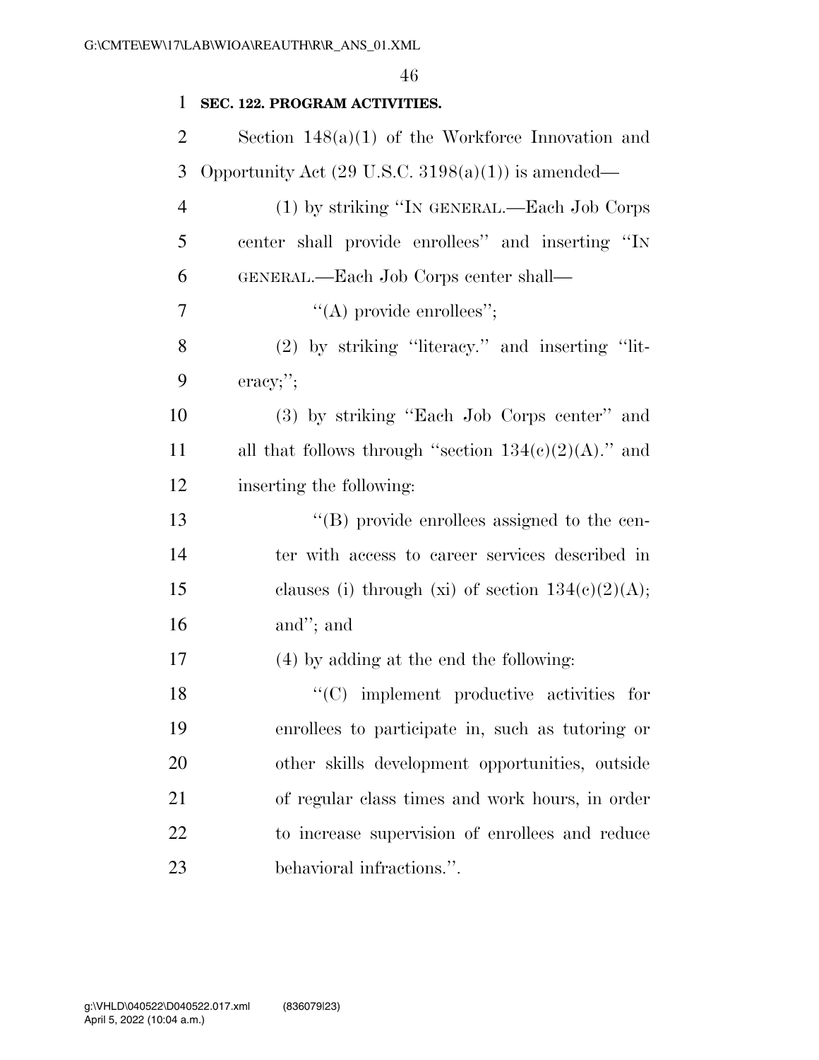**SEC. 122. PROGRAM ACTIVITIES.**

Section 148(a)(1) of the Workforce Innovation and Opportunity Act (29 U.S.C. 3198(a)(1)) is amended—

(1) by striking "IN GENERAL.—Each Job Corps center shall provide enrollees" and inserting "IN GENERAL.—Each Job Corps center shall—

"(A) provide enrollees";

(2) by striking "literacy." and inserting "literacy;";

(3) by striking "Each Job Corps center" and all that follows through "section 134(c)(2)(A)." and inserting the following:

"(B) provide enrollees assigned to the center with access to career services described in clauses (i) through (xi) of section 134(c)(2)(A); and"; and

(4) by adding at the end the following:

"(C) implement productive activities for enrollees to participate in, such as tutoring or other skills development opportunities, outside of regular class times and work hours, in order to increase supervision of enrollees and reduce behavioral infractions.".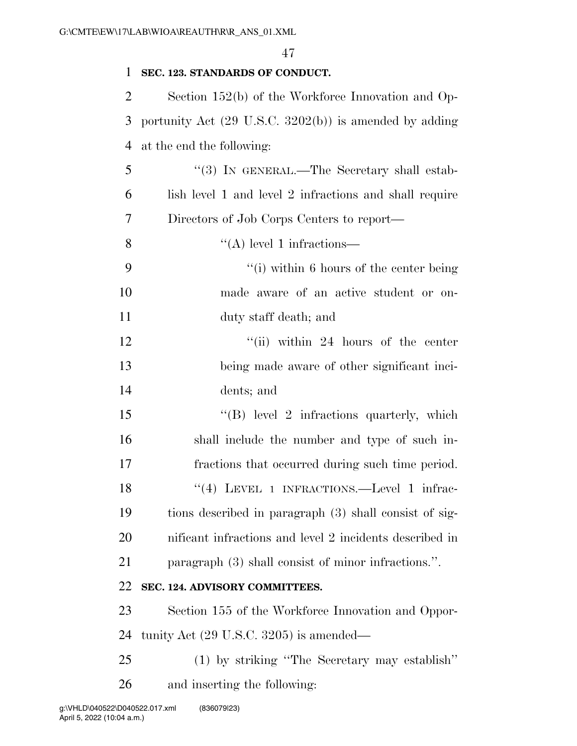**SEC. 123. STANDARDS OF CONDUCT.**

Section 152(b) of the Workforce Innovation and Opportunity Act (29 U.S.C. 3202(b)) is amended by adding at the end the following:

> ''(3) IN GENERAL.—The Secretary shall establish level 1 and level 2 infractions and shall require Directors of Job Corps Centers to report—
>
> > ''(A) level 1 infractions—
> >
> > > ''(i) within 6 hours of the center being made aware of an active student or on-duty staff death; and
> > >
> > > ''(ii) within 24 hours of the center being made aware of other significant incidents; and
> >
> > ''(B) level 2 infractions quarterly, which shall include the number and type of such infractions that occurred during such time period.
>
> ''(4) LEVEL 1 INFRACTIONS.—Level 1 infractions described in paragraph (3) shall consist of significant infractions and level 2 incidents described in paragraph (3) shall consist of minor infractions.''.

**SEC. 124. ADVISORY COMMITTEES.**

Section 155 of the Workforce Innovation and Opportunity Act (29 U.S.C. 3205) is amended—

> (1) by striking ''The Secretary may establish'' and inserting the following: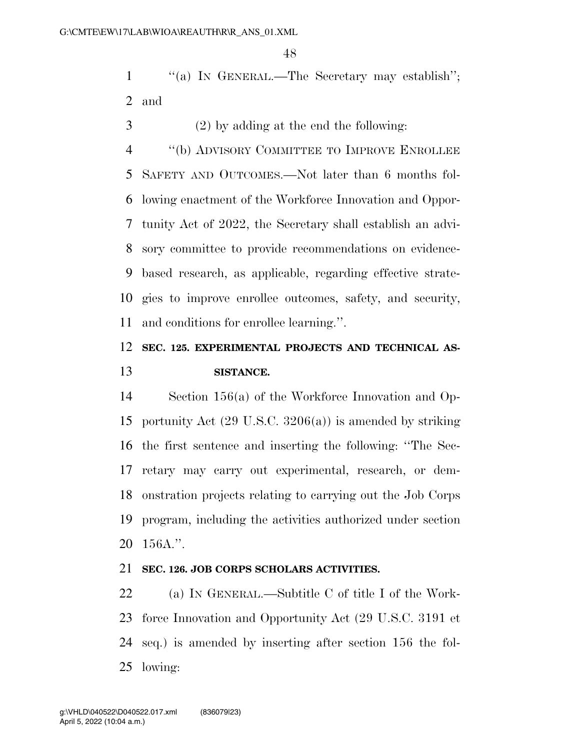"(a) IN GENERAL.—The Secretary may establish"; and

(2) by adding at the end the following:

"(b) ADVISORY COMMITTEE TO IMPROVE ENROLLEE SAFETY AND OUTCOMES.—Not later than 6 months following enactment of the Workforce Innovation and Opportunity Act of 2022, the Secretary shall establish an advisory committee to provide recommendations on evidence-based research, as applicable, regarding effective strategies to improve enrollee outcomes, safety, and security, and conditions for enrollee learning.".

**SEC. 125. EXPERIMENTAL PROJECTS AND TECHNICAL ASSISTANCE.**

Section 156(a) of the Workforce Innovation and Opportunity Act (29 U.S.C. 3206(a)) is amended by striking the first sentence and inserting the following: "The Secretary may carry out experimental, research, or demonstration projects relating to carrying out the Job Corps program, including the activities authorized under section 156A.".

**SEC. 126. JOB CORPS SCHOLARS ACTIVITIES.**

(a) IN GENERAL.—Subtitle C of title I of the Workforce Innovation and Opportunity Act (29 U.S.C. 3191 et seq.) is amended by inserting after section 156 the following: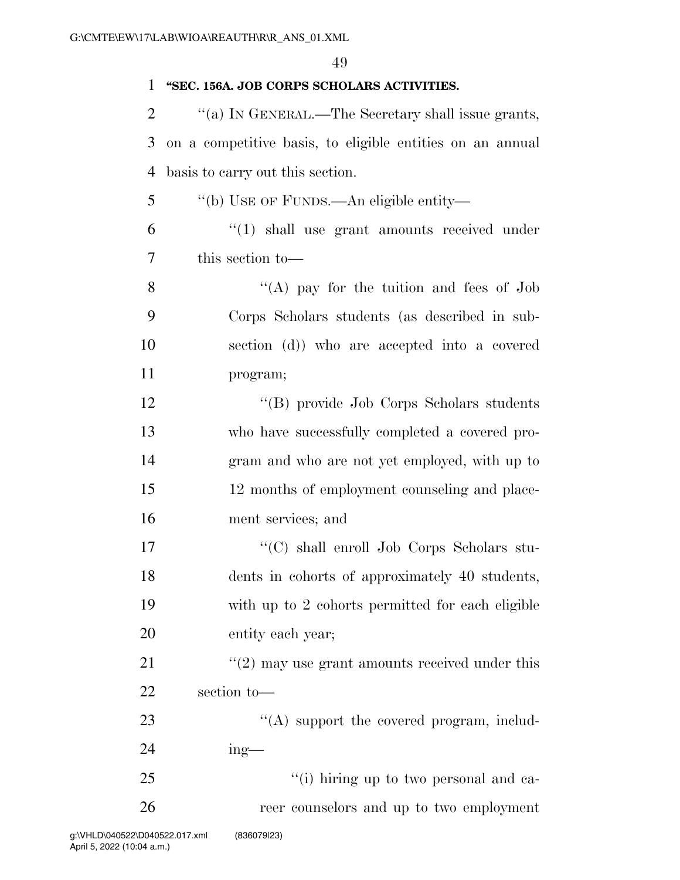**"SEC. 156A. JOB CORPS SCHOLARS ACTIVITIES.**

"(a) IN GENERAL.—The Secretary shall issue grants, on a competitive basis, to eligible entities on an annual basis to carry out this section.

"(b) USE OF FUNDS.—An eligible entity—

"(1) shall use grant amounts received under this section to—

"(A) pay for the tuition and fees of Job Corps Scholars students (as described in subsection (d)) who are accepted into a covered program;

"(B) provide Job Corps Scholars students who have successfully completed a covered program and who are not yet employed, with up to 12 months of employment counseling and placement services; and

"(C) shall enroll Job Corps Scholars students in cohorts of approximately 40 students, with up to 2 cohorts permitted for each eligible entity each year;

"(2) may use grant amounts received under this section to—

"(A) support the covered program, including—

"(i) hiring up to two personal and career counselors and up to two employment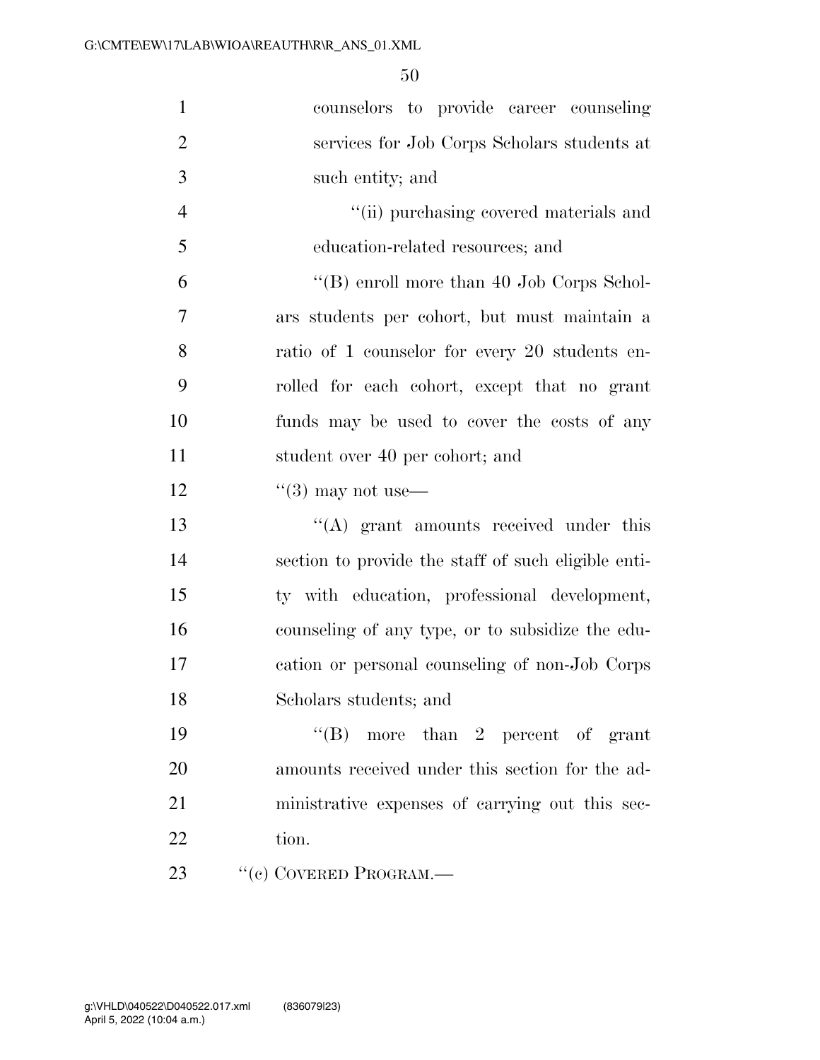counselors to provide career counseling services for Job Corps Scholars students at such entity; and

''(ii) purchasing covered materials and education-related resources; and

''(B) enroll more than 40 Job Corps Scholars students per cohort, but must maintain a ratio of 1 counselor for every 20 students enrolled for each cohort, except that no grant funds may be used to cover the costs of any student over 40 per cohort; and

''(3) may not use—

''(A) grant amounts received under this section to provide the staff of such eligible entity with education, professional development, counseling of any type, or to subsidize the education or personal counseling of non-Job Corps Scholars students; and

''(B) more than 2 percent of grant amounts received under this section for the administrative expenses of carrying out this section.

''(c) COVERED PROGRAM.—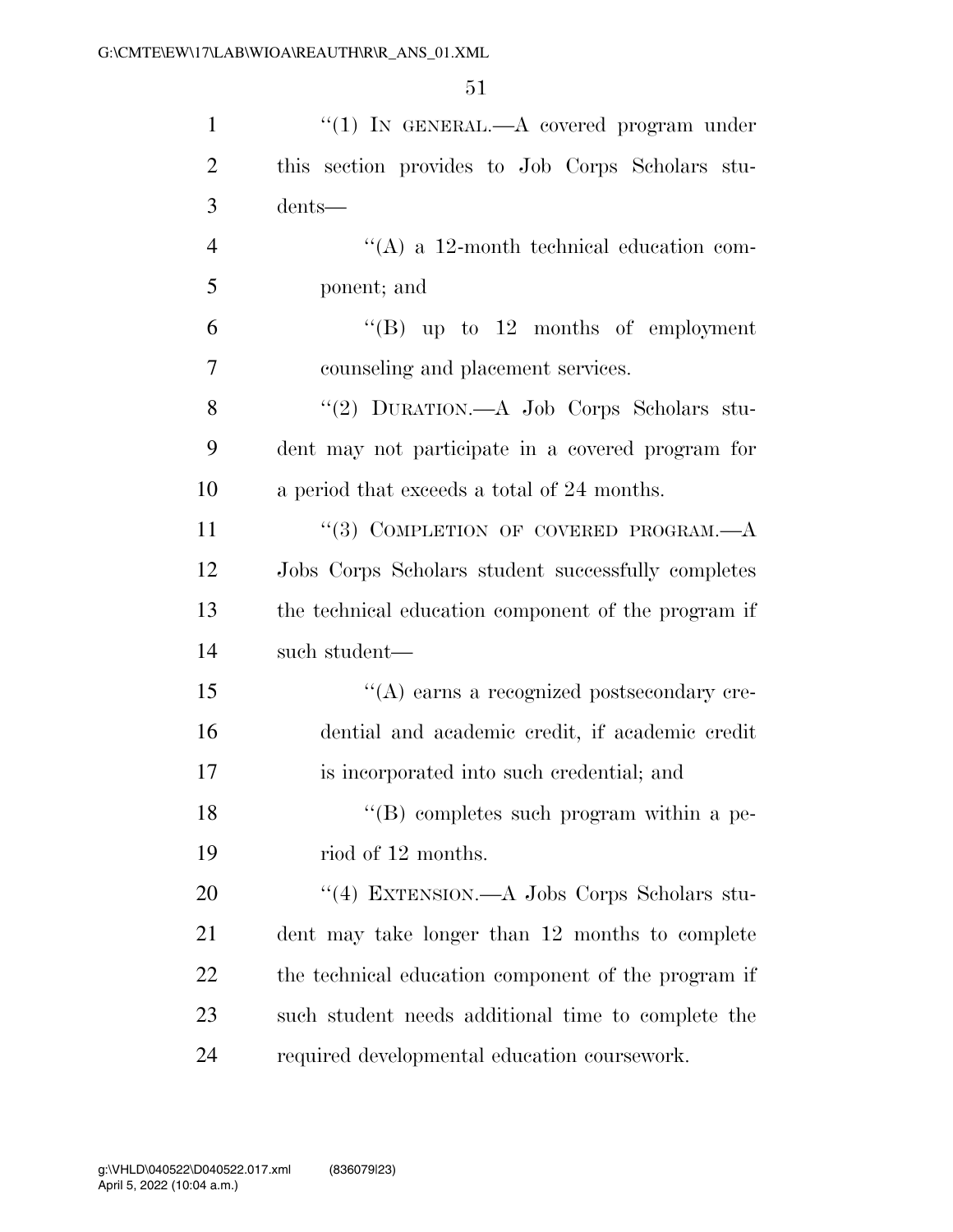''(1) IN GENERAL.—A covered program under this section provides to Job Corps Scholars students—

''(A) a 12-month technical education component; and

''(B) up to 12 months of employment counseling and placement services.

''(2) DURATION.—A Job Corps Scholars student may not participate in a covered program for a period that exceeds a total of 24 months.

''(3) COMPLETION OF COVERED PROGRAM.—A Jobs Corps Scholars student successfully completes the technical education component of the program if such student—

''(A) earns a recognized postsecondary credential and academic credit, if academic credit is incorporated into such credential; and

''(B) completes such program within a period of 12 months.

''(4) EXTENSION.—A Jobs Corps Scholars student may take longer than 12 months to complete the technical education component of the program if such student needs additional time to complete the required developmental education coursework.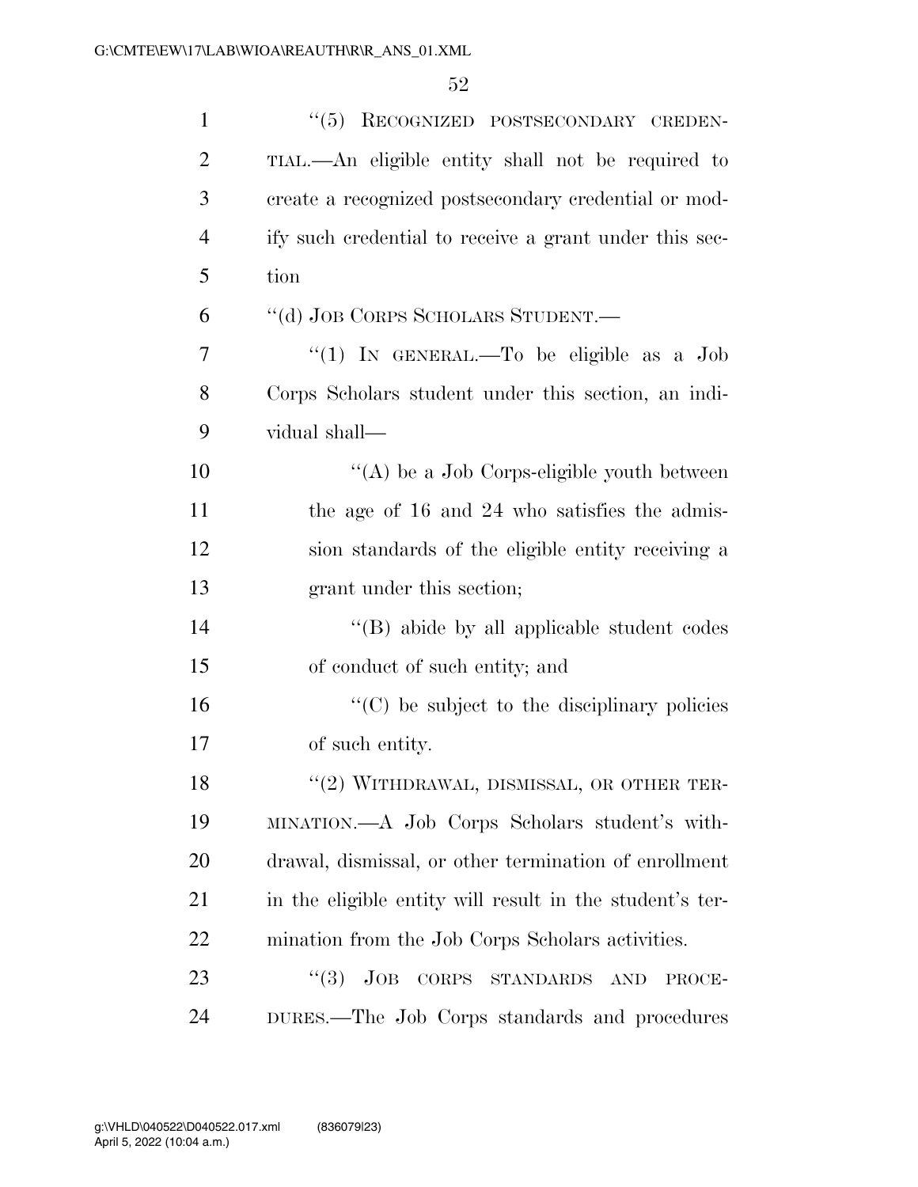"(5) RECOGNIZED POSTSECONDARY CREDENTIAL.—An eligible entity shall not be required to create a recognized postsecondary credential or modify such credential to receive a grant under this section

"(d) JOB CORPS SCHOLARS STUDENT.—

"(1) IN GENERAL.—To be eligible as a Job Corps Scholars student under this section, an individual shall—

"(A) be a Job Corps-eligible youth between the age of 16 and 24 who satisfies the admission standards of the eligible entity receiving a grant under this section;

"(B) abide by all applicable student codes of conduct of such entity; and

"(C) be subject to the disciplinary policies of such entity.

"(2) WITHDRAWAL, DISMISSAL, OR OTHER TERMINATION.—A Job Corps Scholars student's withdrawal, dismissal, or other termination of enrollment in the eligible entity will result in the student's termination from the Job Corps Scholars activities.

"(3) JOB CORPS STANDARDS AND PROCEDURES.—The Job Corps standards and procedures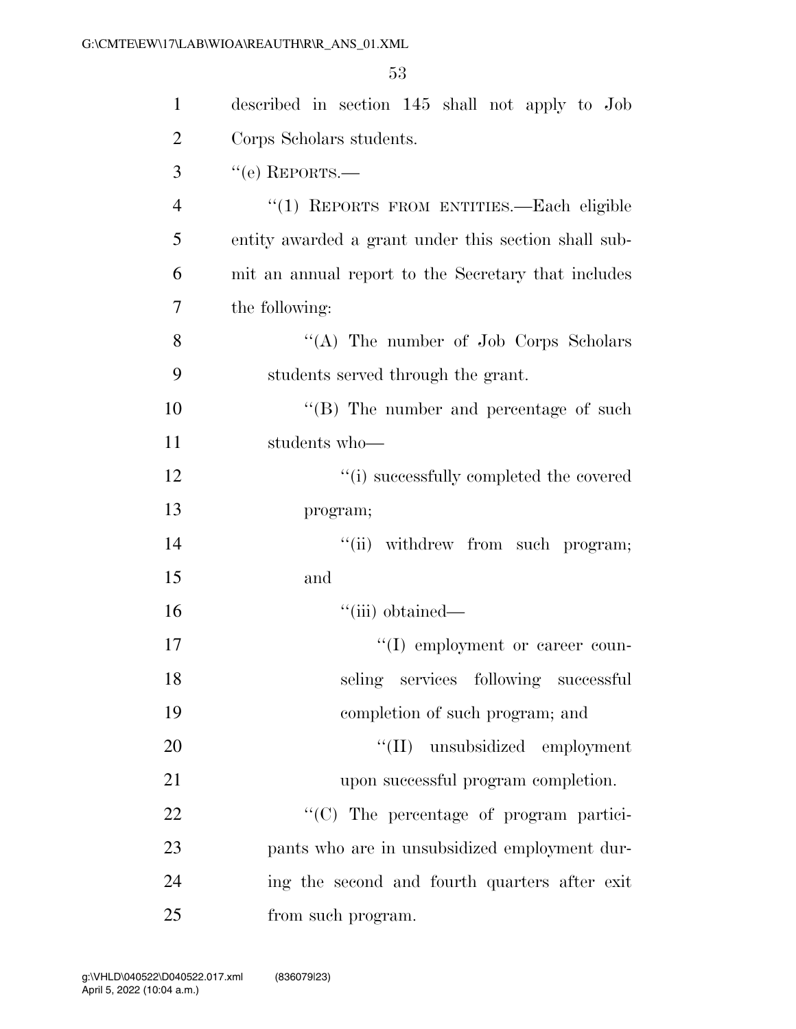described in section 145 shall not apply to Job Corps Scholars students.

''(e) REPORTS.—

''(1) REPORTS FROM ENTITIES.—Each eligible entity awarded a grant under this section shall submit an annual report to the Secretary that includes the following:

''(A) The number of Job Corps Scholars students served through the grant.

''(B) The number and percentage of such students who—

''(i) successfully completed the covered program;

''(ii) withdrew from such program; and

''(iii) obtained—

''(I) employment or career counseling services following successful completion of such program; and

''(II) unsubsidized employment upon successful program completion.

''(C) The percentage of program participants who are in unsubsidized employment during the second and fourth quarters after exit from such program.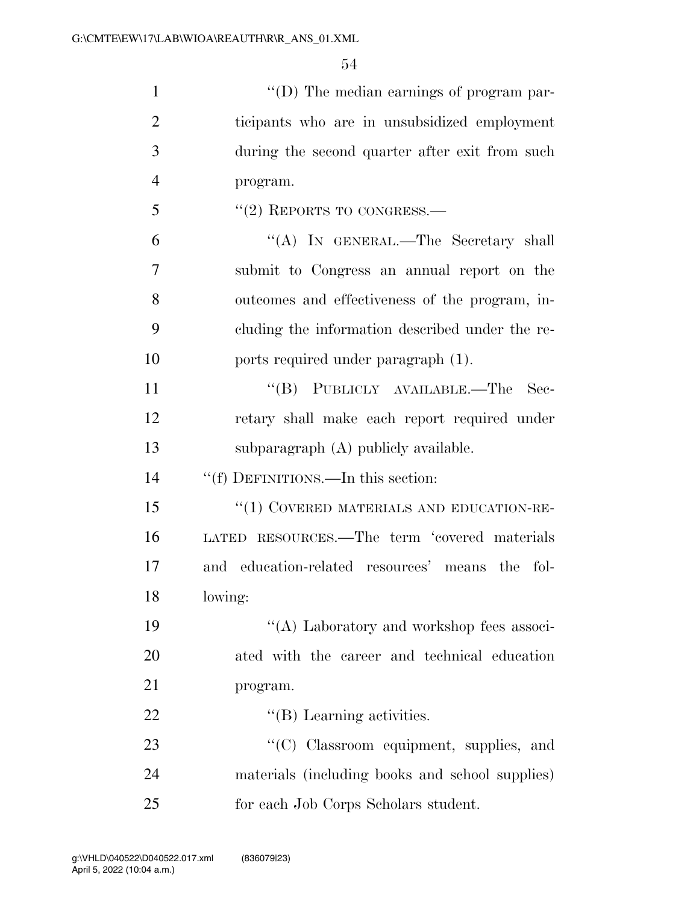''(D) The median earnings of program participants who are in unsubsidized employment during the second quarter after exit from such program.

''(2) REPORTS TO CONGRESS.—

''(A) IN GENERAL.—The Secretary shall submit to Congress an annual report on the outcomes and effectiveness of the program, including the information described under the reports required under paragraph (1).

''(B) PUBLICLY AVAILABLE.—The Secretary shall make each report required under subparagraph (A) publicly available.

''(f) DEFINITIONS.—In this section:

''(1) COVERED MATERIALS AND EDUCATION-RELATED RESOURCES.—The term 'covered materials and education-related resources' means the following:

''(A) Laboratory and workshop fees associated with the career and technical education program.

''(B) Learning activities.

''(C) Classroom equipment, supplies, and materials (including books and school supplies) for each Job Corps Scholars student.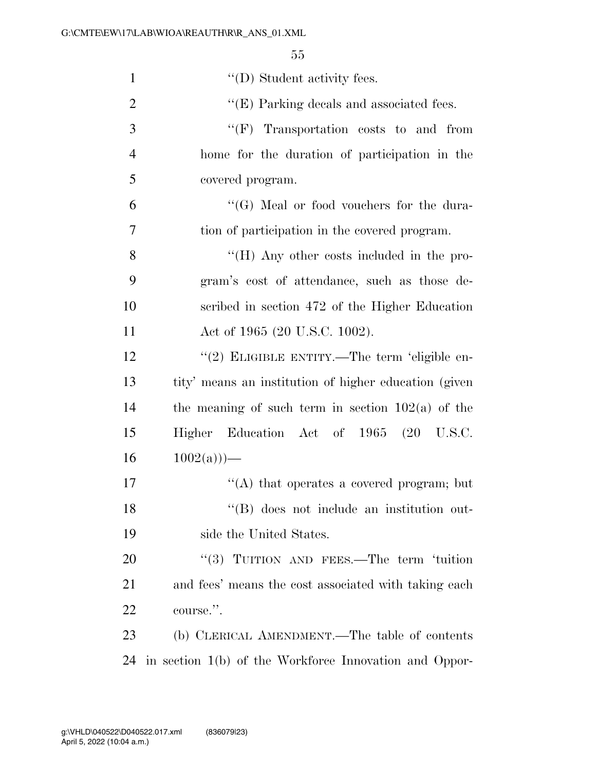''(D) Student activity fees.

''(E) Parking decals and associated fees.

''(F) Transportation costs to and from home for the duration of participation in the covered program.

''(G) Meal or food vouchers for the duration of participation in the covered program.

''(H) Any other costs included in the program's cost of attendance, such as those described in section 472 of the Higher Education Act of 1965 (20 U.S.C. 1002).

''(2) ELIGIBLE ENTITY.—The term 'eligible entity' means an institution of higher education (given the meaning of such term in section 102(a) of the Higher Education Act of 1965 (20 U.S.C. 1002(a)))—

''(A) that operates a covered program; but

''(B) does not include an institution outside the United States.

''(3) TUITION AND FEES.—The term 'tuition and fees' means the cost associated with taking each course.''.

(b) CLERICAL AMENDMENT.—The table of contents in section 1(b) of the Workforce Innovation and Oppor-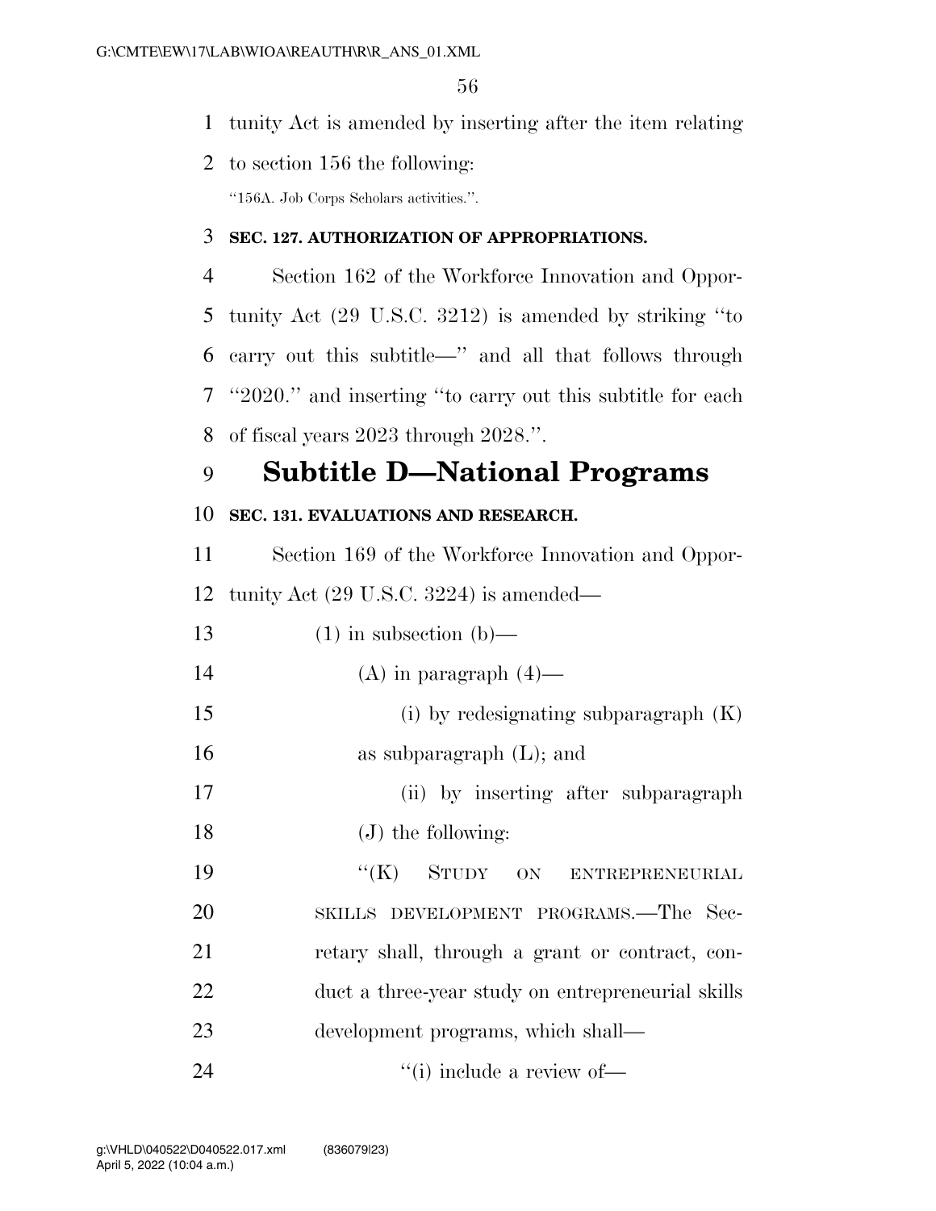tunity Act is amended by inserting after the item relating to section 156 the following:

"156A. Job Corps Scholars activities.".

**SEC. 127. AUTHORIZATION OF APPROPRIATIONS.**

Section 162 of the Workforce Innovation and Opportunity Act (29 U.S.C. 3212) is amended by striking "to carry out this subtitle—" and all that follows through "2020." and inserting "to carry out this subtitle for each of fiscal years 2023 through 2028.".

# Subtitle D—National Programs

**SEC. 131. EVALUATIONS AND RESEARCH.**

Section 169 of the Workforce Innovation and Opportunity Act (29 U.S.C. 3224) is amended—

(1) in subsection (b)—

(A) in paragraph (4)—

(i) by redesignating subparagraph (K) as subparagraph (L); and

(ii) by inserting after subparagraph (J) the following:

"(K) STUDY ON ENTREPRENEURIAL SKILLS DEVELOPMENT PROGRAMS.—The Secretary shall, through a grant or contract, conduct a three-year study on entrepreneurial skills development programs, which shall—

"(i) include a review of—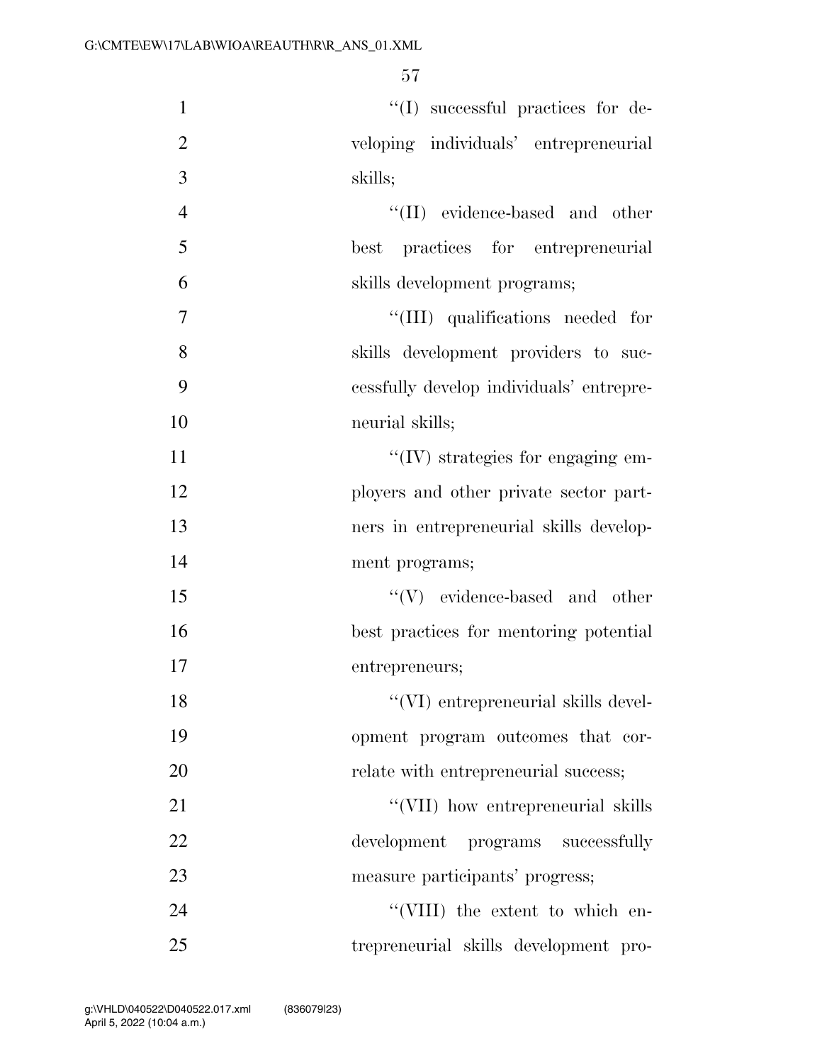''(I) successful practices for developing individuals' entrepreneurial skills;

''(II) evidence-based and other best practices for entrepreneurial skills development programs;

''(III) qualifications needed for skills development providers to successfully develop individuals' entrepreneurial skills;

''(IV) strategies for engaging employers and other private sector partners in entrepreneurial skills development programs;

''(V) evidence-based and other best practices for mentoring potential entrepreneurs;

''(VI) entrepreneurial skills development program outcomes that correlate with entrepreneurial success;

''(VII) how entrepreneurial skills development programs successfully measure participants' progress;

''(VIII) the extent to which entrepreneurial skills development pro-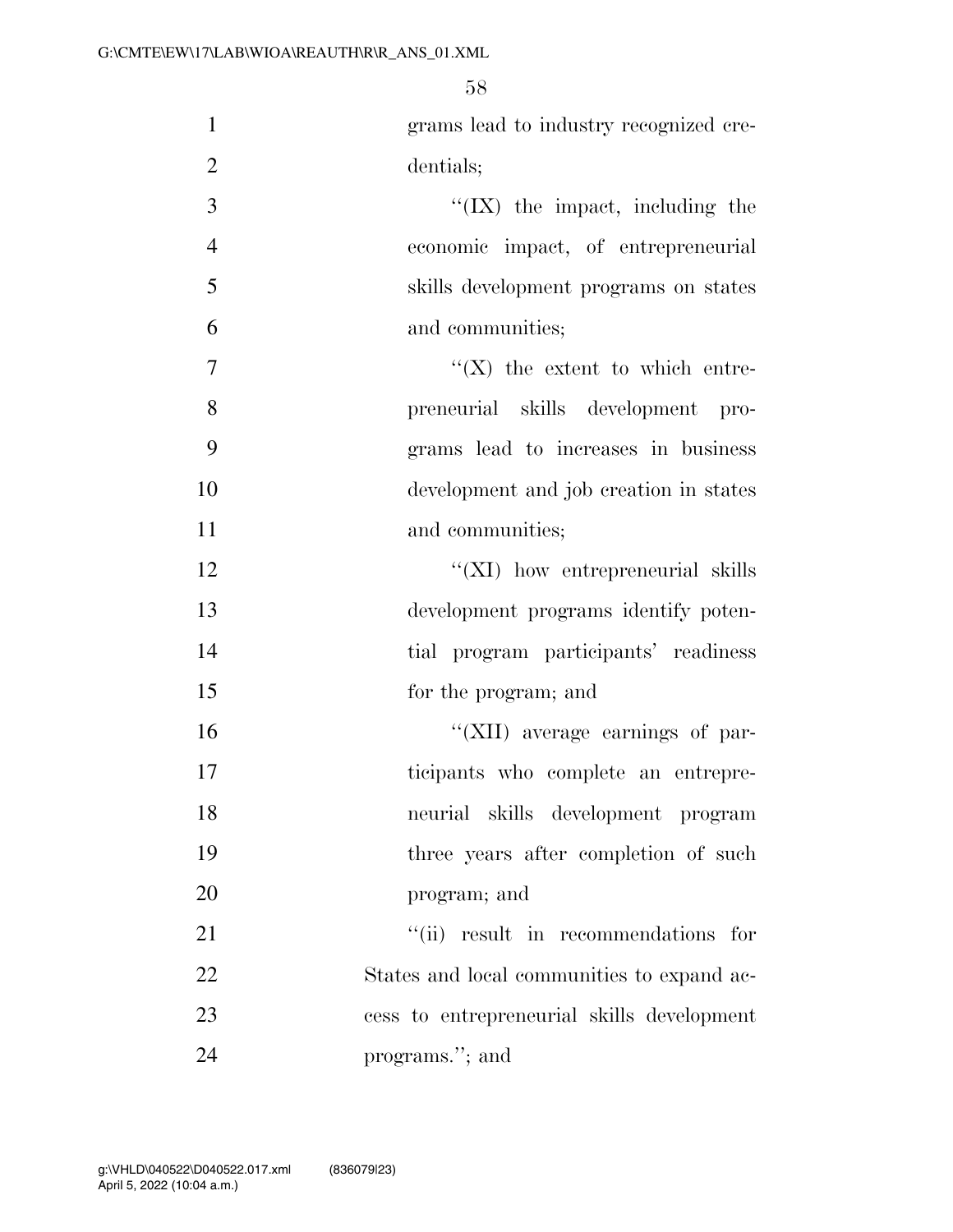grams lead to industry recognized credentials;

''(IX) the impact, including the economic impact, of entrepreneurial skills development programs on states and communities;

''(X) the extent to which entrepreneurial skills development programs lead to increases in business development and job creation in states and communities;

''(XI) how entrepreneurial skills development programs identify potential program participants' readiness for the program; and

''(XII) average earnings of participants who complete an entrepreneurial skills development program three years after completion of such program; and

''(ii) result in recommendations for States and local communities to expand access to entrepreneurial skills development programs.''; and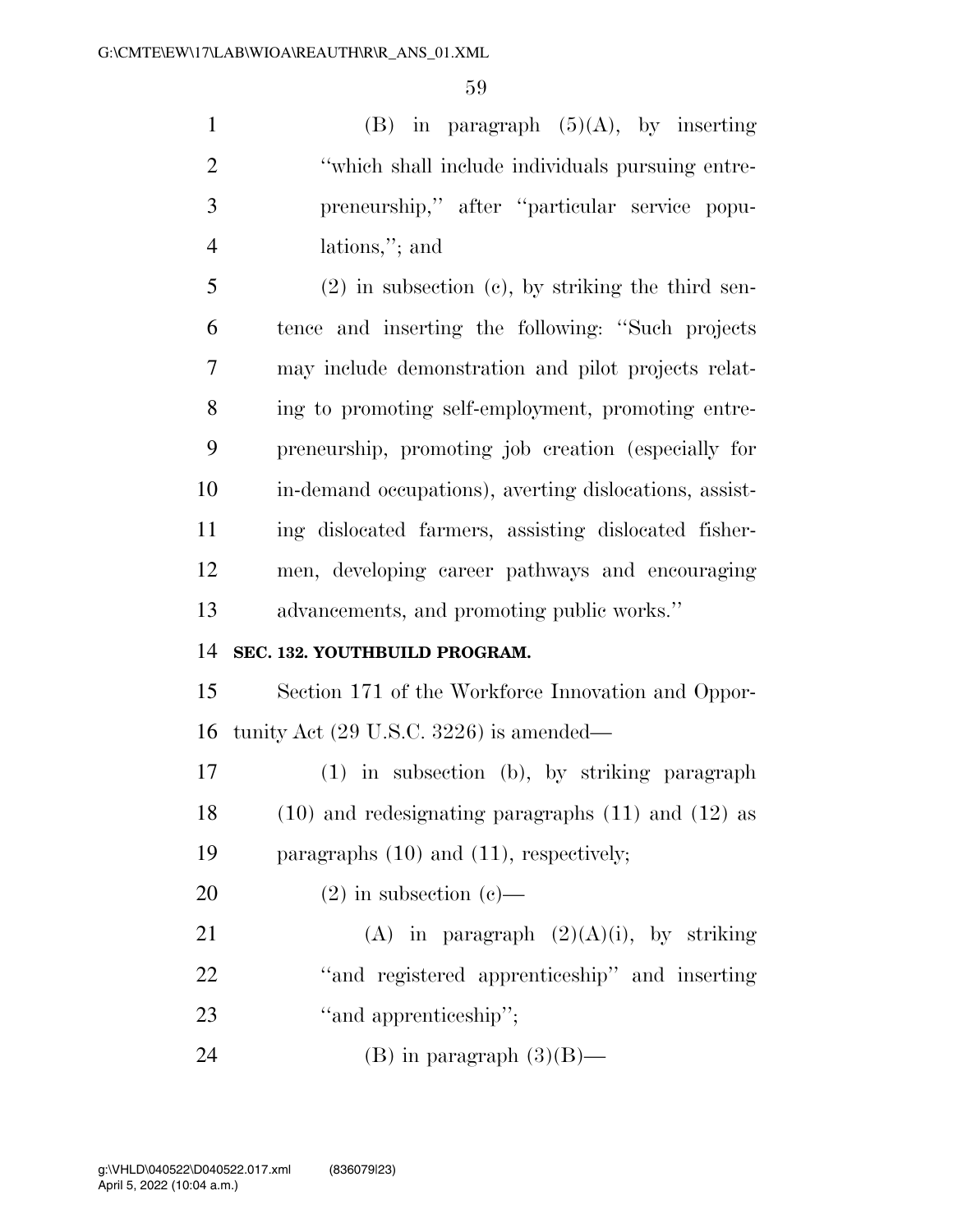(B) in paragraph (5)(A), by inserting "which shall include individuals pursuing entrepreneurship," after "particular service populations,"; and

(2) in subsection (c), by striking the third sentence and inserting the following: "Such projects may include demonstration and pilot projects relating to promoting self-employment, promoting entrepreneurship, promoting job creation (especially for in-demand occupations), averting dislocations, assisting dislocated farmers, assisting dislocated fishermen, developing career pathways and encouraging advancements, and promoting public works."

**SEC. 132. YOUTHBUILD PROGRAM.**

Section 171 of the Workforce Innovation and Opportunity Act (29 U.S.C. 3226) is amended—

(1) in subsection (b), by striking paragraph (10) and redesignating paragraphs (11) and (12) as paragraphs (10) and (11), respectively;

(2) in subsection (c)—

(A) in paragraph (2)(A)(i), by striking "and registered apprenticeship" and inserting "and apprenticeship";

(B) in paragraph (3)(B)—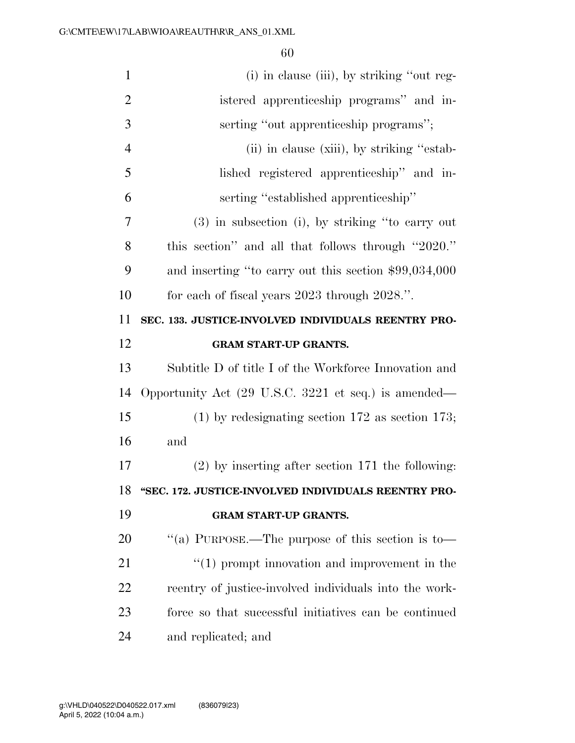(i) in clause (iii), by striking ''out registered apprenticeship programs'' and inserting ''out apprenticeship programs'';

(ii) in clause (xiii), by striking ''established registered apprenticeship'' and inserting ''established apprenticeship''

(3) in subsection (i), by striking ''to carry out this section'' and all that follows through ''2020.'' and inserting ''to carry out this section $99,034,000 for each of fiscal years 2023 through 2028.''.

**SEC. 133. JUSTICE-INVOLVED INDIVIDUALS REENTRY PROGRAM START-UP GRANTS.**

Subtitle D of title I of the Workforce Innovation and Opportunity Act (29 U.S.C. 3221 et seq.) is amended—

(1) by redesignating section 172 as section 173; and

(2) by inserting after section 171 the following:

**''SEC. 172. JUSTICE-INVOLVED INDIVIDUALS REENTRY PROGRAM START-UP GRANTS.**

''(a) PURPOSE.—The purpose of this section is to—

''(1) prompt innovation and improvement in the reentry of justice-involved individuals into the workforce so that successful initiatives can be continued and replicated; and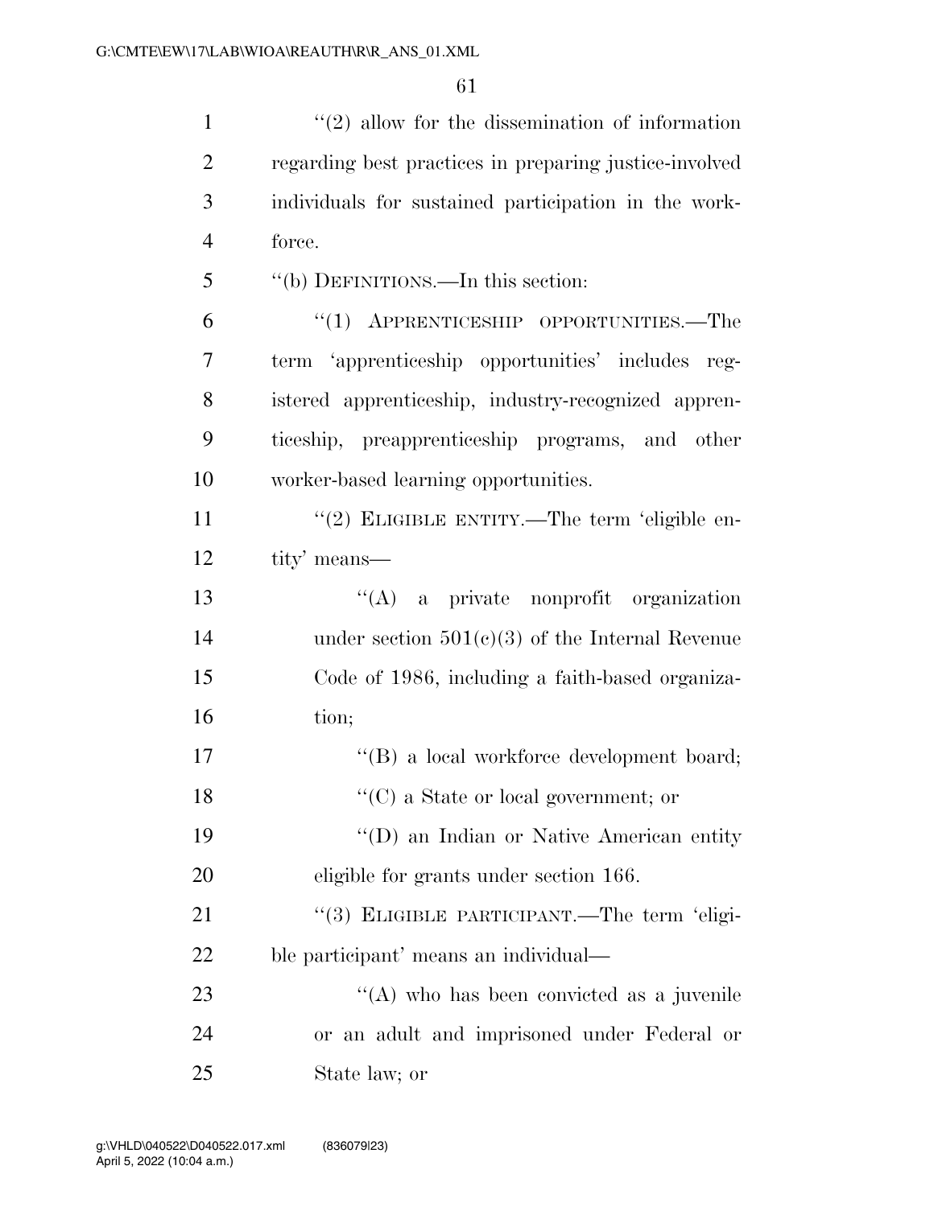''(2) allow for the dissemination of information regarding best practices in preparing justice-involved individuals for sustained participation in the workforce.

''(b) DEFINITIONS.—In this section:

''(1) APPRENTICESHIP OPPORTUNITIES.—The term 'apprenticeship opportunities' includes registered apprenticeship, industry-recognized apprenticeship, preapprenticeship programs, and other worker-based learning opportunities.

''(2) ELIGIBLE ENTITY.—The term 'eligible entity' means—

''(A) a private nonprofit organization under section 501(c)(3) of the Internal Revenue Code of 1986, including a faith-based organization;

''(B) a local workforce development board;

''(C) a State or local government; or

''(D) an Indian or Native American entity eligible for grants under section 166.

''(3) ELIGIBLE PARTICIPANT.—The term 'eligible participant' means an individual—

''(A) who has been convicted as a juvenile or an adult and imprisoned under Federal or State law; or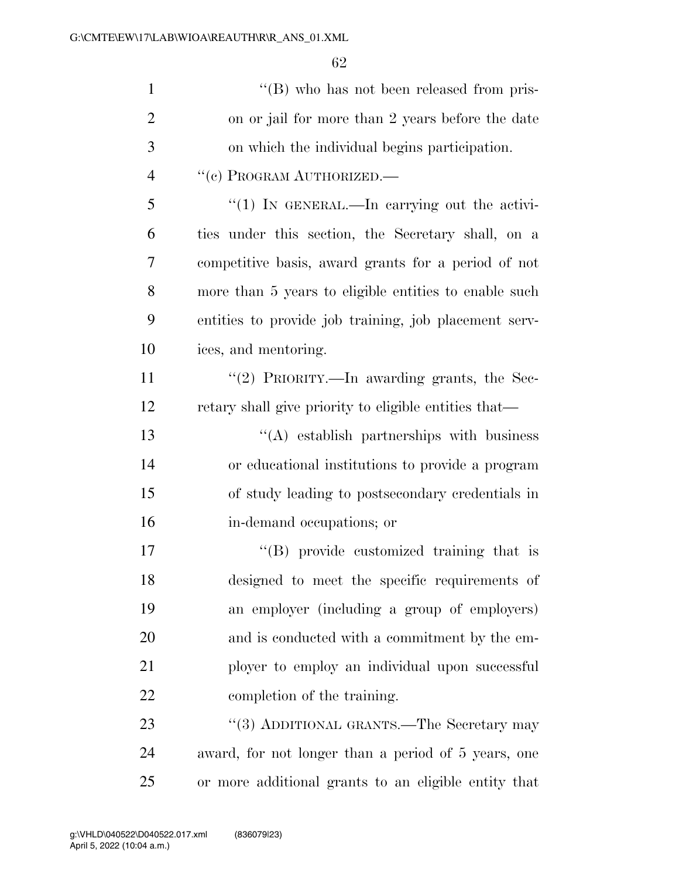''(B) who has not been released from prison or jail for more than 2 years before the date on which the individual begins participation.

''(c) PROGRAM AUTHORIZED.—

''(1) IN GENERAL.—In carrying out the activities under this section, the Secretary shall, on a competitive basis, award grants for a period of not more than 5 years to eligible entities to enable such entities to provide job training, job placement services, and mentoring.

''(2) PRIORITY.—In awarding grants, the Secretary shall give priority to eligible entities that—

''(A) establish partnerships with business or educational institutions to provide a program of study leading to postsecondary credentials in in-demand occupations; or

''(B) provide customized training that is designed to meet the specific requirements of an employer (including a group of employers) and is conducted with a commitment by the employer to employ an individual upon successful completion of the training.

''(3) ADDITIONAL GRANTS.—The Secretary may award, for not longer than a period of 5 years, one or more additional grants to an eligible entity that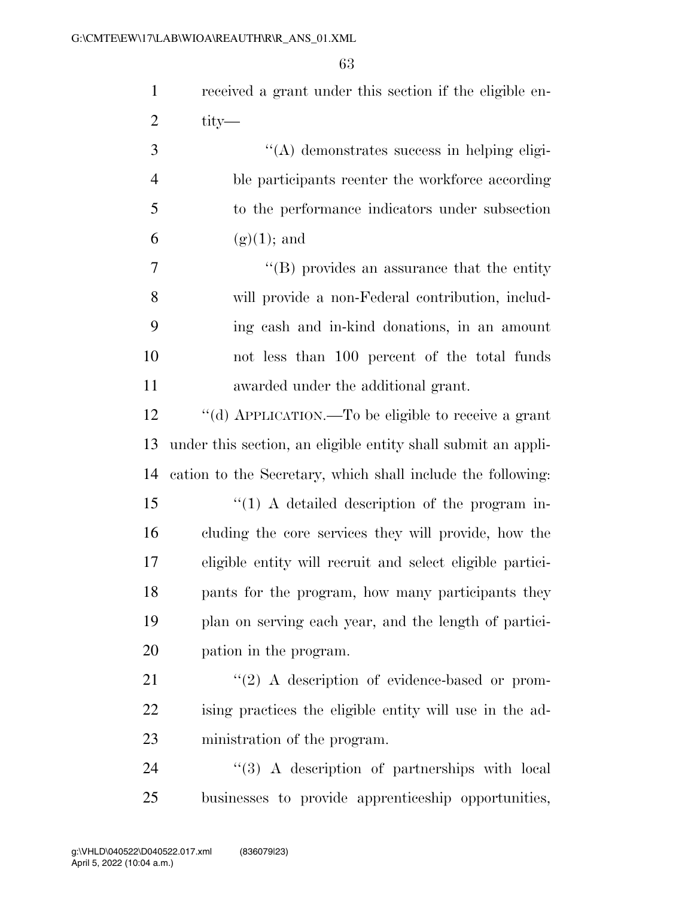received a grant under this section if the eligible entity—

“(A) demonstrates success in helping eligible participants reenter the workforce according to the performance indicators under subsection (g)(1); and

“(B) provides an assurance that the entity will provide a non-Federal contribution, including cash and in-kind donations, in an amount not less than 100 percent of the total funds awarded under the additional grant.

“(d) APPLICATION.—To be eligible to receive a grant under this section, an eligible entity shall submit an application to the Secretary, which shall include the following:

“(1) A detailed description of the program including the core services they will provide, how the eligible entity will recruit and select eligible participants for the program, how many participants they plan on serving each year, and the length of participation in the program.

“(2) A description of evidence-based or promising practices the eligible entity will use in the administration of the program.

“(3) A description of partnerships with local businesses to provide apprenticeship opportunities,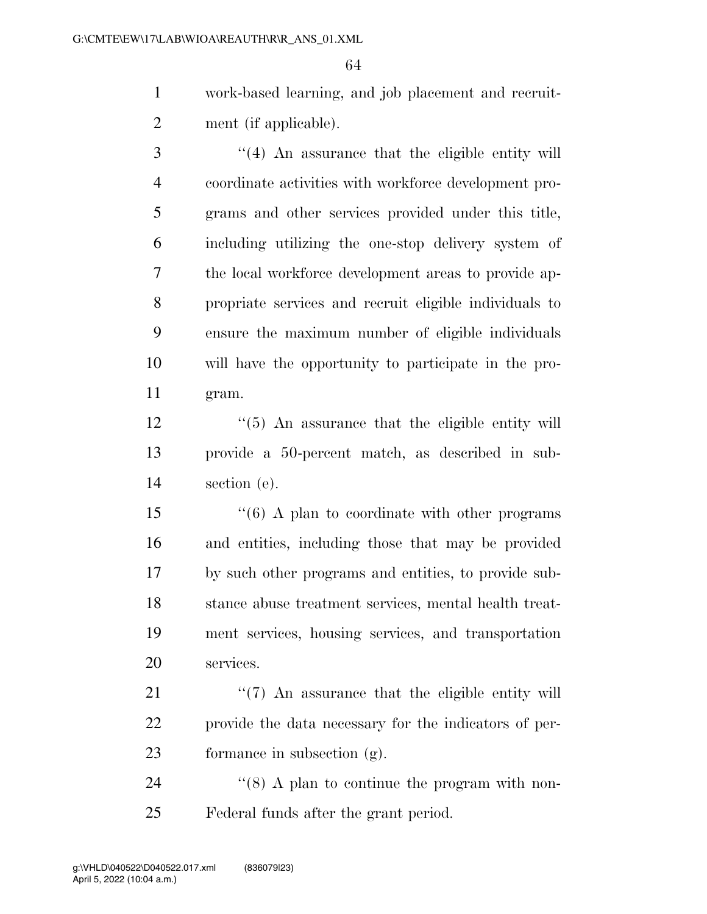work-based learning, and job placement and recruitment (if applicable).

''(4) An assurance that the eligible entity will coordinate activities with workforce development programs and other services provided under this title, including utilizing the one-stop delivery system of the local workforce development areas to provide appropriate services and recruit eligible individuals to ensure the maximum number of eligible individuals will have the opportunity to participate in the program.

''(5) An assurance that the eligible entity will provide a 50-percent match, as described in subsection (e).

''(6) A plan to coordinate with other programs and entities, including those that may be provided by such other programs and entities, to provide substance abuse treatment services, mental health treatment services, housing services, and transportation services.

''(7) An assurance that the eligible entity will provide the data necessary for the indicators of performance in subsection (g).

''(8) A plan to continue the program with non-Federal funds after the grant period.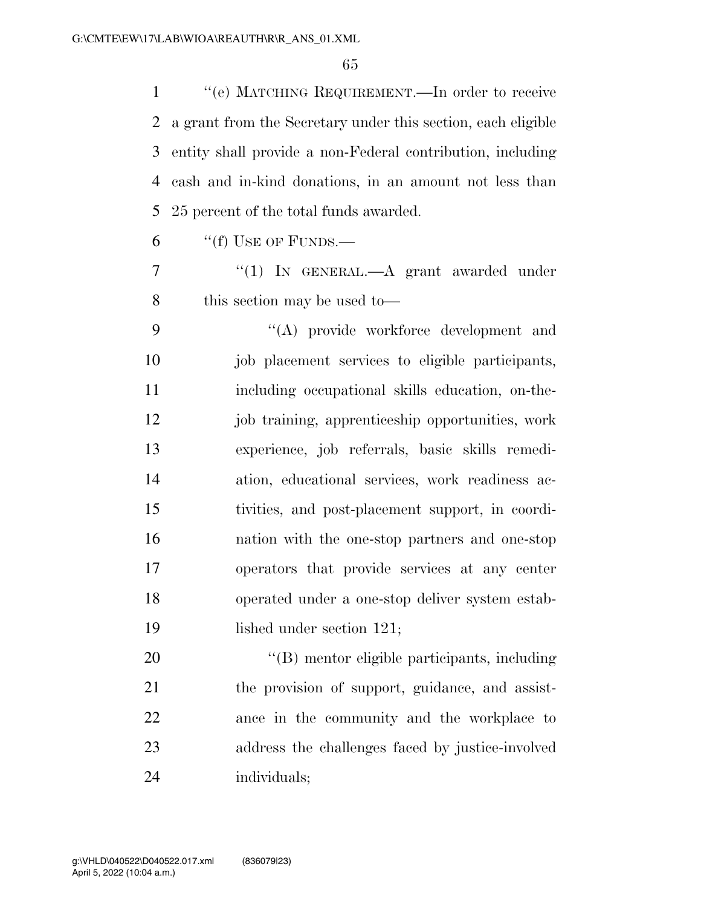"(e) MATCHING REQUIREMENT.—In order to receive a grant from the Secretary under this section, each eligible entity shall provide a non-Federal contribution, including cash and in-kind donations, in an amount not less than 25 percent of the total funds awarded.

"(f) USE OF FUNDS.—

"(1) IN GENERAL.—A grant awarded under this section may be used to—

"(A) provide workforce development and job placement services to eligible participants, including occupational skills education, on-the-job training, apprenticeship opportunities, work experience, job referrals, basic skills remediation, educational services, work readiness activities, and post-placement support, in coordination with the one-stop partners and one-stop operators that provide services at any center operated under a one-stop deliver system established under section 121;

"(B) mentor eligible participants, including the provision of support, guidance, and assistance in the community and the workplace to address the challenges faced by justice-involved individuals;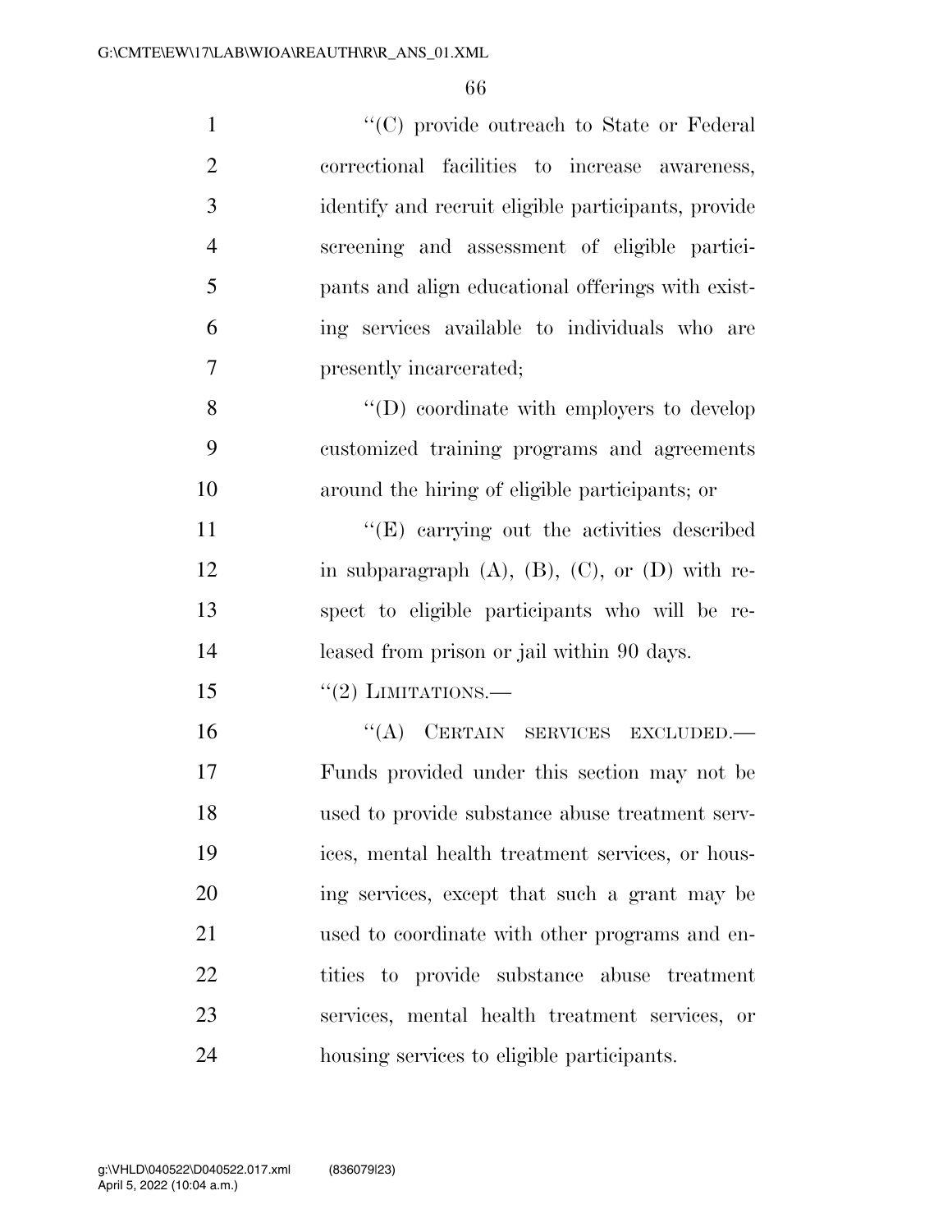''(C) provide outreach to State or Federal correctional facilities to increase awareness, identify and recruit eligible participants, provide screening and assessment of eligible participants and align educational offerings with existing services available to individuals who are presently incarcerated;

''(D) coordinate with employers to develop customized training programs and agreements around the hiring of eligible participants; or

''(E) carrying out the activities described in subparagraph (A), (B), (C), or (D) with respect to eligible participants who will be released from prison or jail within 90 days.

''(2) LIMITATIONS.—

''(A) CERTAIN SERVICES EXCLUDED.— Funds provided under this section may not be used to provide substance abuse treatment services, mental health treatment services, or housing services, except that such a grant may be used to coordinate with other programs and entities to provide substance abuse treatment services, mental health treatment services, or housing services to eligible participants.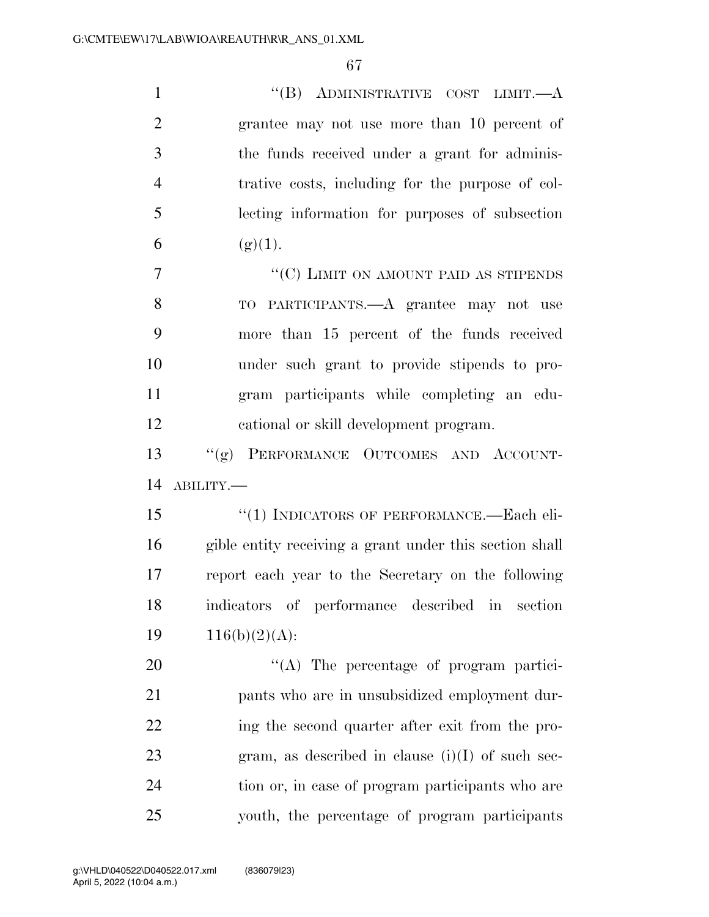"(B) ADMINISTRATIVE COST LIMIT.—A grantee may not use more than 10 percent of the funds received under a grant for administrative costs, including for the purpose of collecting information for purposes of subsection (g)(1).

"(C) LIMIT ON AMOUNT PAID AS STIPENDS TO PARTICIPANTS.—A grantee may not use more than 15 percent of the funds received under such grant to provide stipends to program participants while completing an educational or skill development program.

"(g) PERFORMANCE OUTCOMES AND ACCOUNTABILITY.—

"(1) INDICATORS OF PERFORMANCE.—Each eligible entity receiving a grant under this section shall report each year to the Secretary on the following indicators of performance described in section 116(b)(2)(A):

"(A) The percentage of program participants who are in unsubsidized employment during the second quarter after exit from the program, as described in clause (i)(I) of such section or, in case of program participants who are youth, the percentage of program participants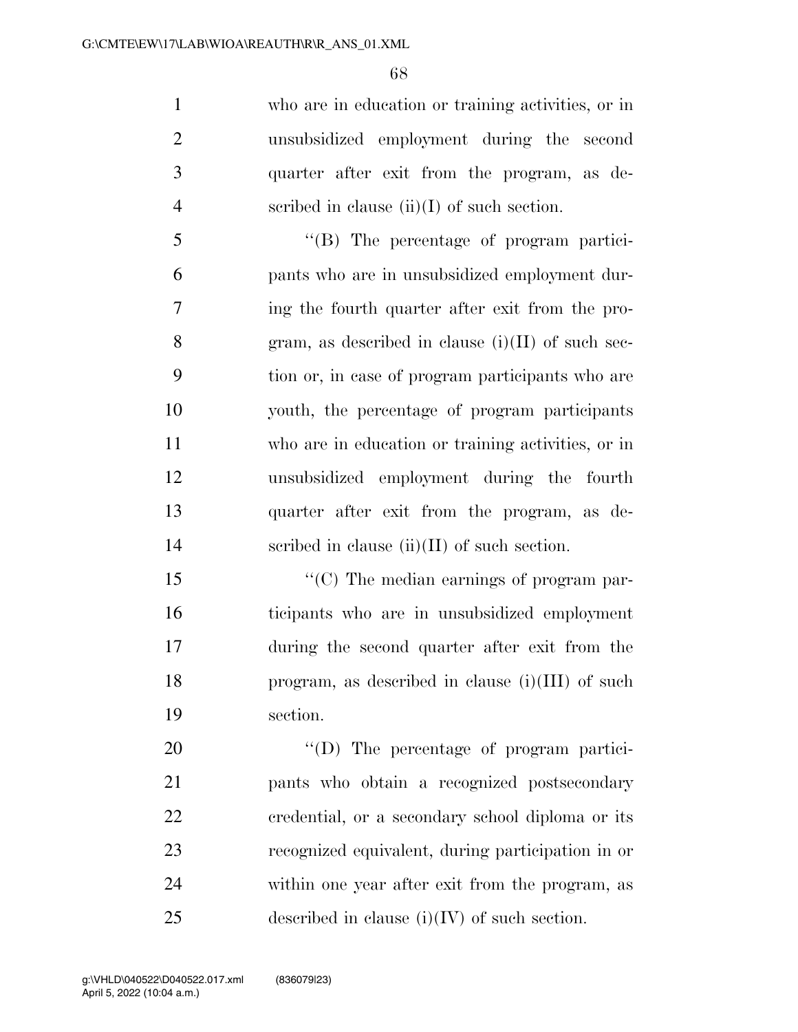who are in education or training activities, or in unsubsidized employment during the second quarter after exit from the program, as described in clause (ii)(I) of such section.

''(B) The percentage of program participants who are in unsubsidized employment during the fourth quarter after exit from the program, as described in clause (i)(II) of such section or, in case of program participants who are youth, the percentage of program participants who are in education or training activities, or in unsubsidized employment during the fourth quarter after exit from the program, as described in clause (ii)(II) of such section.

''(C) The median earnings of program participants who are in unsubsidized employment during the second quarter after exit from the program, as described in clause (i)(III) of such section.

''(D) The percentage of program participants who obtain a recognized postsecondary credential, or a secondary school diploma or its recognized equivalent, during participation in or within one year after exit from the program, as described in clause (i)(IV) of such section.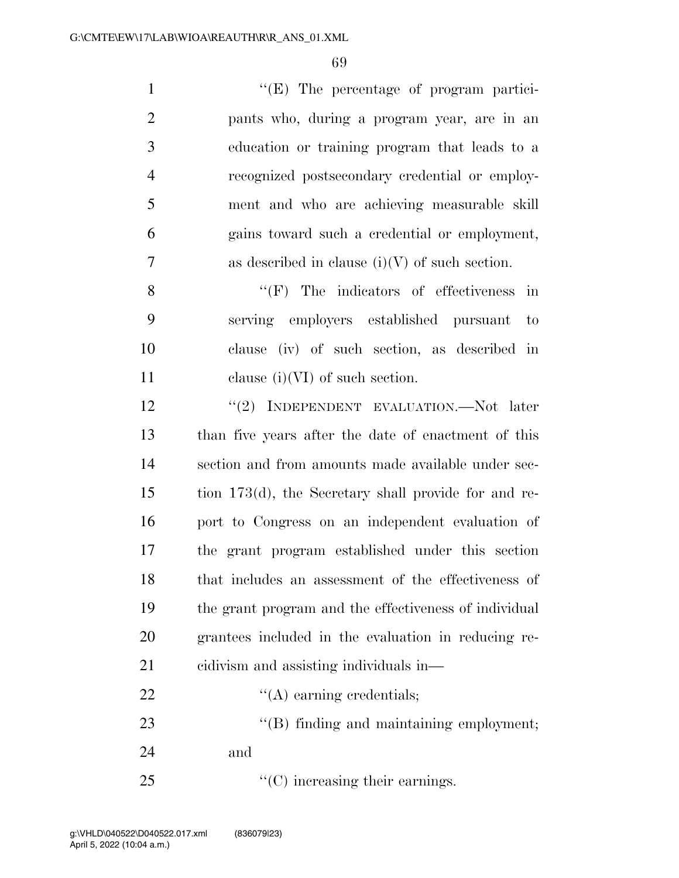"(E) The percentage of program participants who, during a program year, are in an education or training program that leads to a recognized postsecondary credential or employment and who are achieving measurable skill gains toward such a credential or employment, as described in clause (i)(V) of such section.

"(F) The indicators of effectiveness in serving employers established pursuant to clause (iv) of such section, as described in clause (i)(VI) of such section.

"(2) INDEPENDENT EVALUATION.—Not later than five years after the date of enactment of this section and from amounts made available under section 173(d), the Secretary shall provide for and report to Congress on an independent evaluation of the grant program established under this section that includes an assessment of the effectiveness of the grant program and the effectiveness of individual grantees included in the evaluation in reducing recidivism and assisting individuals in—

"(A) earning credentials;

"(B) finding and maintaining employment; and

"(C) increasing their earnings.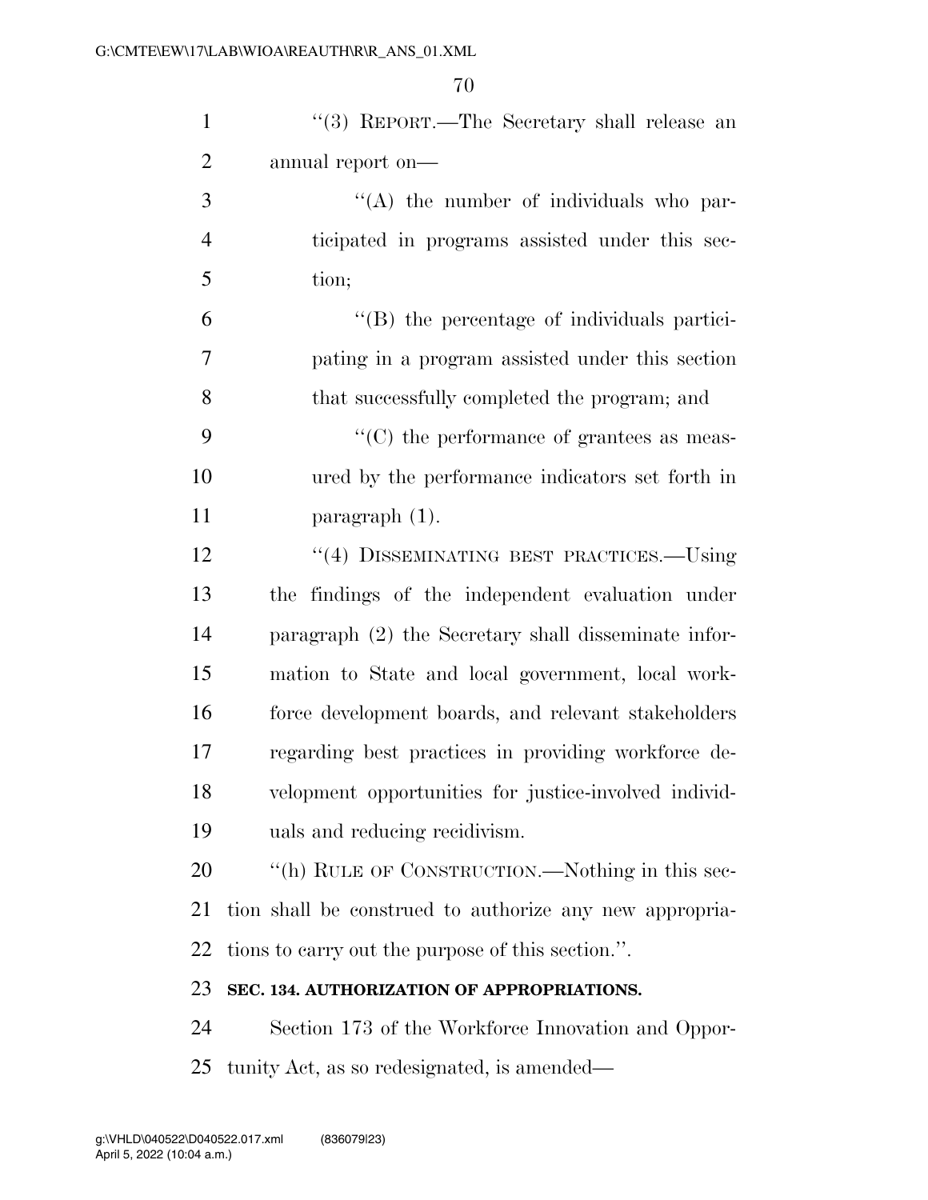"(3) REPORT.—The Secretary shall release an annual report on—

"(A) the number of individuals who participated in programs assisted under this section;

"(B) the percentage of individuals participating in a program assisted under this section that successfully completed the program; and

"(C) the performance of grantees as measured by the performance indicators set forth in paragraph (1).

"(4) DISSEMINATING BEST PRACTICES.—Using the findings of the independent evaluation under paragraph (2) the Secretary shall disseminate information to State and local government, local workforce development boards, and relevant stakeholders regarding best practices in providing workforce development opportunities for justice-involved individuals and reducing recidivism.

"(h) RULE OF CONSTRUCTION.—Nothing in this section shall be construed to authorize any new appropriations to carry out the purpose of this section.".

**SEC. 134. AUTHORIZATION OF APPROPRIATIONS.**

Section 173 of the Workforce Innovation and Opportunity Act, as so redesignated, is amended—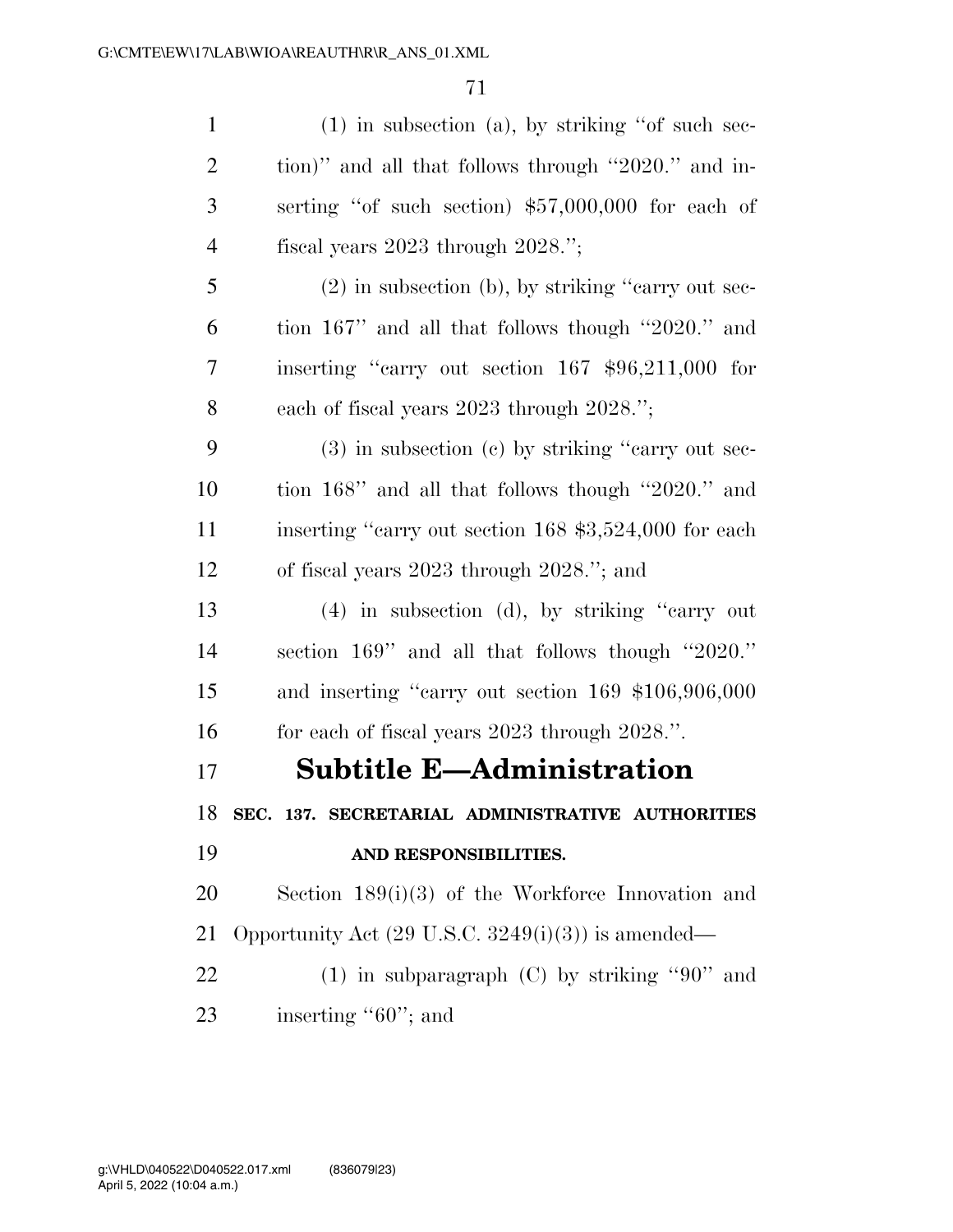(1) in subsection (a), by striking ''of such section)'' and all that follows through ''2020.'' and inserting ''of such section) $57,000,000 for each of fiscal years 2023 through 2028.'';

(2) in subsection (b), by striking ''carry out section 167'' and all that follows though ''2020.'' and inserting ''carry out section 167 $96,211,000 for each of fiscal years 2023 through 2028.'';

(3) in subsection (c) by striking ''carry out section 168'' and all that follows though ''2020.'' and inserting ''carry out section 168 $3,524,000 for each of fiscal years 2023 through 2028.''; and

(4) in subsection (d), by striking ''carry out section 169'' and all that follows though ''2020.'' and inserting ''carry out section 169 $106,906,000 for each of fiscal years 2023 through 2028.''.

## Subtitle E—Administration

### SEC. 137. SECRETARIAL ADMINISTRATIVE AUTHORITIES AND RESPONSIBILITIES.

Section 189(i)(3) of the Workforce Innovation and Opportunity Act (29 U.S.C. 3249(i)(3)) is amended—

(1) in subparagraph (C) by striking ''90'' and inserting ''60''; and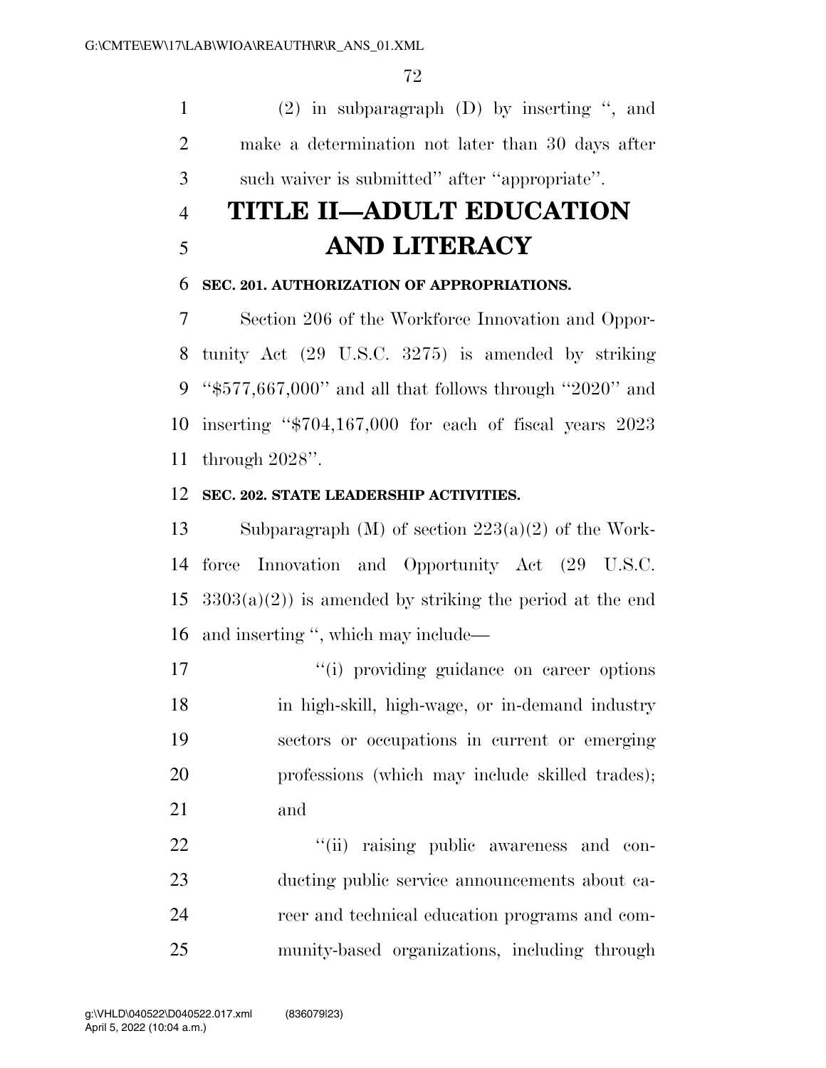(2) in subparagraph (D) by inserting ", and make a determination not later than 30 days after such waiver is submitted" after "appropriate".

# TITLE II—ADULT EDUCATION AND LITERACY

### SEC. 201. AUTHORIZATION OF APPROPRIATIONS.

Section 206 of the Workforce Innovation and Opportunity Act (29 U.S.C. 3275) is amended by striking "$577,667,000" and all that follows through "2020" and inserting "$704,167,000 for each of fiscal years 2023 through 2028".

### SEC. 202. STATE LEADERSHIP ACTIVITIES.

Subparagraph (M) of section 223(a)(2) of the Workforce Innovation and Opportunity Act (29 U.S.C. 3303(a)(2)) is amended by striking the period at the end and inserting ", which may include—

"(i) providing guidance on career options in high-skill, high-wage, or in-demand industry sectors or occupations in current or emerging professions (which may include skilled trades); and

"(ii) raising public awareness and conducting public service announcements about career and technical education programs and community-based organizations, including through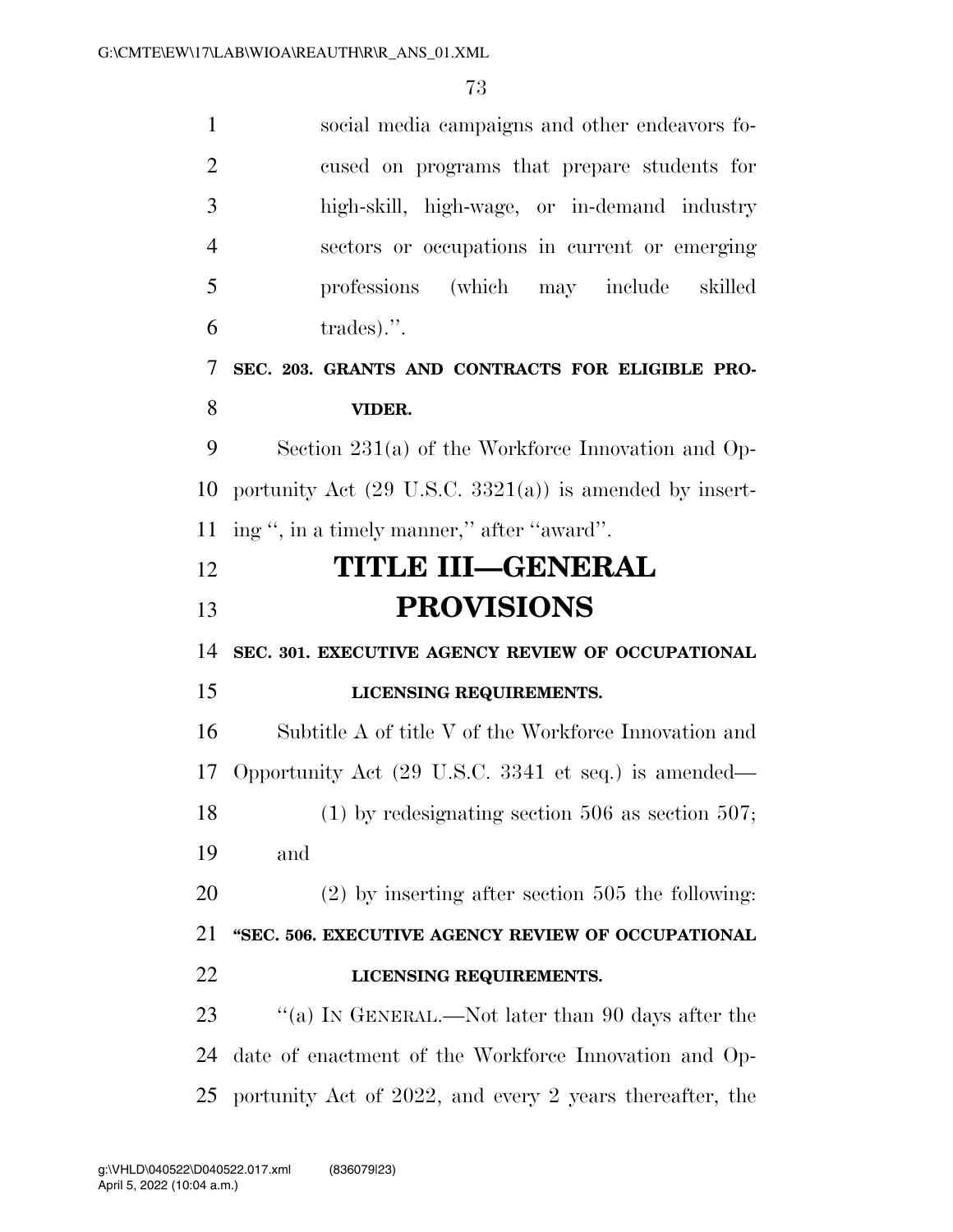social media campaigns and other endeavors focused on programs that prepare students for high-skill, high-wage, or in-demand industry sectors or occupations in current or emerging professions (which may include skilled trades).''.

**SEC. 203. GRANTS AND CONTRACTS FOR ELIGIBLE PROVIDER.**

Section 231(a) of the Workforce Innovation and Opportunity Act (29 U.S.C. 3321(a)) is amended by inserting '', in a timely manner,'' after ''award''.

# TITLE III—GENERAL PROVISIONS

**SEC. 301. EXECUTIVE AGENCY REVIEW OF OCCUPATIONAL LICENSING REQUIREMENTS.**

Subtitle A of title V of the Workforce Innovation and Opportunity Act (29 U.S.C. 3341 et seq.) is amended—

(1) by redesignating section 506 as section 507; and

(2) by inserting after section 505 the following:

**''SEC. 506. EXECUTIVE AGENCY REVIEW OF OCCUPATIONAL LICENSING REQUIREMENTS.**

''(a) IN GENERAL.—Not later than 90 days after the date of enactment of the Workforce Innovation and Opportunity Act of 2022, and every 2 years thereafter, the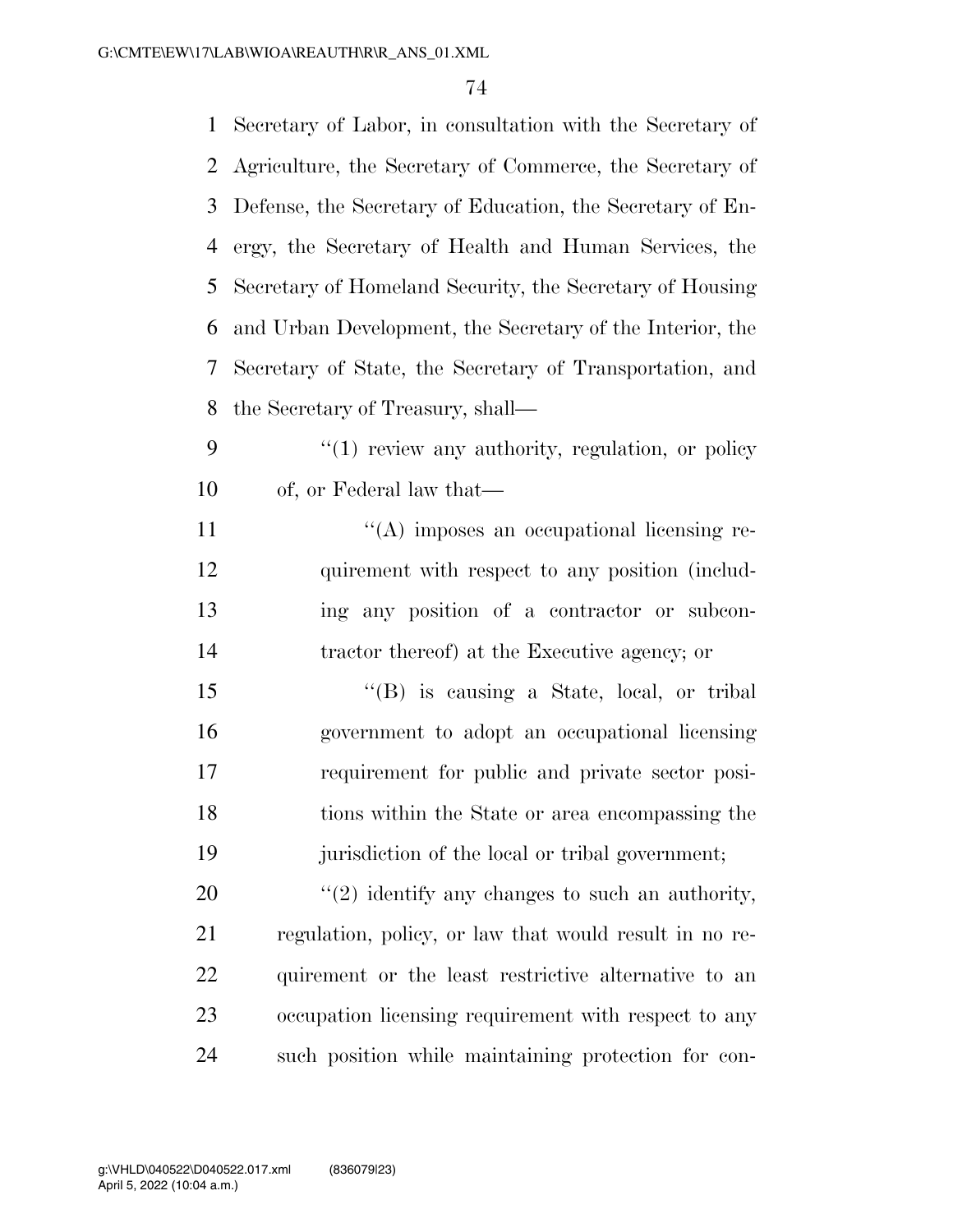Secretary of Labor, in consultation with the Secretary of Agriculture, the Secretary of Commerce, the Secretary of Defense, the Secretary of Education, the Secretary of Energy, the Secretary of Health and Human Services, the Secretary of Homeland Security, the Secretary of Housing and Urban Development, the Secretary of the Interior, the Secretary of State, the Secretary of Transportation, and the Secretary of Treasury, shall—

> "(1) review any authority, regulation, or policy of, or Federal law that—
>
> > "(A) imposes an occupational licensing requirement with respect to any position (including any position of a contractor or subcontractor thereof) at the Executive agency; or
> >
> > "(B) is causing a State, local, or tribal government to adopt an occupational licensing requirement for public and private sector positions within the State or area encompassing the jurisdiction of the local or tribal government;
>
> "(2) identify any changes to such an authority, regulation, policy, or law that would result in no requirement or the least restrictive alternative to an occupation licensing requirement with respect to any such position while maintaining protection for con-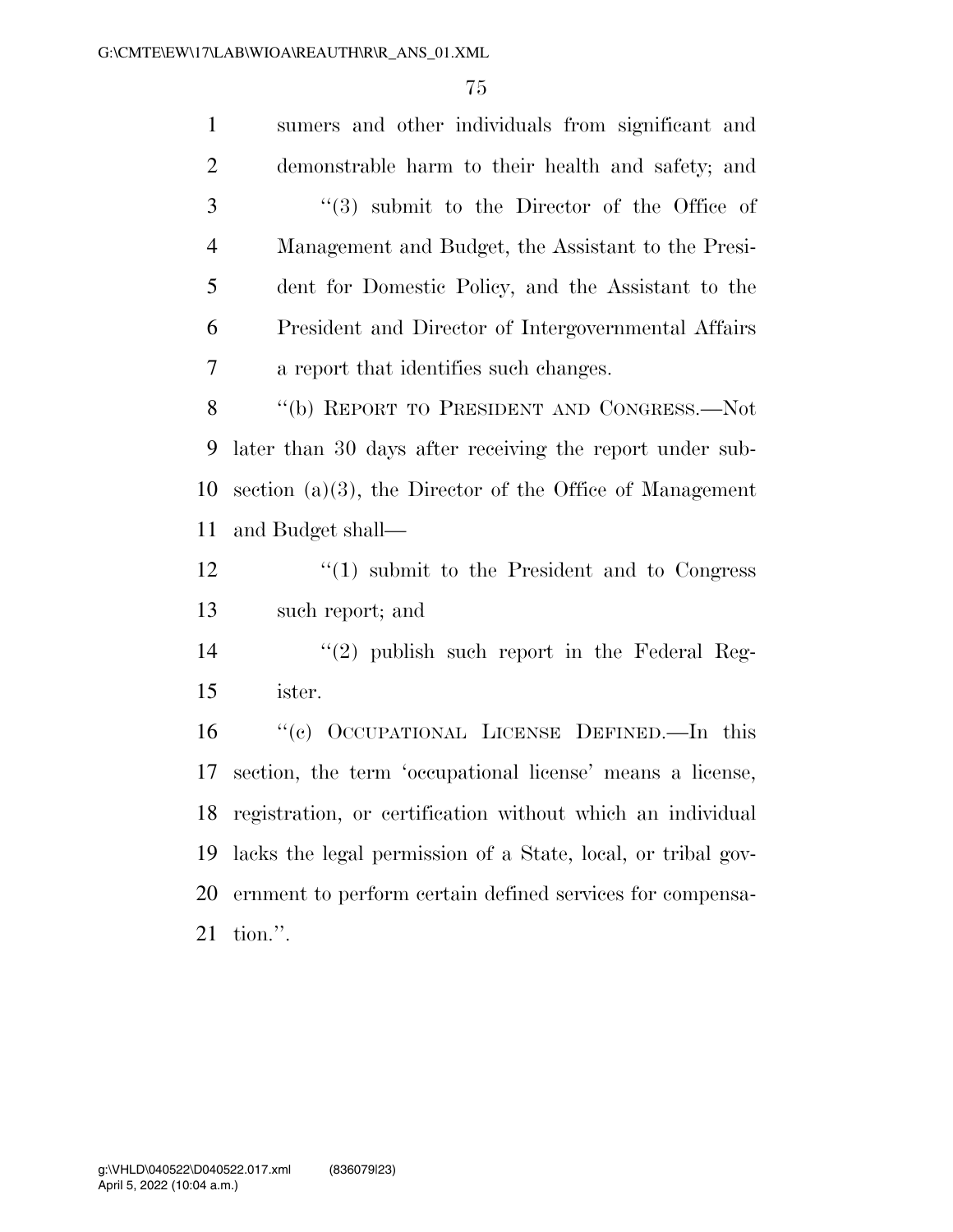sumers and other individuals from significant and demonstrable harm to their health and safety; and

''(3) submit to the Director of the Office of Management and Budget, the Assistant to the President for Domestic Policy, and the Assistant to the President and Director of Intergovernmental Affairs a report that identifies such changes.

''(b) REPORT TO PRESIDENT AND CONGRESS.—Not later than 30 days after receiving the report under subsection (a)(3), the Director of the Office of Management and Budget shall—

''(1) submit to the President and to Congress such report; and

''(2) publish such report in the Federal Register.

''(c) OCCUPATIONAL LICENSE DEFINED.—In this section, the term 'occupational license' means a license, registration, or certification without which an individual lacks the legal permission of a State, local, or tribal government to perform certain defined services for compensation.''.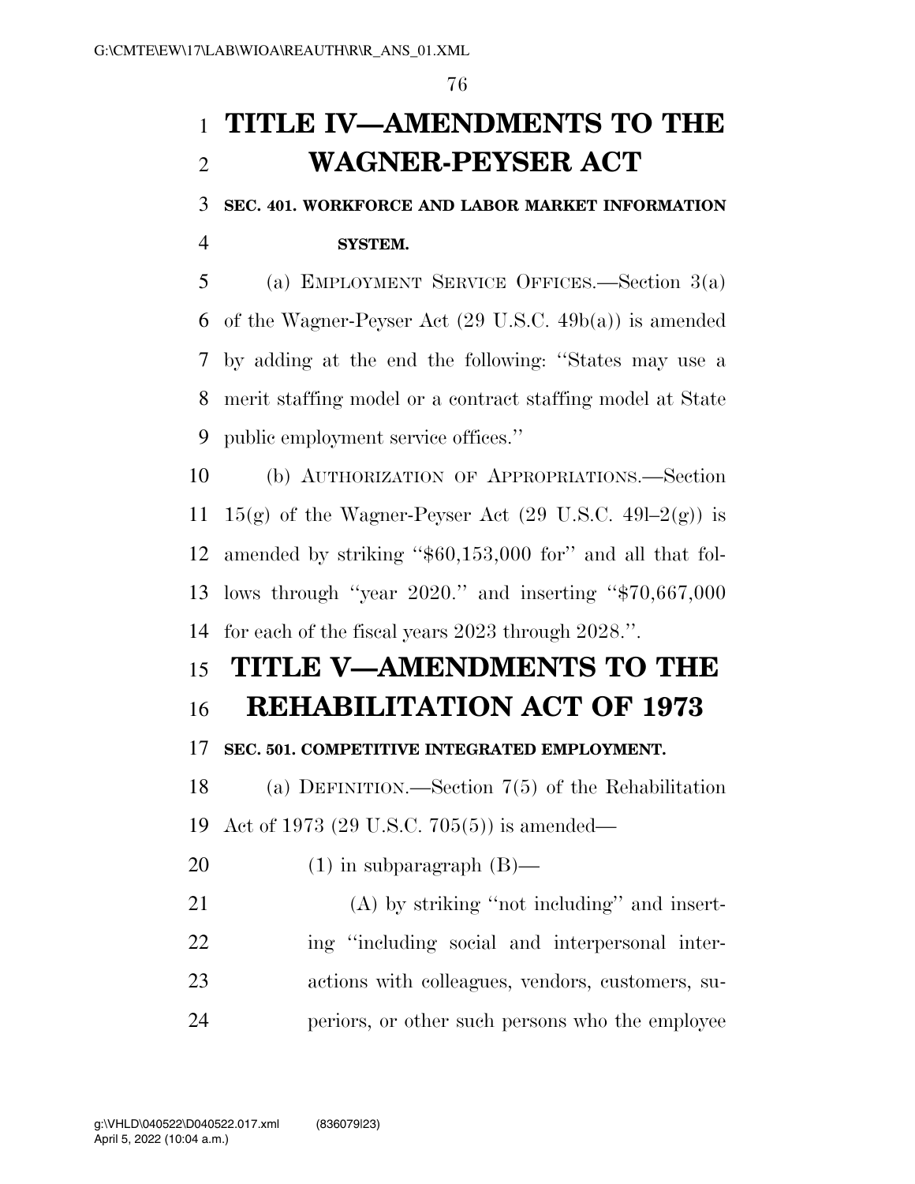# TITLE IV—AMENDMENTS TO THE WAGNER-PEYSER ACT

### SEC. 401. WORKFORCE AND LABOR MARKET INFORMATION SYSTEM.

(a) EMPLOYMENT SERVICE OFFICES.—Section 3(a) of the Wagner-Peyser Act (29 U.S.C. 49b(a)) is amended by adding at the end the following: ''States may use a merit staffing model or a contract staffing model at State public employment service offices.''

(b) AUTHORIZATION OF APPROPRIATIONS.—Section 15(g) of the Wagner-Peyser Act (29 U.S.C. 49l–2(g)) is amended by striking ''$60,153,000 for'' and all that follows through ''year 2020.'' and inserting ''$70,667,000 for each of the fiscal years 2023 through 2028.''.

# TITLE V—AMENDMENTS TO THE REHABILITATION ACT OF 1973

### SEC. 501. COMPETITIVE INTEGRATED EMPLOYMENT.

(a) DEFINITION.—Section 7(5) of the Rehabilitation Act of 1973 (29 U.S.C. 705(5)) is amended—

(1) in subparagraph (B)—

(A) by striking ''not including'' and inserting ''including social and interpersonal interactions with colleagues, vendors, customers, superiors, or other such persons who the employee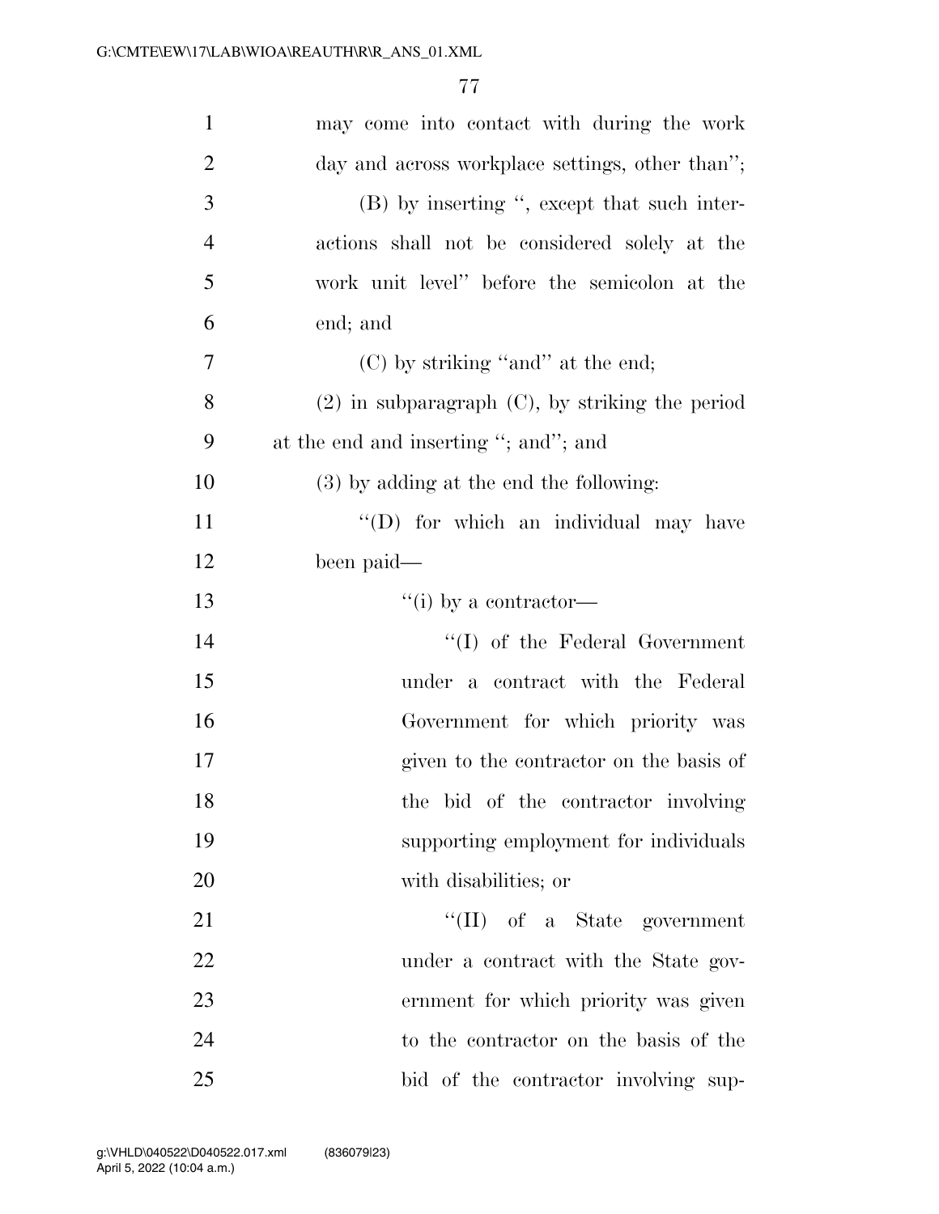may come into contact with during the work day and across workplace settings, other than'';

(B) by inserting '', except that such interactions shall not be considered solely at the work unit level'' before the semicolon at the end; and

(C) by striking ''and'' at the end;

(2) in subparagraph (C), by striking the period at the end and inserting ''; and''; and

(3) by adding at the end the following:

''(D) for which an individual may have been paid—

''(i) by a contractor—

''(I) of the Federal Government under a contract with the Federal Government for which priority was given to the contractor on the basis of the bid of the contractor involving supporting employment for individuals with disabilities; or

''(II) of a State government under a contract with the State government for which priority was given to the contractor on the basis of the bid of the contractor involving sup-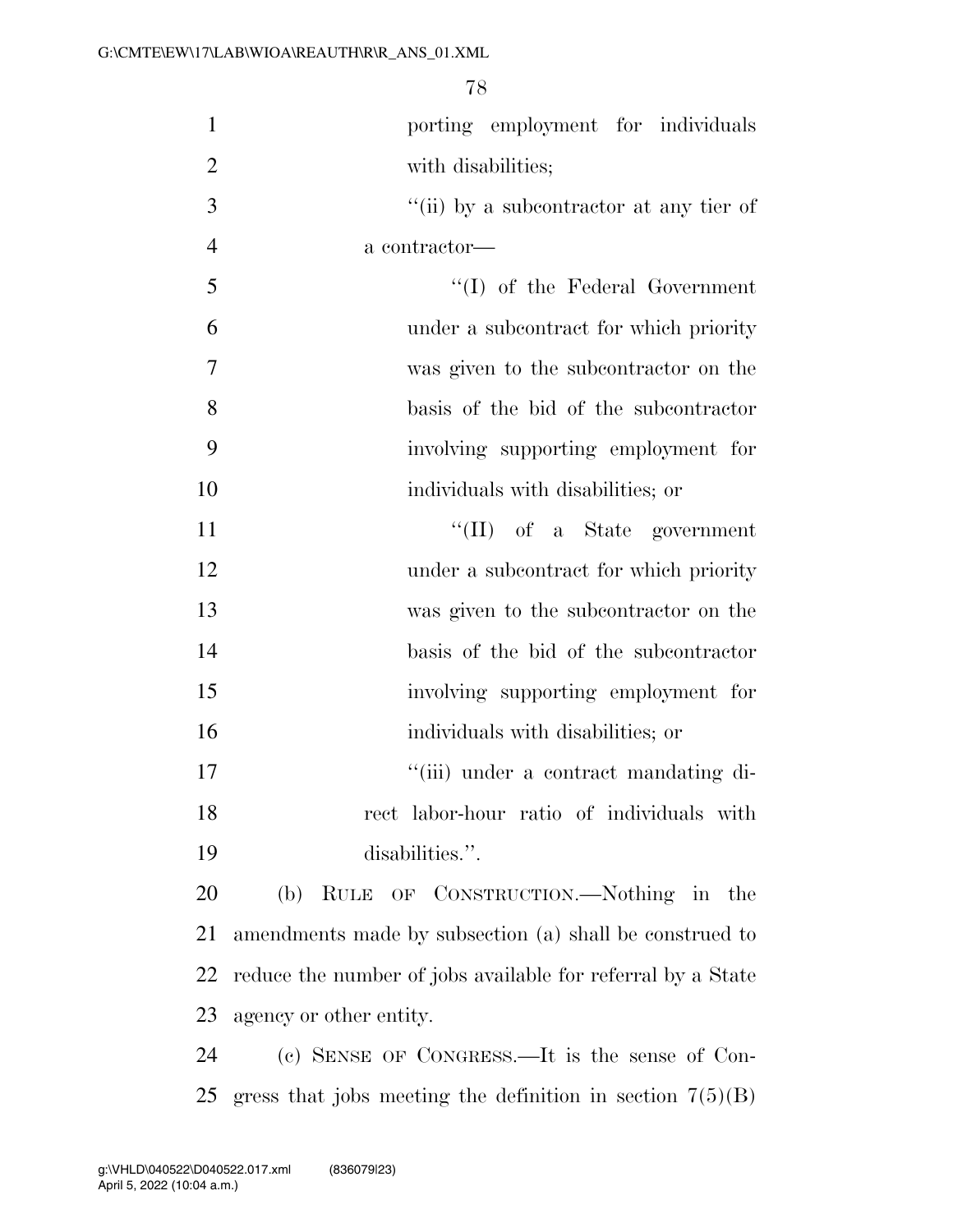porting employment for individuals with disabilities;

"(ii) by a subcontractor at any tier of a contractor—

"(I) of the Federal Government under a subcontract for which priority was given to the subcontractor on the basis of the bid of the subcontractor involving supporting employment for individuals with disabilities; or

"(II) of a State government under a subcontract for which priority was given to the subcontractor on the basis of the bid of the subcontractor involving supporting employment for individuals with disabilities; or

"(iii) under a contract mandating direct labor-hour ratio of individuals with disabilities.".

(b) RULE OF CONSTRUCTION.—Nothing in the amendments made by subsection (a) shall be construed to reduce the number of jobs available for referral by a State agency or other entity.

(c) SENSE OF CONGRESS.—It is the sense of Congress that jobs meeting the definition in section 7(5)(B)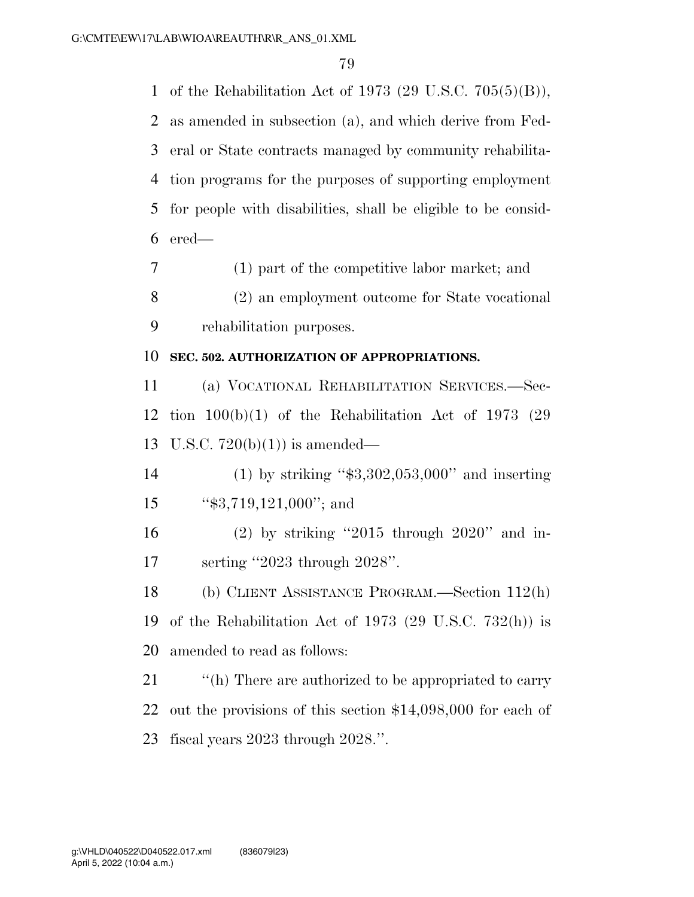of the Rehabilitation Act of 1973 (29 U.S.C. 705(5)(B)), as amended in subsection (a), and which derive from Federal or State contracts managed by community rehabilitation programs for the purposes of supporting employment for people with disabilities, shall be eligible to be considered—

(1) part of the competitive labor market; and

(2) an employment outcome for State vocational rehabilitation purposes.

**SEC. 502. AUTHORIZATION OF APPROPRIATIONS.**

(a) VOCATIONAL REHABILITATION SERVICES.—Section 100(b)(1) of the Rehabilitation Act of 1973 (29 U.S.C. 720(b)(1)) is amended—

(1) by striking "$3,302,053,000" and inserting "$3,719,121,000"; and

(2) by striking "2015 through 2020" and inserting "2023 through 2028".

(b) CLIENT ASSISTANCE PROGRAM.—Section 112(h) of the Rehabilitation Act of 1973 (29 U.S.C. 732(h)) is amended to read as follows:

"(h) There are authorized to be appropriated to carry out the provisions of this section $14,098,000 for each of fiscal years 2023 through 2028.".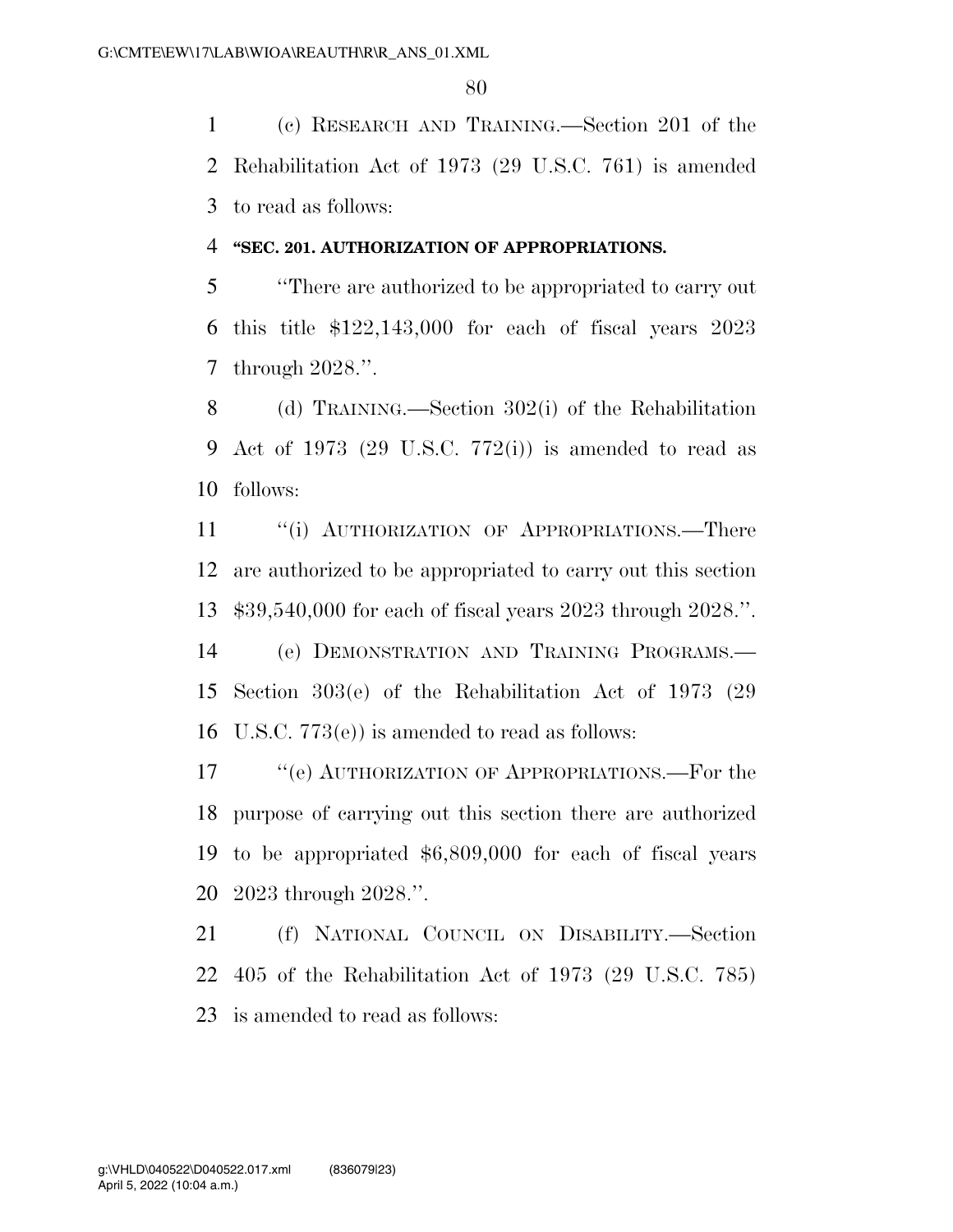(c) RESEARCH AND TRAINING.—Section 201 of the Rehabilitation Act of 1973 (29 U.S.C. 761) is amended to read as follows:

**"SEC. 201. AUTHORIZATION OF APPROPRIATIONS.**

"There are authorized to be appropriated to carry out this title $122,143,000 for each of fiscal years 2023 through 2028.".

(d) TRAINING.—Section 302(i) of the Rehabilitation Act of 1973 (29 U.S.C. 772(i)) is amended to read as follows:

"(i) AUTHORIZATION OF APPROPRIATIONS.—There are authorized to be appropriated to carry out this section $39,540,000 for each of fiscal years 2023 through 2028.".

(e) DEMONSTRATION AND TRAINING PROGRAMS.—Section 303(e) of the Rehabilitation Act of 1973 (29 U.S.C. 773(e)) is amended to read as follows:

"(e) AUTHORIZATION OF APPROPRIATIONS.—For the purpose of carrying out this section there are authorized to be appropriated $6,809,000 for each of fiscal years 2023 through 2028.".

(f) NATIONAL COUNCIL ON DISABILITY.—Section 405 of the Rehabilitation Act of 1973 (29 U.S.C. 785) is amended to read as follows: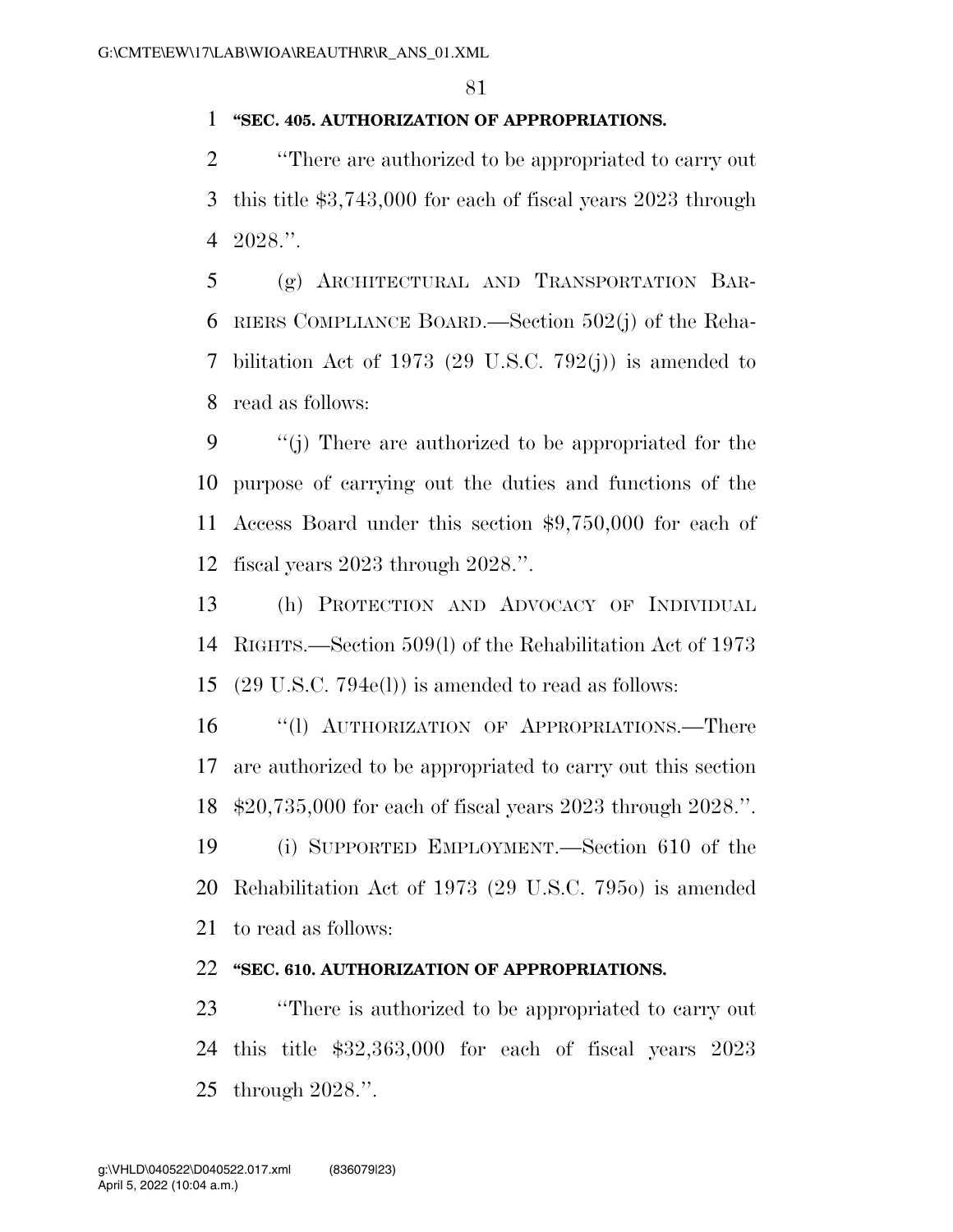**"SEC. 405. AUTHORIZATION OF APPROPRIATIONS.**

"There are authorized to be appropriated to carry out this title $3,743,000 for each of fiscal years 2023 through 2028.".

(g) ARCHITECTURAL AND TRANSPORTATION BARRIERS COMPLIANCE BOARD.—Section 502(j) of the Rehabilitation Act of 1973 (29 U.S.C. 792(j)) is amended to read as follows:

"(j) There are authorized to be appropriated for the purpose of carrying out the duties and functions of the Access Board under this section $9,750,000 for each of fiscal years 2023 through 2028.".

(h) PROTECTION AND ADVOCACY OF INDIVIDUAL RIGHTS.—Section 509(l) of the Rehabilitation Act of 1973 (29 U.S.C. 794e(l)) is amended to read as follows:

"(l) AUTHORIZATION OF APPROPRIATIONS.—There are authorized to be appropriated to carry out this section $20,735,000 for each of fiscal years 2023 through 2028.".

(i) SUPPORTED EMPLOYMENT.—Section 610 of the Rehabilitation Act of 1973 (29 U.S.C. 795o) is amended to read as follows:

**"SEC. 610. AUTHORIZATION OF APPROPRIATIONS.**

"There is authorized to be appropriated to carry out this title $32,363,000 for each of fiscal years 2023 through 2028.".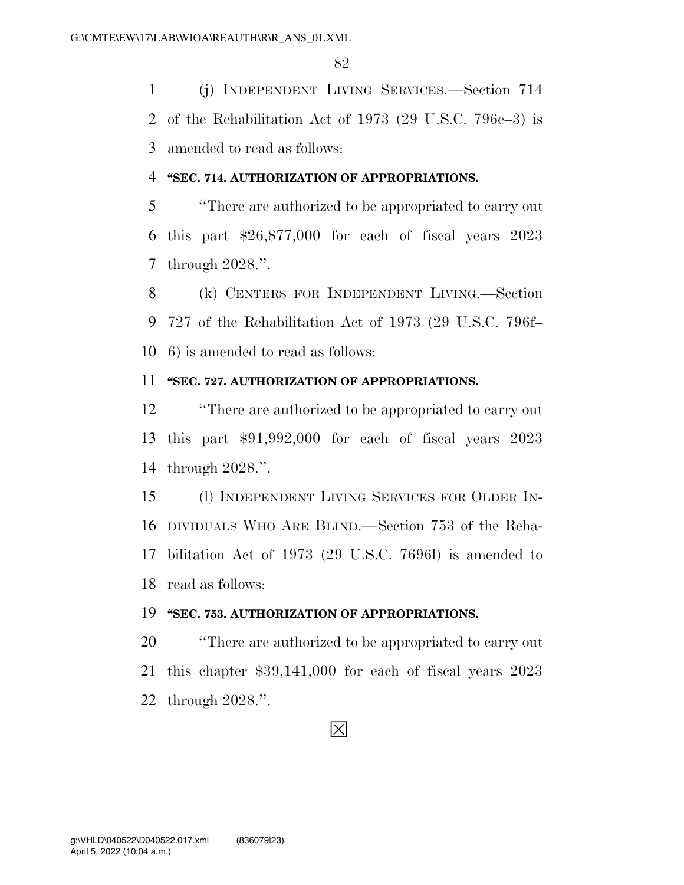(j) INDEPENDENT LIVING SERVICES.—Section 714 of the Rehabilitation Act of 1973 (29 U.S.C. 796e–3) is amended to read as follows:

**"SEC. 714. AUTHORIZATION OF APPROPRIATIONS.**

"There are authorized to be appropriated to carry out this part $26,877,000 for each of fiscal years 2023 through 2028.".

(k) CENTERS FOR INDEPENDENT LIVING.—Section 727 of the Rehabilitation Act of 1973 (29 U.S.C. 796f–6) is amended to read as follows:

**"SEC. 727. AUTHORIZATION OF APPROPRIATIONS.**

"There are authorized to be appropriated to carry out this part $91,992,000 for each of fiscal years 2023 through 2028.".

(l) INDEPENDENT LIVING SERVICES FOR OLDER INDIVIDUALS WHO ARE BLIND.—Section 753 of the Rehabilitation Act of 1973 (29 U.S.C. 7696l) is amended to read as follows:

**"SEC. 753. AUTHORIZATION OF APPROPRIATIONS.**

"There are authorized to be appropriated to carry out this chapter $39,141,000 for each of fiscal years 2023 through 2028.".

☒